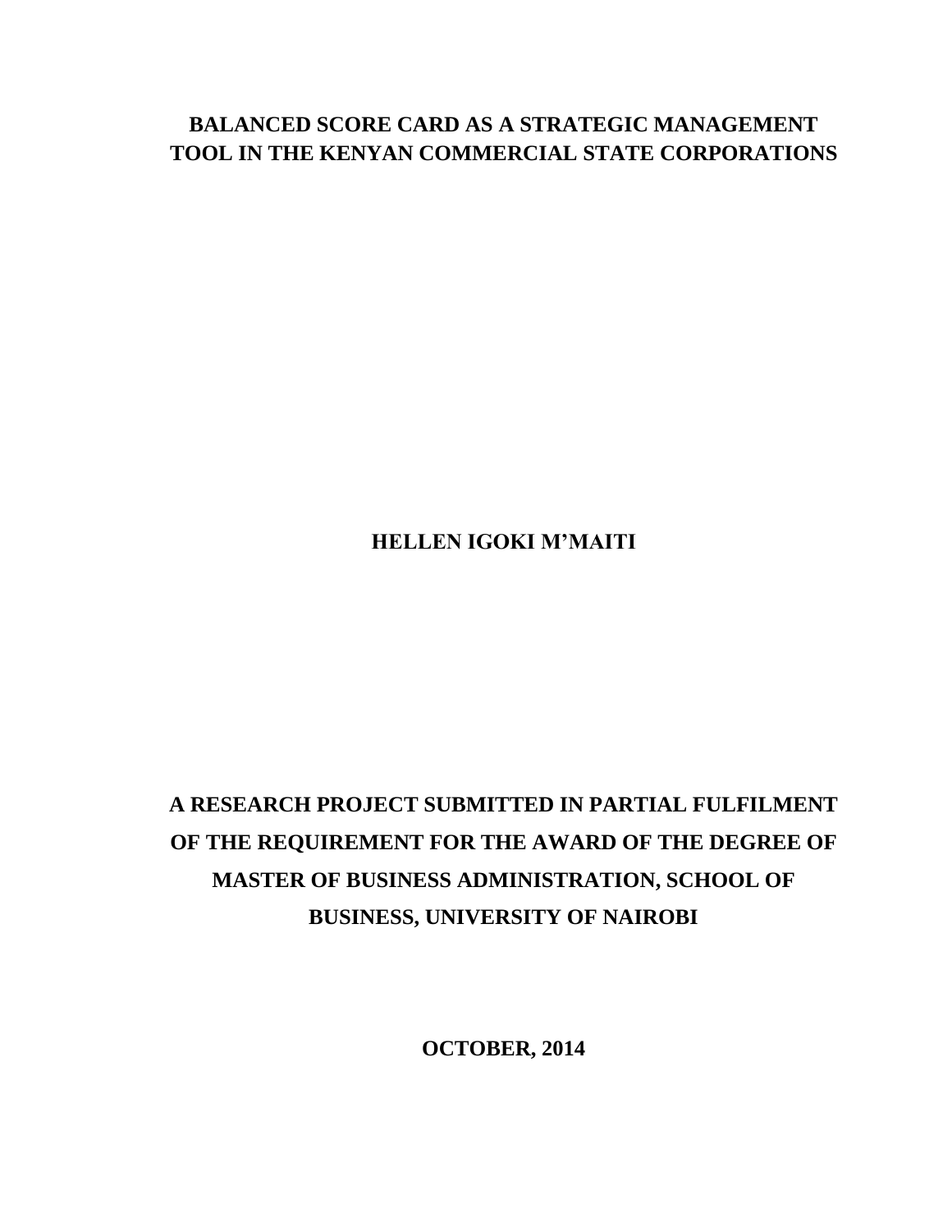# BALANCED SCORE CARD AS A STRATEGIC MANAGEMENT TOOL IN THE KENYAN COMMERCIAL STATE CORPORATIONS

**HELLEN IGOKI M'MAITI**

**A RESEARCH PROJECT SUBMITTED IN PARTIAL FULFILMENT OF THE REQUIREMENT FOR THE AWARD OF THE DEGREE OF MASTER OF BUSINESS ADMINISTRATION, SCHOOL OF BUSINESS, UNIVERSITY OF NAIROBI**

**OCTOBER, 2014**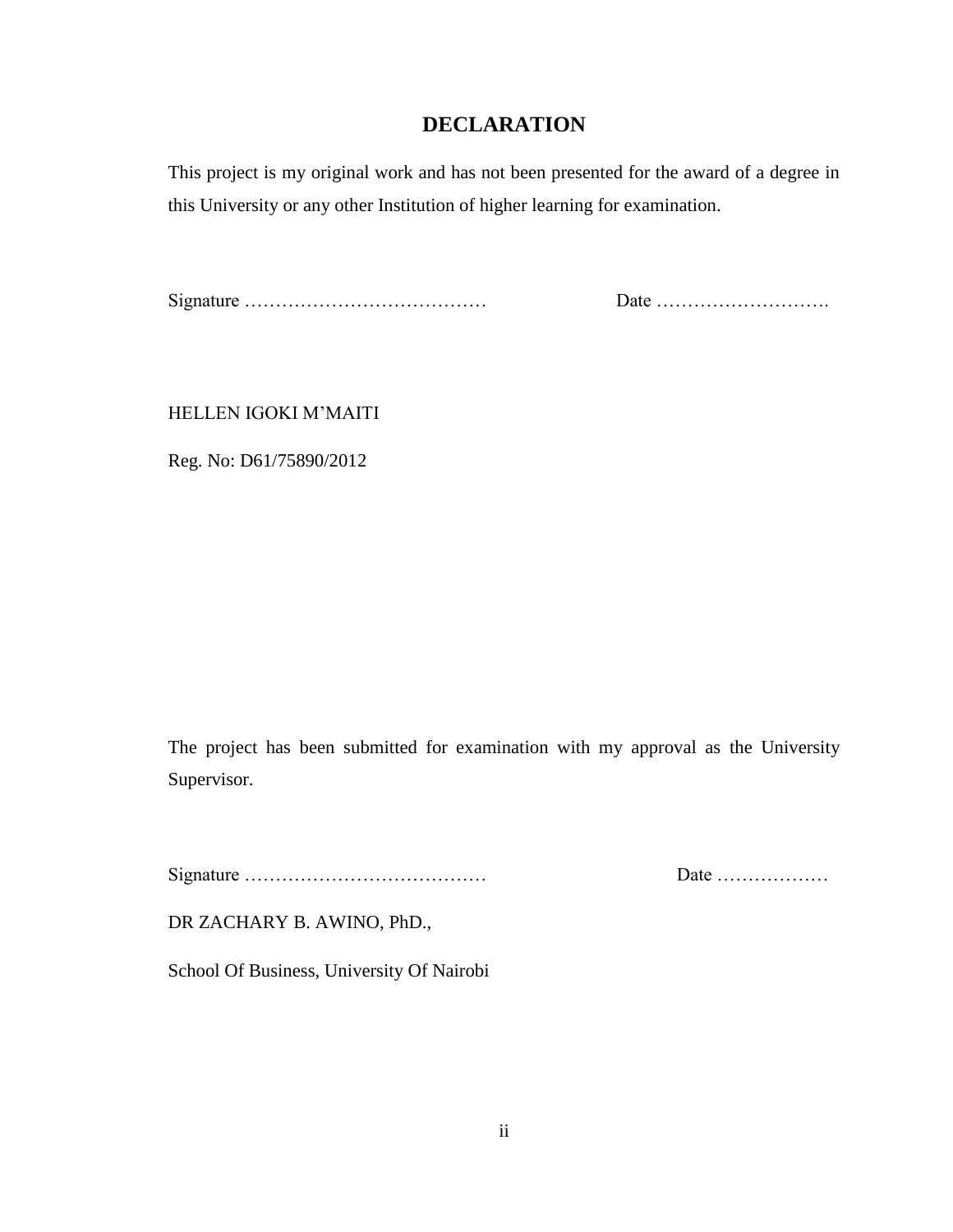# DECLARATION

This project is my original work and has not been presented for the award of a degree in this University or any other Institution of higher learning for examination.

Signature ………………………………… Date ……………………….

HELLEN IGOKI M'MAITI

Reg. No: D61/75890/2012

The project has been submitted for examination with my approval as the University Supervisor.

Signature ………………………………… Date ………………

DR ZACHARY B. AWINO, PhD.,

School Of Business, University Of Nairobi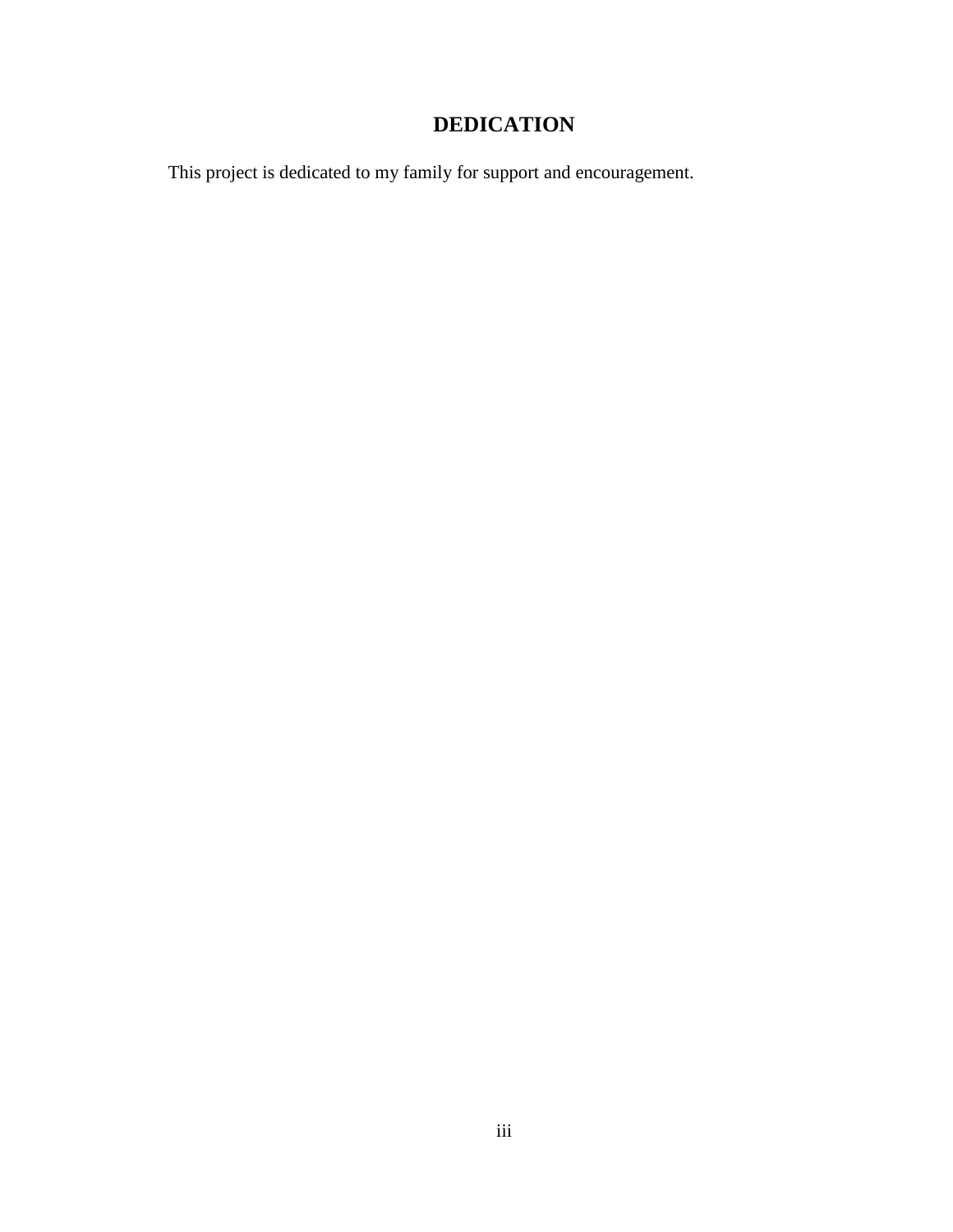# DEDICATION

This project is dedicated to my family for support and encouragement.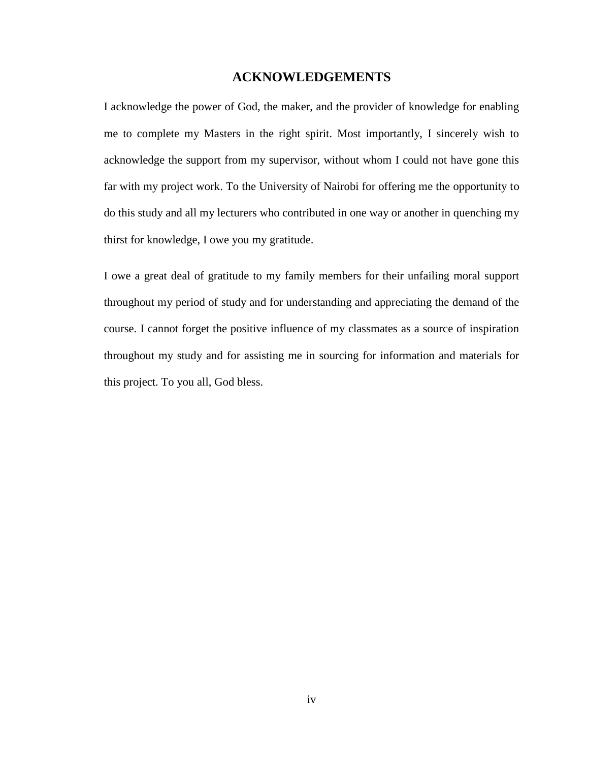## ACKNOWLEDGEMENTS

I acknowledge the power of God, the maker, and the provider of knowledge for enabling me to complete my Masters in the right spirit. Most importantly, I sincerely wish to acknowledge the support from my supervisor, without whom I could not have gone this far with my project work. To the University of Nairobi for offering me the opportunity to do this study and all my lecturers who contributed in one way or another in quenching my thirst for knowledge, I owe you my gratitude.

I owe a great deal of gratitude to my family members for their unfailing moral support throughout my period of study and for understanding and appreciating the demand of the course. I cannot forget the positive influence of my classmates as a source of inspiration throughout my study and for assisting me in sourcing for information and materials for this project. To you all, God bless.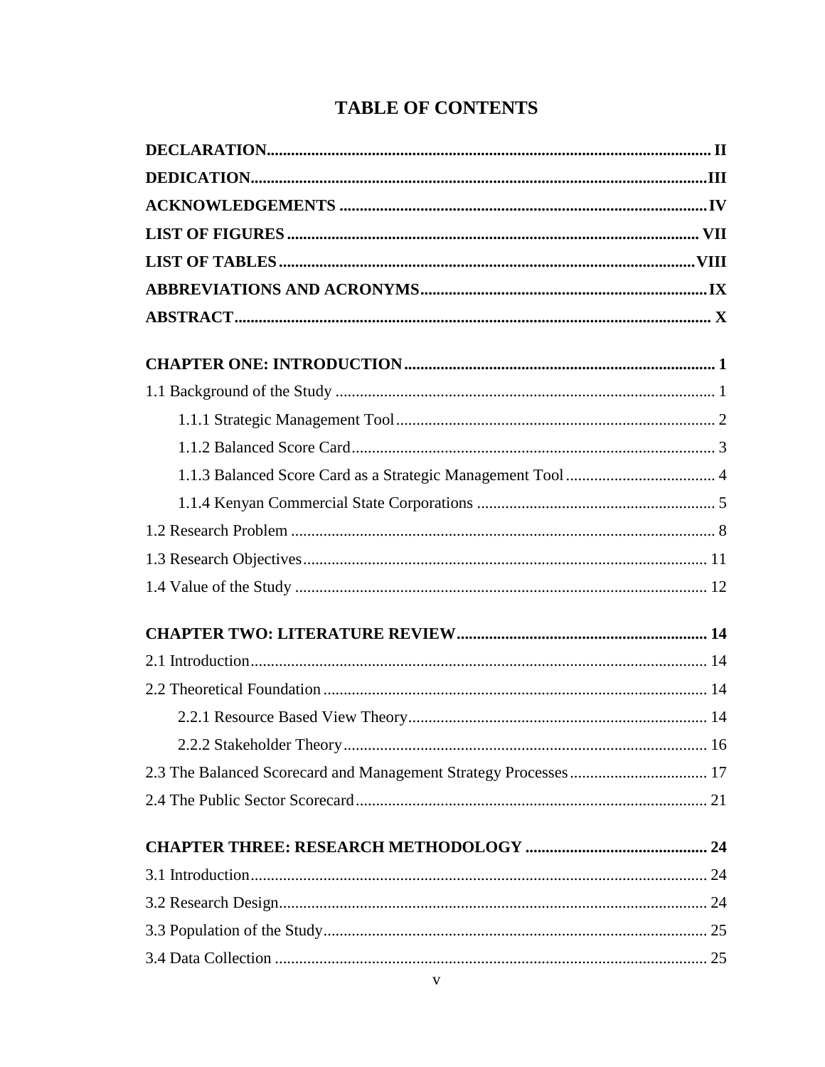# TABLE OF CONTENTS

**DECLARATION** .......... **II**

**DEDICATION** .......... **III**

**ACKNOWLEDGEMENTS** .......... **IV**

**LIST OF FIGURES** .......... **VII**

**LIST OF TABLES** .......... **VIII**

**ABBREVIATIONS AND ACRONYMS** .......... **IX**

**ABSTRACT** .......... **X**

**CHAPTER ONE: INTRODUCTION** .......... **1**

1.1 Background of the Study .......... 1

  1.1.1 Strategic Management Tool .......... 2

  1.1.2 Balanced Score Card .......... 3

  1.1.3 Balanced Score Card as a Strategic Management Tool .......... 4

  1.1.4 Kenyan Commercial State Corporations .......... 5

1.2 Research Problem .......... 8

1.3 Research Objectives .......... 11

1.4 Value of the Study .......... 12

**CHAPTER TWO: LITERATURE REVIEW** .......... **14**

2.1 Introduction .......... 14

2.2 Theoretical Foundation .......... 14

  2.2.1 Resource Based View Theory .......... 14

  2.2.2 Stakeholder Theory .......... 16

2.3 The Balanced Scorecard and Management Strategy Processes .......... 17

2.4 The Public Sector Scorecard .......... 21

**CHAPTER THREE: RESEARCH METHODOLOGY** .......... **24**

3.1 Introduction .......... 24

3.2 Research Design .......... 24

3.3 Population of the Study .......... 25

3.4 Data Collection .......... 25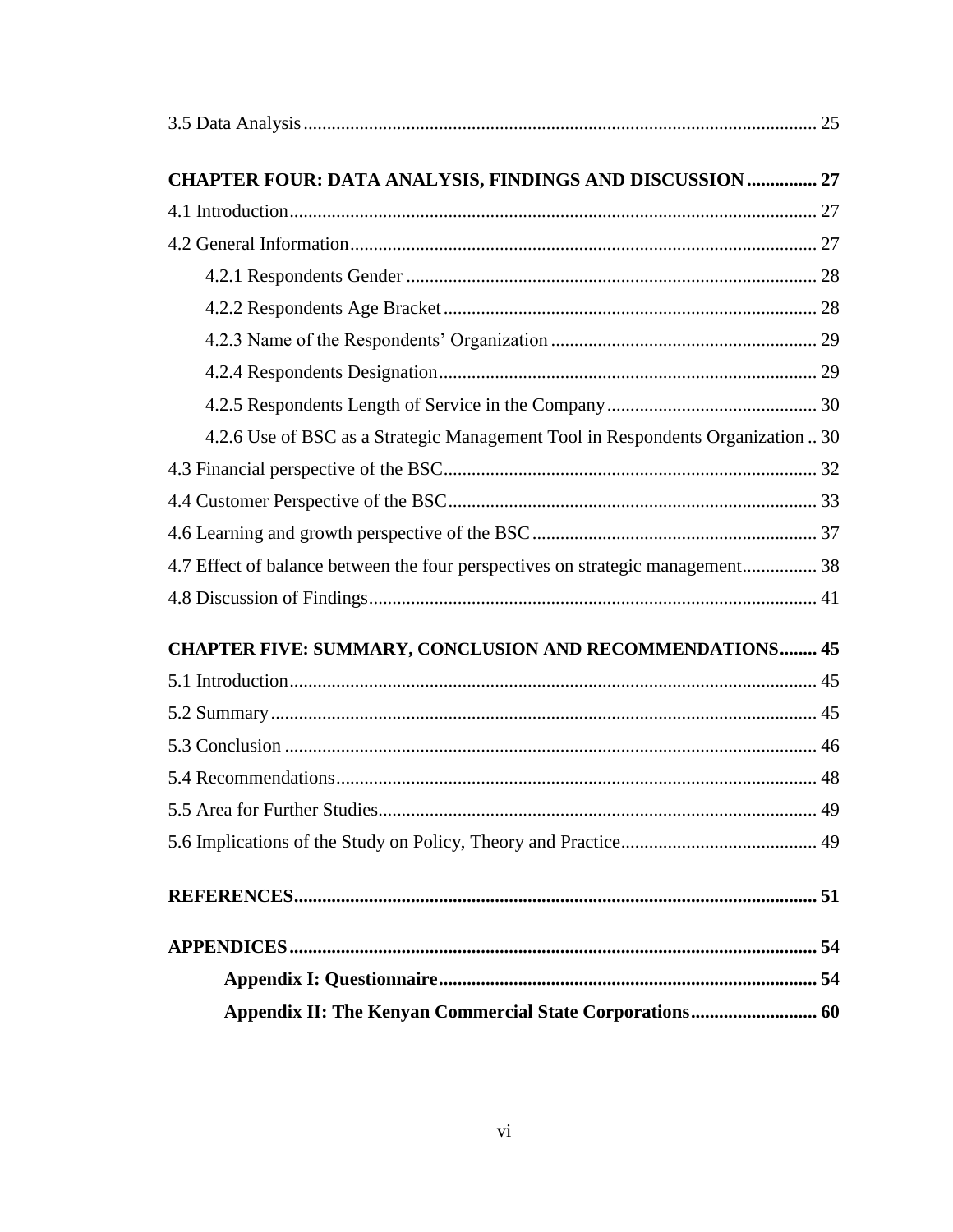3.5 Data Analysis ... 25

**CHAPTER FOUR: DATA ANALYSIS, FINDINGS AND DISCUSSION ... 27**

4.1 Introduction ... 27

4.2 General Information ... 27

- 4.2.1 Respondents Gender ... 28
- 4.2.2 Respondents Age Bracket ... 28
- 4.2.3 Name of the Respondents' Organization ... 29
- 4.2.4 Respondents Designation ... 29
- 4.2.5 Respondents Length of Service in the Company ... 30
- 4.2.6 Use of BSC as a Strategic Management Tool in Respondents Organization .. 30

4.3 Financial perspective of the BSC ... 32

4.4 Customer Perspective of the BSC ... 33

4.6 Learning and growth perspective of the BSC ... 37

4.7 Effect of balance between the four perspectives on strategic management ... 38

4.8 Discussion of Findings ... 41

**CHAPTER FIVE: SUMMARY, CONCLUSION AND RECOMMENDATIONS ... 45**

5.1 Introduction ... 45

5.2 Summary ... 45

5.3 Conclusion ... 46

5.4 Recommendations ... 48

5.5 Area for Further Studies ... 49

5.6 Implications of the Study on Policy, Theory and Practice ... 49

**REFERENCES ... 51**

**APPENDICES ... 54**

- **Appendix I: Questionnaire ... 54**
- **Appendix II: The Kenyan Commercial State Corporations ... 60**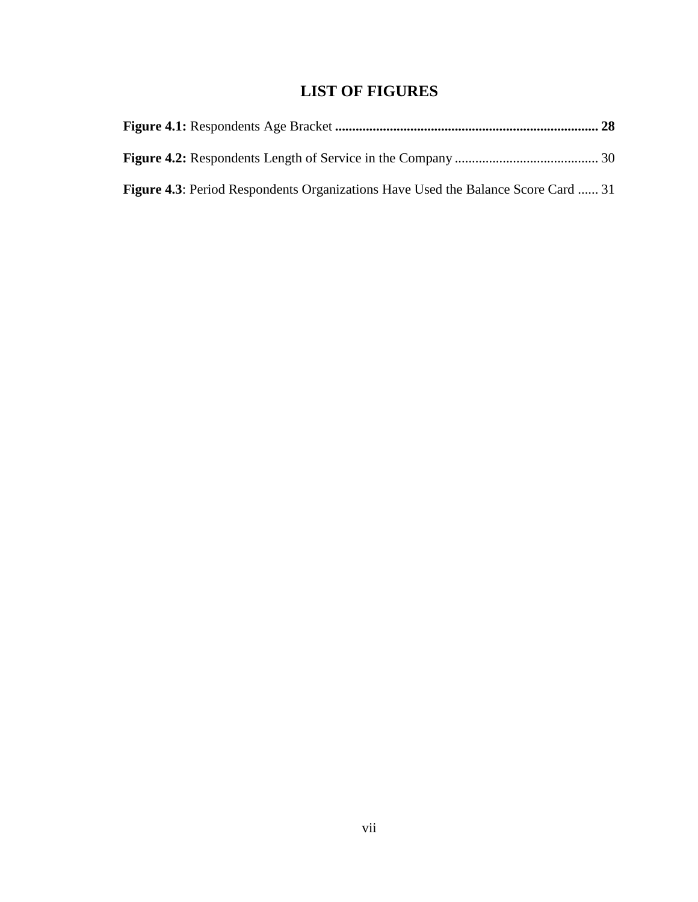# LIST OF FIGURES

**Figure 4.1:** Respondents Age Bracket ........................................................................... **28**

**Figure 4.2:** Respondents Length of Service in the Company .......................................... 30

**Figure 4.3**: Period Respondents Organizations Have Used the Balance Score Card ...... 31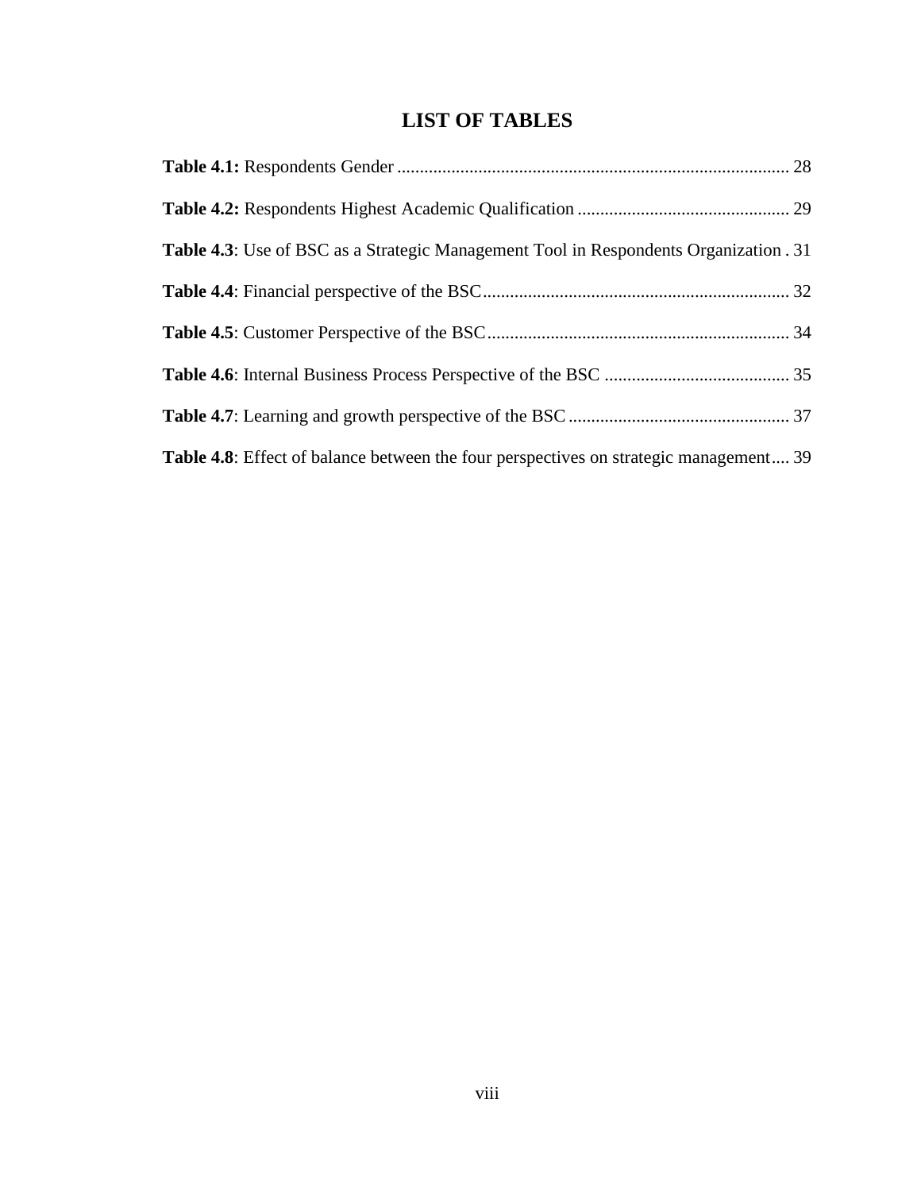# LIST OF TABLES

**Table 4.1:** Respondents Gender ........................................................................................ 28

**Table 4.2:** Respondents Highest Academic Qualification ............................................... 29

**Table 4.3**: Use of BSC as a Strategic Management Tool in Respondents Organization . 31

**Table 4.4**: Financial perspective of the BSC.................................................................... 32

**Table 4.5**: Customer Perspective of the BSC................................................................... 34

**Table 4.6**: Internal Business Process Perspective of the BSC ......................................... 35

**Table 4.7**: Learning and growth perspective of the BSC................................................. 37

**Table 4.8**: Effect of balance between the four perspectives on strategic management.... 39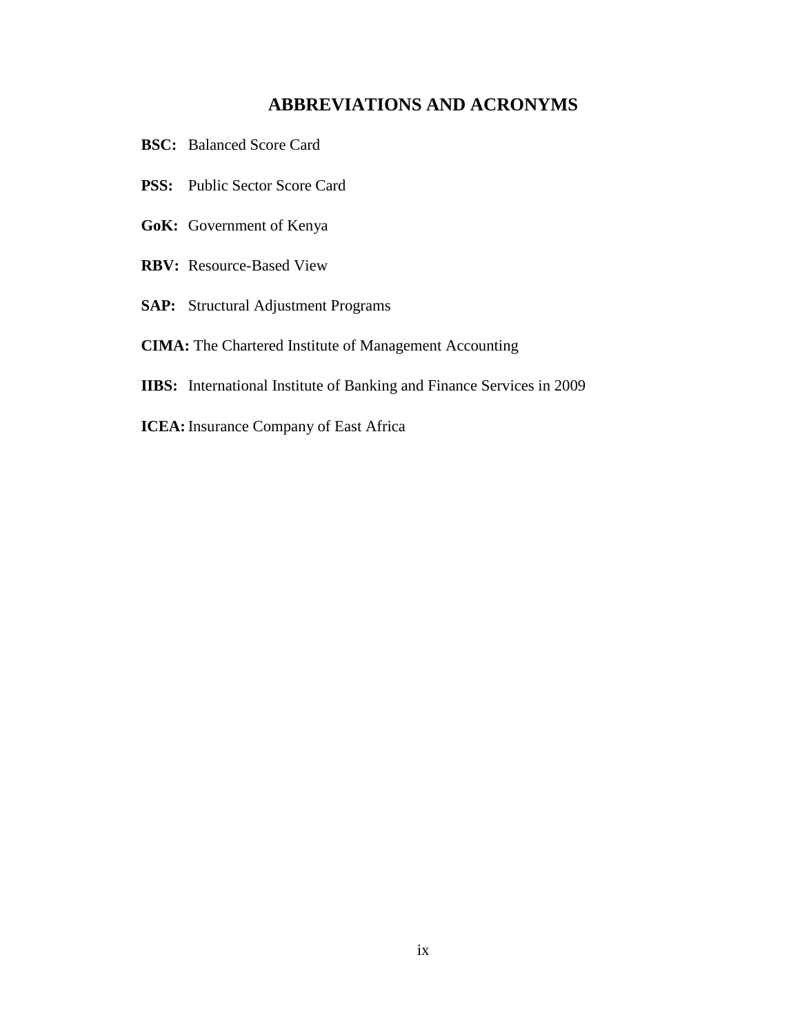# ABBREVIATIONS AND ACRONYMS

**BSC:** Balanced Score Card

**PSS:** Public Sector Score Card

**GoK:** Government of Kenya

**RBV:** Resource-Based View

**SAP:** Structural Adjustment Programs

**CIMA:** The Chartered Institute of Management Accounting

**IIBS:** International Institute of Banking and Finance Services in 2009

**ICEA:** Insurance Company of East Africa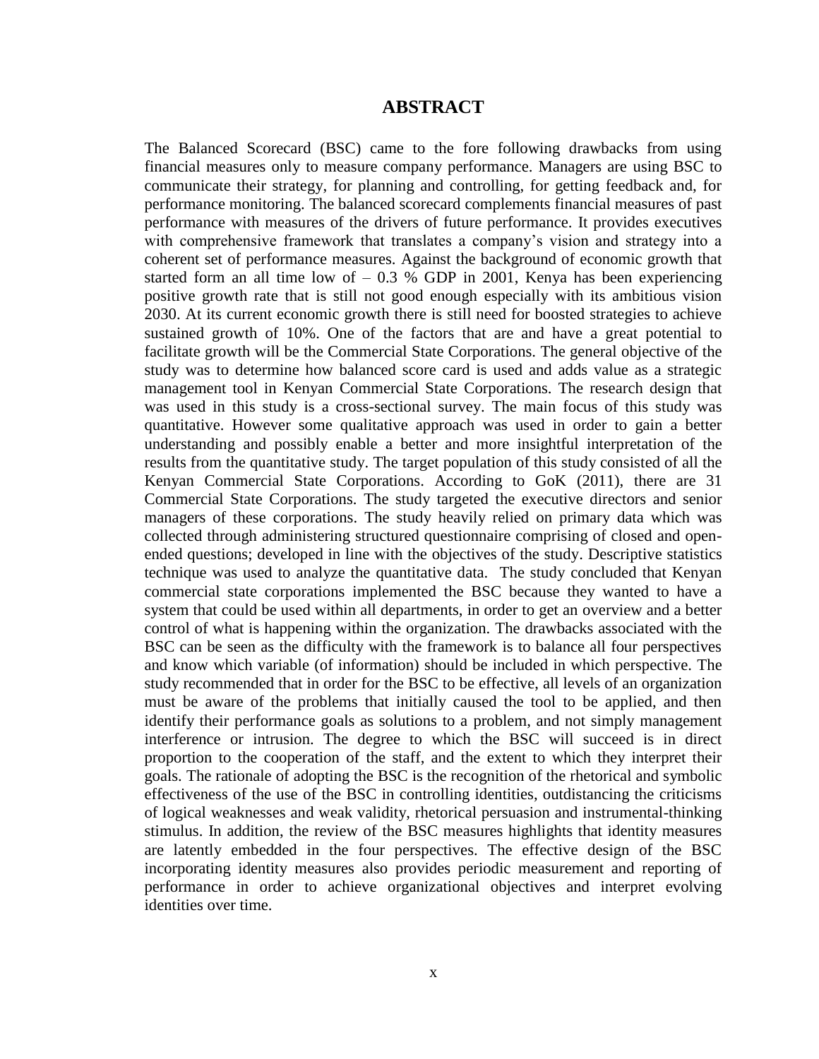# ABSTRACT

The Balanced Scorecard (BSC) came to the fore following drawbacks from using financial measures only to measure company performance. Managers are using BSC to communicate their strategy, for planning and controlling, for getting feedback and, for performance monitoring. The balanced scorecard complements financial measures of past performance with measures of the drivers of future performance. It provides executives with comprehensive framework that translates a company's vision and strategy into a coherent set of performance measures. Against the background of economic growth that started form an all time low of – 0.3 % GDP in 2001, Kenya has been experiencing positive growth rate that is still not good enough especially with its ambitious vision 2030. At its current economic growth there is still need for boosted strategies to achieve sustained growth of 10%. One of the factors that are and have a great potential to facilitate growth will be the Commercial State Corporations. The general objective of the study was to determine how balanced score card is used and adds value as a strategic management tool in Kenyan Commercial State Corporations. The research design that was used in this study is a cross-sectional survey. The main focus of this study was quantitative. However some qualitative approach was used in order to gain a better understanding and possibly enable a better and more insightful interpretation of the results from the quantitative study. The target population of this study consisted of all the Kenyan Commercial State Corporations. According to GoK (2011), there are 31 Commercial State Corporations. The study targeted the executive directors and senior managers of these corporations. The study heavily relied on primary data which was collected through administering structured questionnaire comprising of closed and open-ended questions; developed in line with the objectives of the study. Descriptive statistics technique was used to analyze the quantitative data. The study concluded that Kenyan commercial state corporations implemented the BSC because they wanted to have a system that could be used within all departments, in order to get an overview and a better control of what is happening within the organization. The drawbacks associated with the BSC can be seen as the difficulty with the framework is to balance all four perspectives and know which variable (of information) should be included in which perspective. The study recommended that in order for the BSC to be effective, all levels of an organization must be aware of the problems that initially caused the tool to be applied, and then identify their performance goals as solutions to a problem, and not simply management interference or intrusion. The degree to which the BSC will succeed is in direct proportion to the cooperation of the staff, and the extent to which they interpret their goals. The rationale of adopting the BSC is the recognition of the rhetorical and symbolic effectiveness of the use of the BSC in controlling identities, outdistancing the criticisms of logical weaknesses and weak validity, rhetorical persuasion and instrumental-thinking stimulus. In addition, the review of the BSC measures highlights that identity measures are latently embedded in the four perspectives. The effective design of the BSC incorporating identity measures also provides periodic measurement and reporting of performance in order to achieve organizational objectives and interpret evolving identities over time.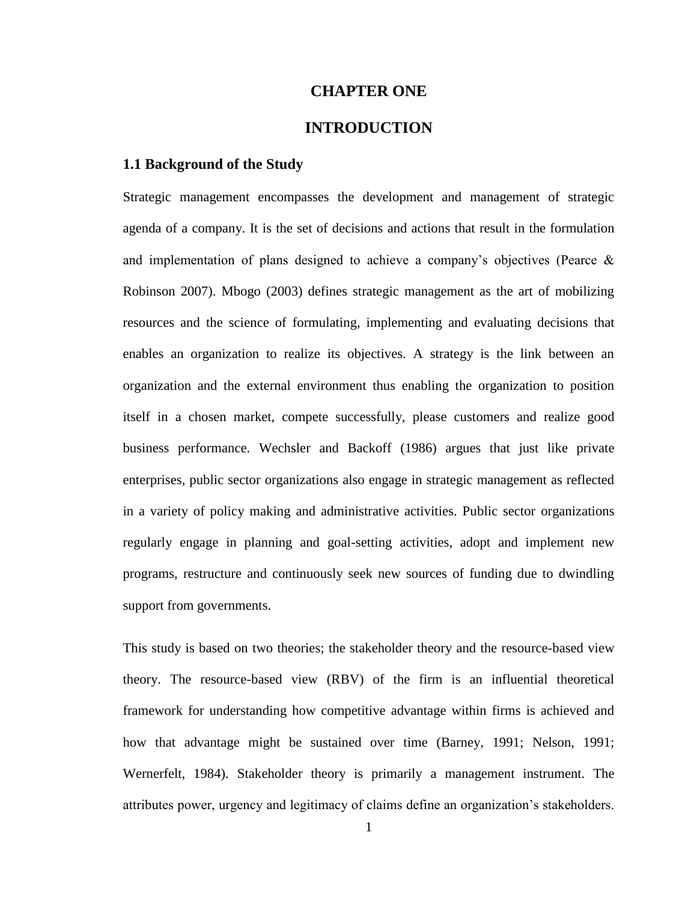# CHAPTER ONE

# INTRODUCTION

## 1.1 Background of the Study

Strategic management encompasses the development and management of strategic agenda of a company. It is the set of decisions and actions that result in the formulation and implementation of plans designed to achieve a company's objectives (Pearce & Robinson 2007). Mbogo (2003) defines strategic management as the art of mobilizing resources and the science of formulating, implementing and evaluating decisions that enables an organization to realize its objectives. A strategy is the link between an organization and the external environment thus enabling the organization to position itself in a chosen market, compete successfully, please customers and realize good business performance. Wechsler and Backoff (1986) argues that just like private enterprises, public sector organizations also engage in strategic management as reflected in a variety of policy making and administrative activities. Public sector organizations regularly engage in planning and goal-setting activities, adopt and implement new programs, restructure and continuously seek new sources of funding due to dwindling support from governments.

This study is based on two theories; the stakeholder theory and the resource-based view theory. The resource-based view (RBV) of the firm is an influential theoretical framework for understanding how competitive advantage within firms is achieved and how that advantage might be sustained over time (Barney, 1991; Nelson, 1991; Wernerfelt, 1984). Stakeholder theory is primarily a management instrument. The attributes power, urgency and legitimacy of claims define an organization's stakeholders.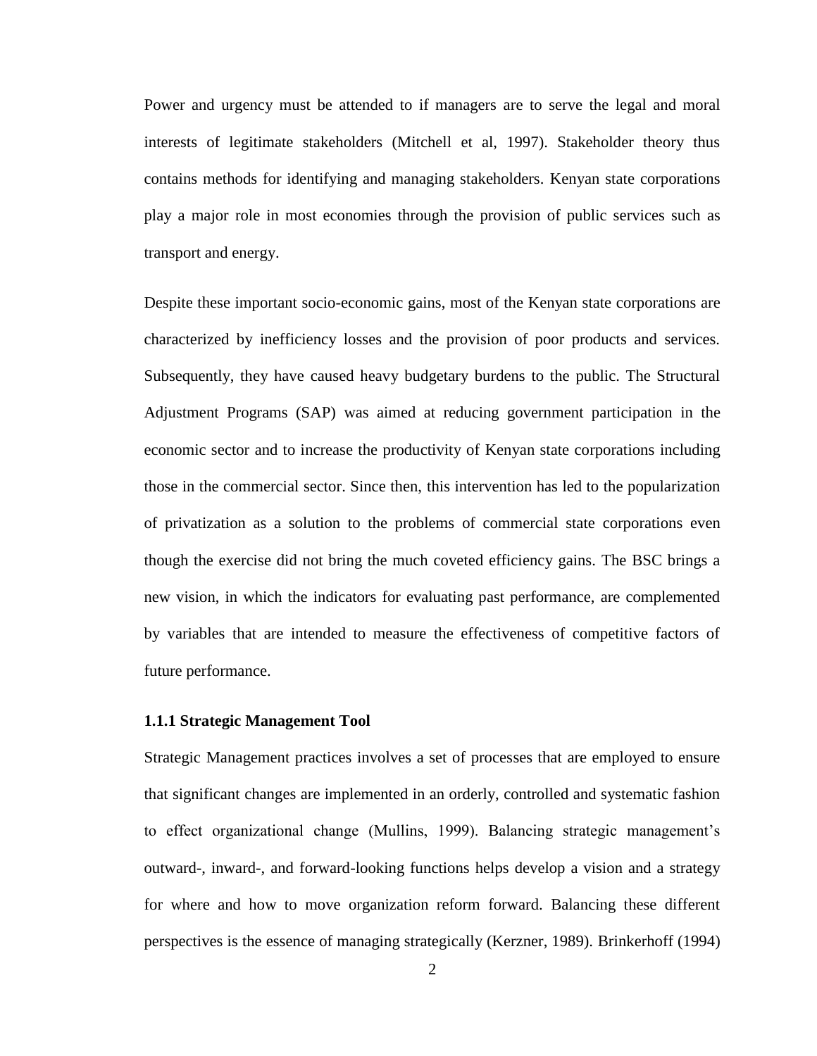Power and urgency must be attended to if managers are to serve the legal and moral interests of legitimate stakeholders (Mitchell et al, 1997). Stakeholder theory thus contains methods for identifying and managing stakeholders. Kenyan state corporations play a major role in most economies through the provision of public services such as transport and energy.

Despite these important socio-economic gains, most of the Kenyan state corporations are characterized by inefficiency losses and the provision of poor products and services. Subsequently, they have caused heavy budgetary burdens to the public. The Structural Adjustment Programs (SAP) was aimed at reducing government participation in the economic sector and to increase the productivity of Kenyan state corporations including those in the commercial sector. Since then, this intervention has led to the popularization of privatization as a solution to the problems of commercial state corporations even though the exercise did not bring the much coveted efficiency gains. The BSC brings a new vision, in which the indicators for evaluating past performance, are complemented by variables that are intended to measure the effectiveness of competitive factors of future performance.

### 1.1.1 Strategic Management Tool

Strategic Management practices involves a set of processes that are employed to ensure that significant changes are implemented in an orderly, controlled and systematic fashion to effect organizational change (Mullins, 1999). Balancing strategic management's outward-, inward-, and forward-looking functions helps develop a vision and a strategy for where and how to move organization reform forward. Balancing these different perspectives is the essence of managing strategically (Kerzner, 1989). Brinkerhoff (1994)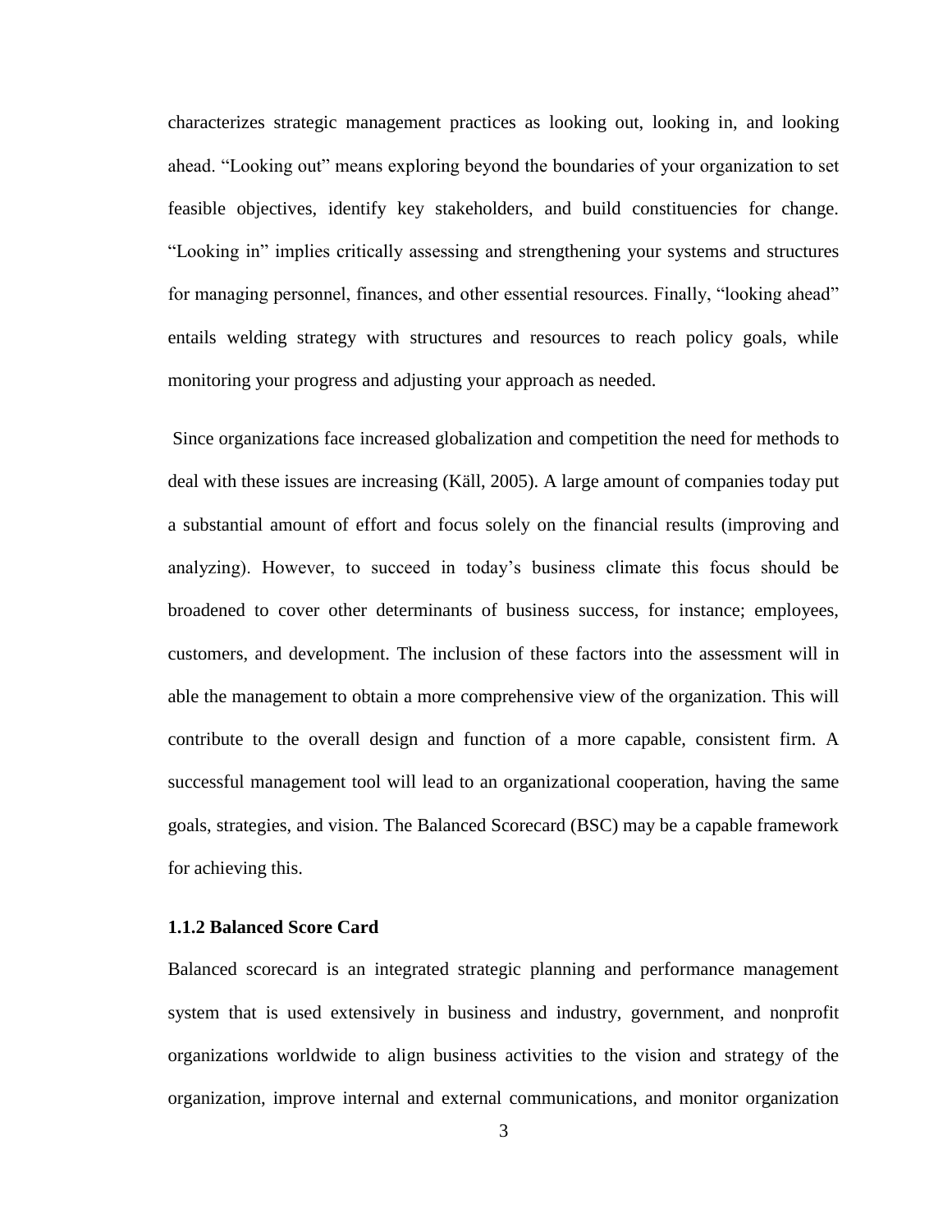characterizes strategic management practices as looking out, looking in, and looking ahead. "Looking out" means exploring beyond the boundaries of your organization to set feasible objectives, identify key stakeholders, and build constituencies for change. "Looking in" implies critically assessing and strengthening your systems and structures for managing personnel, finances, and other essential resources. Finally, "looking ahead" entails welding strategy with structures and resources to reach policy goals, while monitoring your progress and adjusting your approach as needed.

Since organizations face increased globalization and competition the need for methods to deal with these issues are increasing (Käll, 2005). A large amount of companies today put a substantial amount of effort and focus solely on the financial results (improving and analyzing). However, to succeed in today's business climate this focus should be broadened to cover other determinants of business success, for instance; employees, customers, and development. The inclusion of these factors into the assessment will in able the management to obtain a more comprehensive view of the organization. This will contribute to the overall design and function of a more capable, consistent firm. A successful management tool will lead to an organizational cooperation, having the same goals, strategies, and vision. The Balanced Scorecard (BSC) may be a capable framework for achieving this.

### 1.1.2 Balanced Score Card

Balanced scorecard is an integrated strategic planning and performance management system that is used extensively in business and industry, government, and nonprofit organizations worldwide to align business activities to the vision and strategy of the organization, improve internal and external communications, and monitor organization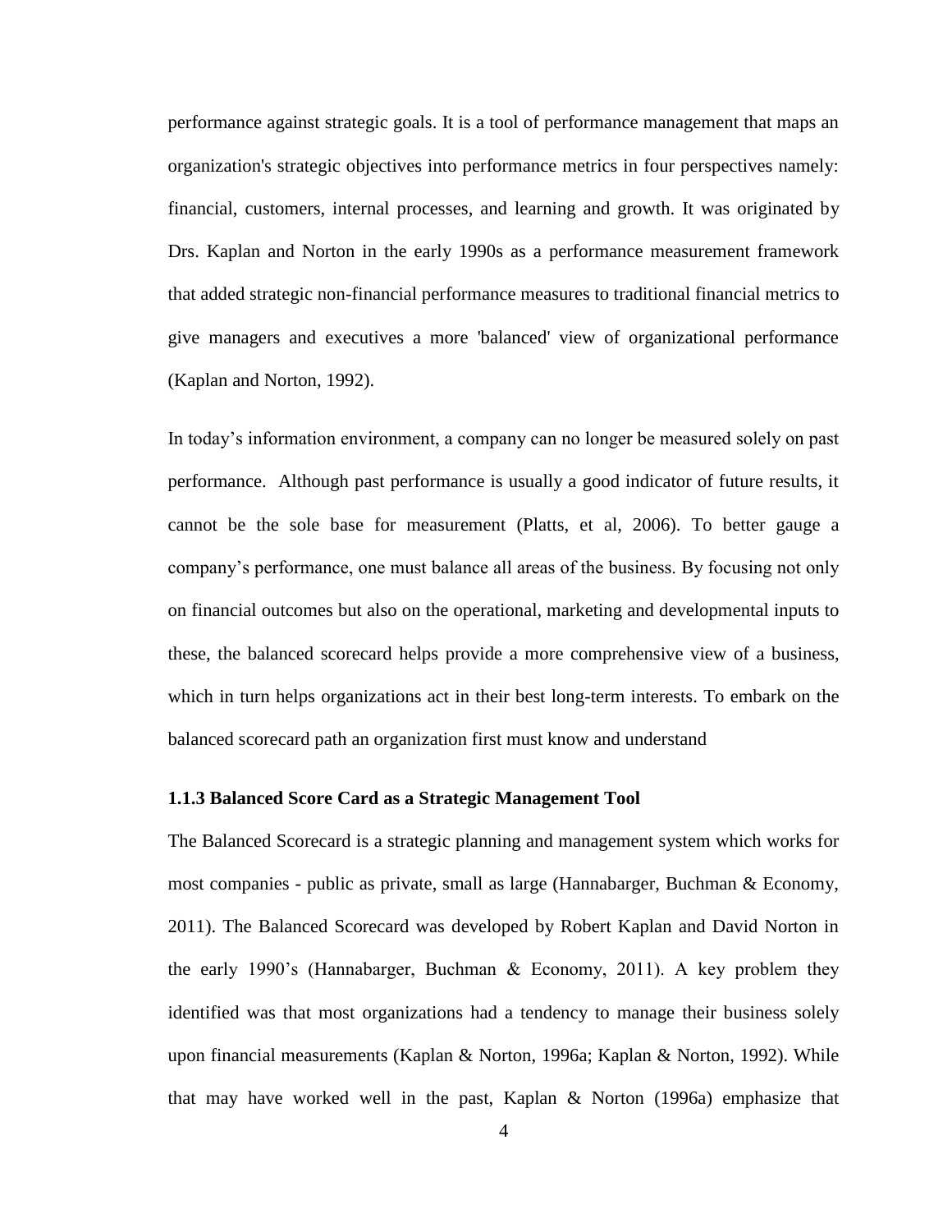performance against strategic goals. It is a tool of performance management that maps an organization's strategic objectives into performance metrics in four perspectives namely: financial, customers, internal processes, and learning and growth. It was originated by Drs. Kaplan and Norton in the early 1990s as a performance measurement framework that added strategic non-financial performance measures to traditional financial metrics to give managers and executives a more 'balanced' view of organizational performance (Kaplan and Norton, 1992).

In today's information environment, a company can no longer be measured solely on past performance. Although past performance is usually a good indicator of future results, it cannot be the sole base for measurement (Platts, et al, 2006). To better gauge a company's performance, one must balance all areas of the business. By focusing not only on financial outcomes but also on the operational, marketing and developmental inputs to these, the balanced scorecard helps provide a more comprehensive view of a business, which in turn helps organizations act in their best long-term interests. To embark on the balanced scorecard path an organization first must know and understand

### 1.1.3 Balanced Score Card as a Strategic Management Tool

The Balanced Scorecard is a strategic planning and management system which works for most companies - public as private, small as large (Hannabarger, Buchman & Economy, 2011). The Balanced Scorecard was developed by Robert Kaplan and David Norton in the early 1990's (Hannabarger, Buchman & Economy, 2011). A key problem they identified was that most organizations had a tendency to manage their business solely upon financial measurements (Kaplan & Norton, 1996a; Kaplan & Norton, 1992). While that may have worked well in the past, Kaplan & Norton (1996a) emphasize that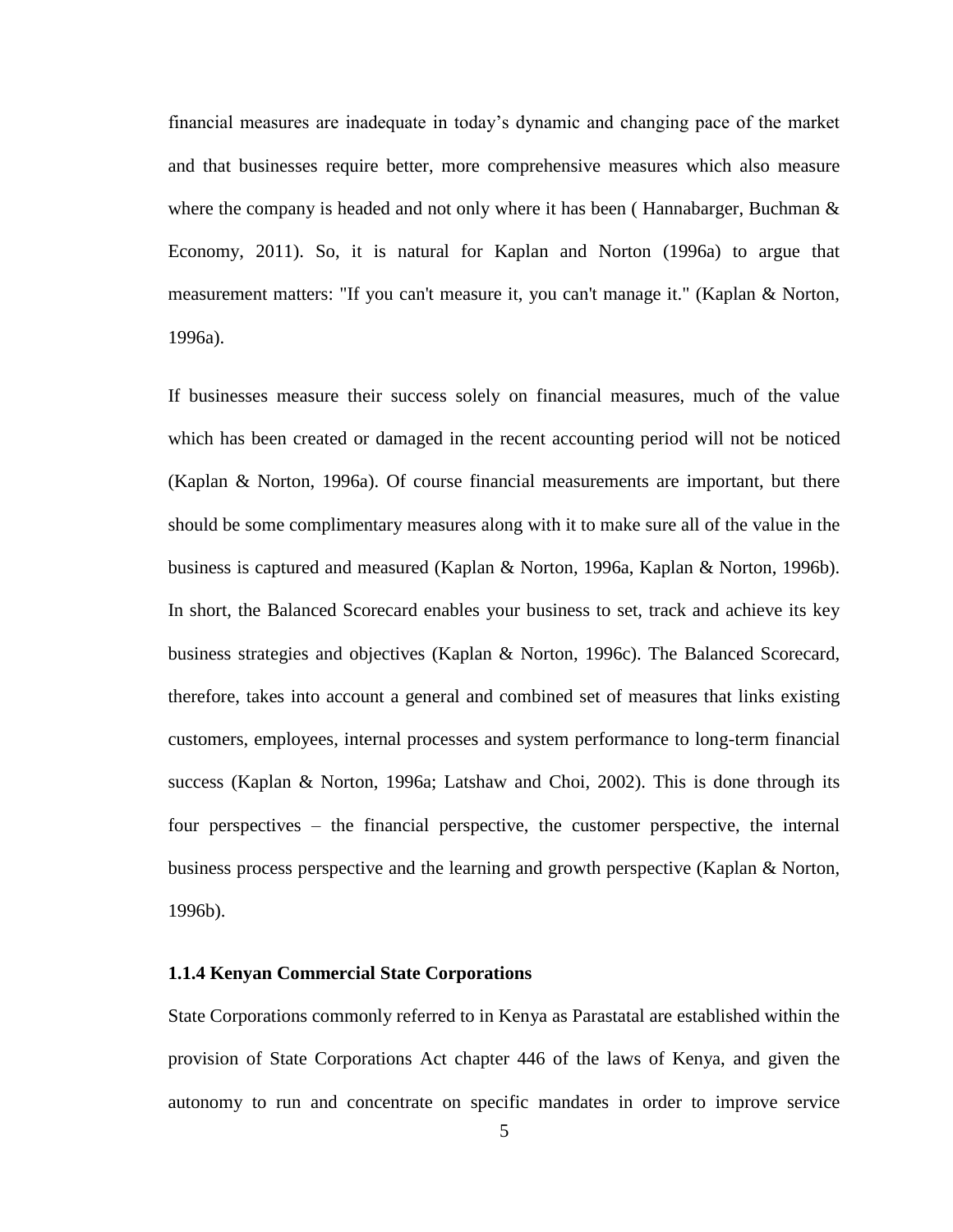financial measures are inadequate in today's dynamic and changing pace of the market and that businesses require better, more comprehensive measures which also measure where the company is headed and not only where it has been ( Hannabarger, Buchman & Economy, 2011). So, it is natural for Kaplan and Norton (1996a) to argue that measurement matters: "If you can't measure it, you can't manage it." (Kaplan & Norton, 1996a).

If businesses measure their success solely on financial measures, much of the value which has been created or damaged in the recent accounting period will not be noticed (Kaplan & Norton, 1996a). Of course financial measurements are important, but there should be some complimentary measures along with it to make sure all of the value in the business is captured and measured (Kaplan & Norton, 1996a, Kaplan & Norton, 1996b). In short, the Balanced Scorecard enables your business to set, track and achieve its key business strategies and objectives (Kaplan & Norton, 1996c). The Balanced Scorecard, therefore, takes into account a general and combined set of measures that links existing customers, employees, internal processes and system performance to long-term financial success (Kaplan & Norton, 1996a; Latshaw and Choi, 2002). This is done through its four perspectives – the financial perspective, the customer perspective, the internal business process perspective and the learning and growth perspective (Kaplan & Norton, 1996b).

### 1.1.4 Kenyan Commercial State Corporations

State Corporations commonly referred to in Kenya as Parastatal are established within the provision of State Corporations Act chapter 446 of the laws of Kenya, and given the autonomy to run and concentrate on specific mandates in order to improve service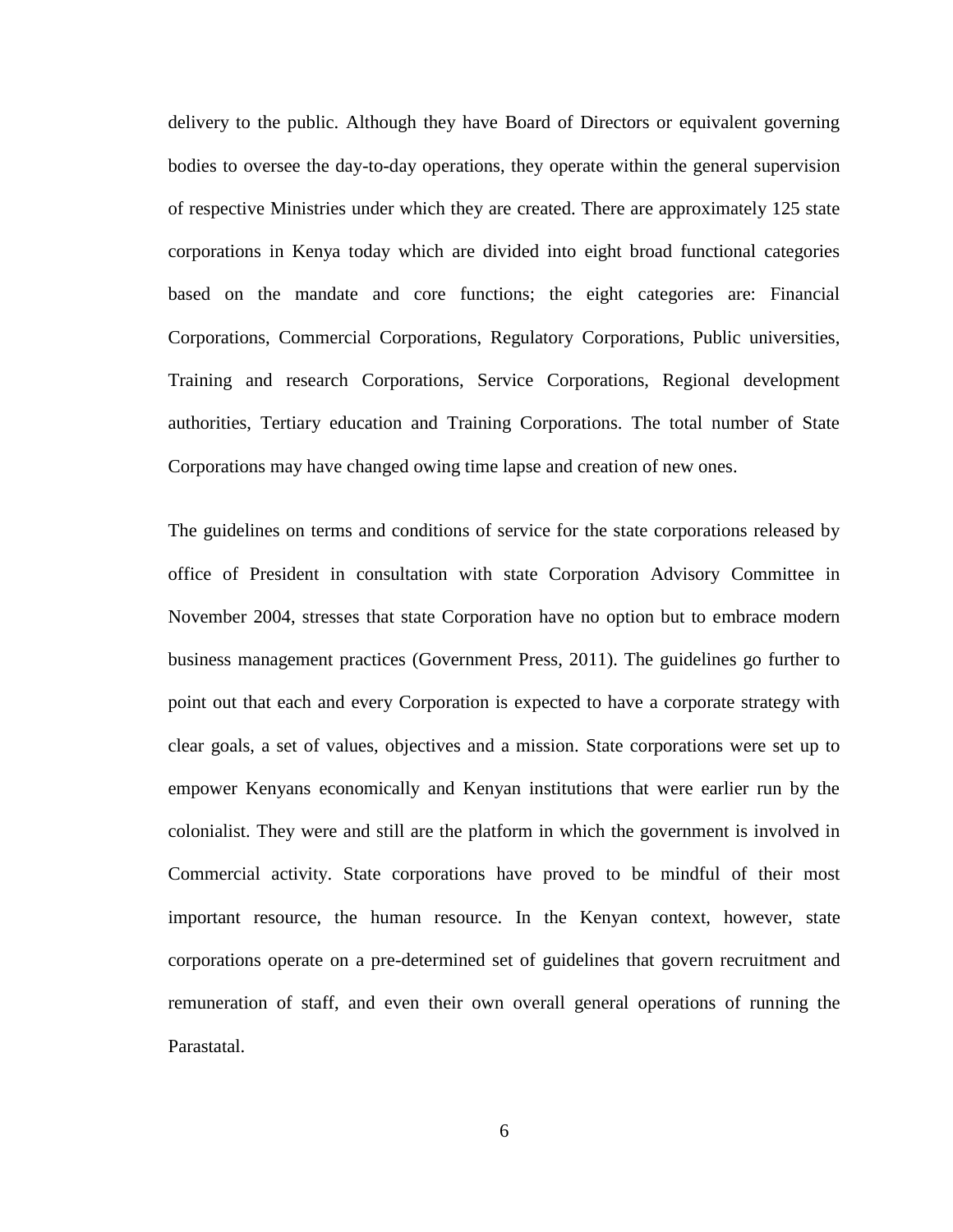delivery to the public. Although they have Board of Directors or equivalent governing bodies to oversee the day-to-day operations, they operate within the general supervision of respective Ministries under which they are created. There are approximately 125 state corporations in Kenya today which are divided into eight broad functional categories based on the mandate and core functions; the eight categories are: Financial Corporations, Commercial Corporations, Regulatory Corporations, Public universities, Training and research Corporations, Service Corporations, Regional development authorities, Tertiary education and Training Corporations. The total number of State Corporations may have changed owing time lapse and creation of new ones.

The guidelines on terms and conditions of service for the state corporations released by office of President in consultation with state Corporation Advisory Committee in November 2004, stresses that state Corporation have no option but to embrace modern business management practices (Government Press, 2011). The guidelines go further to point out that each and every Corporation is expected to have a corporate strategy with clear goals, a set of values, objectives and a mission. State corporations were set up to empower Kenyans economically and Kenyan institutions that were earlier run by the colonialist. They were and still are the platform in which the government is involved in Commercial activity. State corporations have proved to be mindful of their most important resource, the human resource. In the Kenyan context, however, state corporations operate on a pre-determined set of guidelines that govern recruitment and remuneration of staff, and even their own overall general operations of running the Parastatal.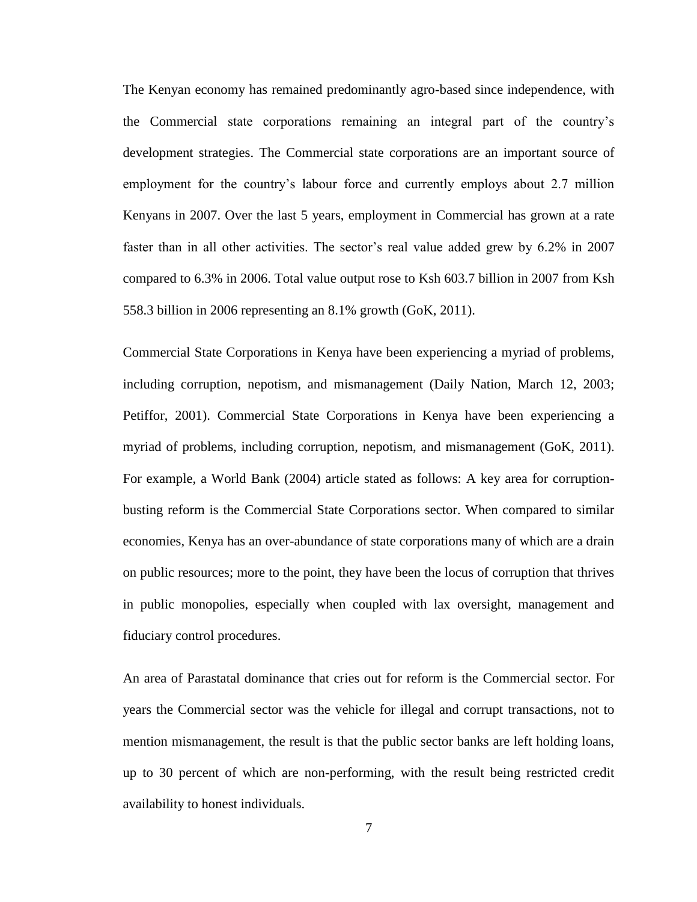The Kenyan economy has remained predominantly agro-based since independence, with the Commercial state corporations remaining an integral part of the country's development strategies. The Commercial state corporations are an important source of employment for the country's labour force and currently employs about 2.7 million Kenyans in 2007. Over the last 5 years, employment in Commercial has grown at a rate faster than in all other activities. The sector's real value added grew by 6.2% in 2007 compared to 6.3% in 2006. Total value output rose to Ksh 603.7 billion in 2007 from Ksh 558.3 billion in 2006 representing an 8.1% growth (GoK, 2011).

Commercial State Corporations in Kenya have been experiencing a myriad of problems, including corruption, nepotism, and mismanagement (Daily Nation, March 12, 2003; Petiffor, 2001). Commercial State Corporations in Kenya have been experiencing a myriad of problems, including corruption, nepotism, and mismanagement (GoK, 2011). For example, a World Bank (2004) article stated as follows: A key area for corruption-busting reform is the Commercial State Corporations sector. When compared to similar economies, Kenya has an over-abundance of state corporations many of which are a drain on public resources; more to the point, they have been the locus of corruption that thrives in public monopolies, especially when coupled with lax oversight, management and fiduciary control procedures.

An area of Parastatal dominance that cries out for reform is the Commercial sector. For years the Commercial sector was the vehicle for illegal and corrupt transactions, not to mention mismanagement, the result is that the public sector banks are left holding loans, up to 30 percent of which are non-performing, with the result being restricted credit availability to honest individuals.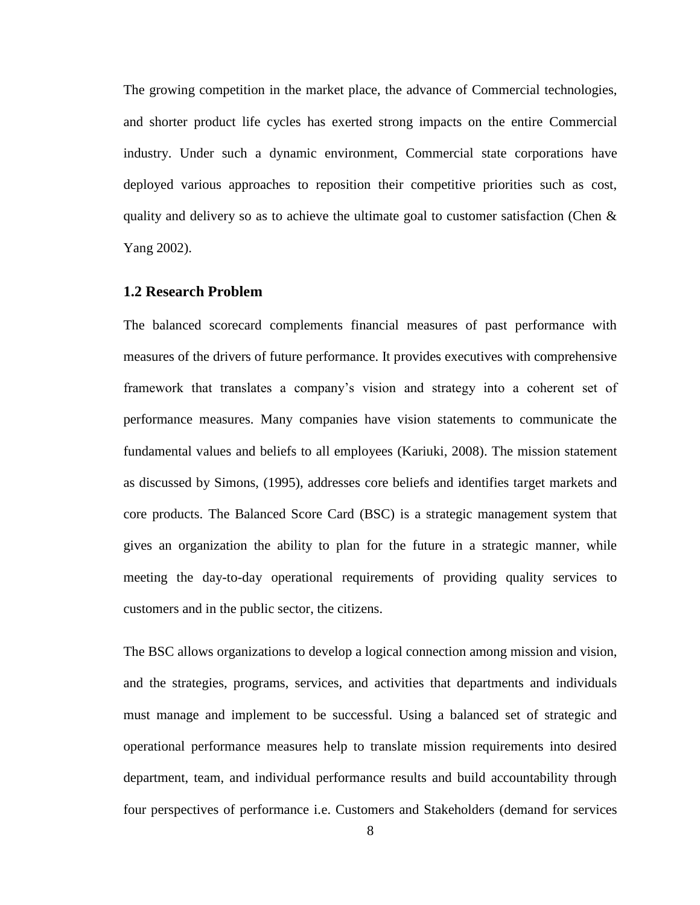The growing competition in the market place, the advance of Commercial technologies, and shorter product life cycles has exerted strong impacts on the entire Commercial industry. Under such a dynamic environment, Commercial state corporations have deployed various approaches to reposition their competitive priorities such as cost, quality and delivery so as to achieve the ultimate goal to customer satisfaction (Chen & Yang 2002).

## 1.2 Research Problem

The balanced scorecard complements financial measures of past performance with measures of the drivers of future performance. It provides executives with comprehensive framework that translates a company's vision and strategy into a coherent set of performance measures. Many companies have vision statements to communicate the fundamental values and beliefs to all employees (Kariuki, 2008). The mission statement as discussed by Simons, (1995), addresses core beliefs and identifies target markets and core products. The Balanced Score Card (BSC) is a strategic management system that gives an organization the ability to plan for the future in a strategic manner, while meeting the day-to-day operational requirements of providing quality services to customers and in the public sector, the citizens.

The BSC allows organizations to develop a logical connection among mission and vision, and the strategies, programs, services, and activities that departments and individuals must manage and implement to be successful. Using a balanced set of strategic and operational performance measures help to translate mission requirements into desired department, team, and individual performance results and build accountability through four perspectives of performance i.e. Customers and Stakeholders (demand for services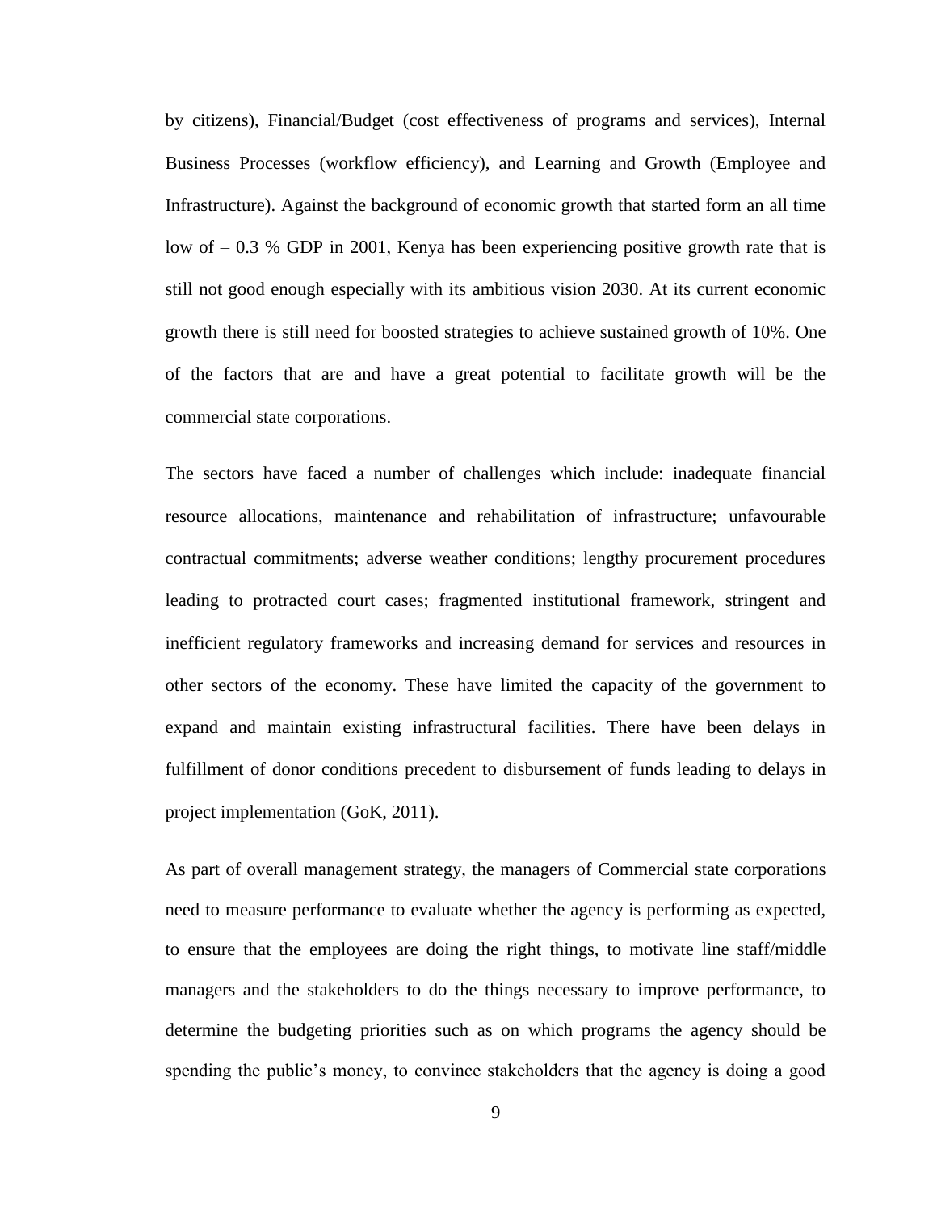by citizens), Financial/Budget (cost effectiveness of programs and services), Internal Business Processes (workflow efficiency), and Learning and Growth (Employee and Infrastructure). Against the background of economic growth that started form an all time low of – 0.3 % GDP in 2001, Kenya has been experiencing positive growth rate that is still not good enough especially with its ambitious vision 2030. At its current economic growth there is still need for boosted strategies to achieve sustained growth of 10%. One of the factors that are and have a great potential to facilitate growth will be the commercial state corporations.

The sectors have faced a number of challenges which include: inadequate financial resource allocations, maintenance and rehabilitation of infrastructure; unfavourable contractual commitments; adverse weather conditions; lengthy procurement procedures leading to protracted court cases; fragmented institutional framework, stringent and inefficient regulatory frameworks and increasing demand for services and resources in other sectors of the economy. These have limited the capacity of the government to expand and maintain existing infrastructural facilities. There have been delays in fulfillment of donor conditions precedent to disbursement of funds leading to delays in project implementation (GoK, 2011).

As part of overall management strategy, the managers of Commercial state corporations need to measure performance to evaluate whether the agency is performing as expected, to ensure that the employees are doing the right things, to motivate line staff/middle managers and the stakeholders to do the things necessary to improve performance, to determine the budgeting priorities such as on which programs the agency should be spending the public's money, to convince stakeholders that the agency is doing a good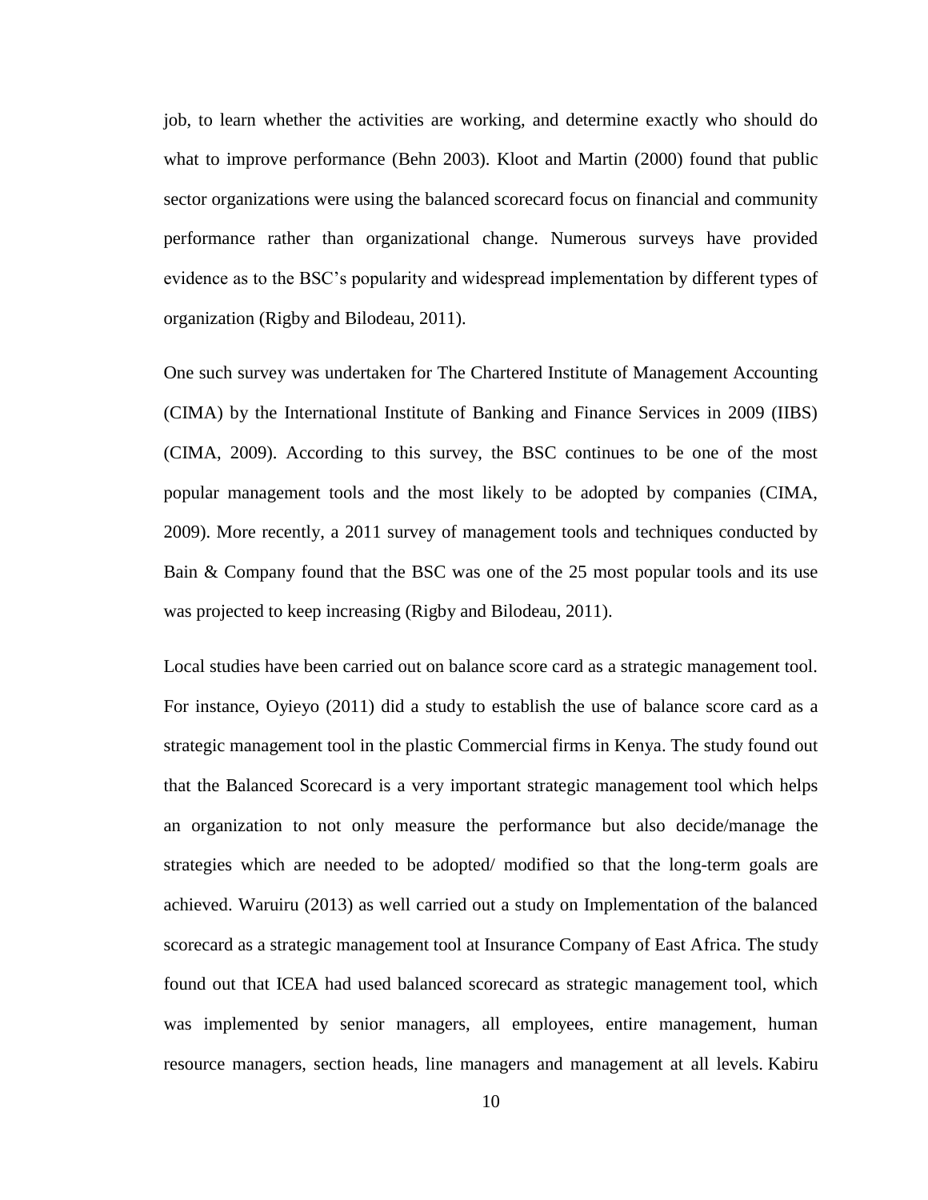job, to learn whether the activities are working, and determine exactly who should do what to improve performance (Behn 2003). Kloot and Martin (2000) found that public sector organizations were using the balanced scorecard focus on financial and community performance rather than organizational change. Numerous surveys have provided evidence as to the BSC's popularity and widespread implementation by different types of organization (Rigby and Bilodeau, 2011).

One such survey was undertaken for The Chartered Institute of Management Accounting (CIMA) by the International Institute of Banking and Finance Services in 2009 (IIBS) (CIMA, 2009). According to this survey, the BSC continues to be one of the most popular management tools and the most likely to be adopted by companies (CIMA, 2009). More recently, a 2011 survey of management tools and techniques conducted by Bain & Company found that the BSC was one of the 25 most popular tools and its use was projected to keep increasing (Rigby and Bilodeau, 2011).

Local studies have been carried out on balance score card as a strategic management tool. For instance, Oyieyo (2011) did a study to establish the use of balance score card as a strategic management tool in the plastic Commercial firms in Kenya. The study found out that the Balanced Scorecard is a very important strategic management tool which helps an organization to not only measure the performance but also decide/manage the strategies which are needed to be adopted/ modified so that the long-term goals are achieved. Waruiru (2013) as well carried out a study on Implementation of the balanced scorecard as a strategic management tool at Insurance Company of East Africa. The study found out that ICEA had used balanced scorecard as strategic management tool, which was implemented by senior managers, all employees, entire management, human resource managers, section heads, line managers and management at all levels. Kabiru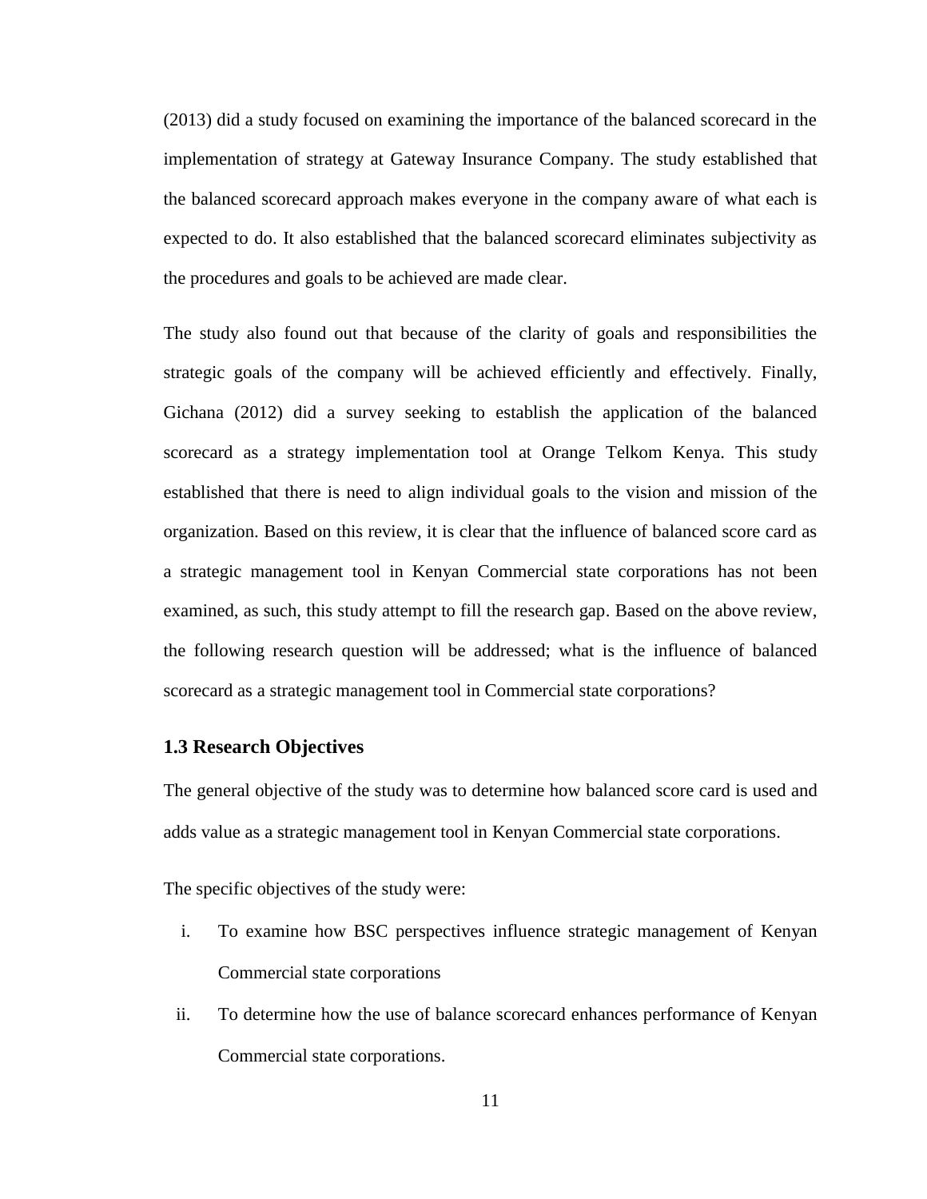(2013) did a study focused on examining the importance of the balanced scorecard in the implementation of strategy at Gateway Insurance Company. The study established that the balanced scorecard approach makes everyone in the company aware of what each is expected to do. It also established that the balanced scorecard eliminates subjectivity as the procedures and goals to be achieved are made clear.

The study also found out that because of the clarity of goals and responsibilities the strategic goals of the company will be achieved efficiently and effectively. Finally, Gichana (2012) did a survey seeking to establish the application of the balanced scorecard as a strategy implementation tool at Orange Telkom Kenya. This study established that there is need to align individual goals to the vision and mission of the organization. Based on this review, it is clear that the influence of balanced score card as a strategic management tool in Kenyan Commercial state corporations has not been examined, as such, this study attempt to fill the research gap. Based on the above review, the following research question will be addressed; what is the influence of balanced scorecard as a strategic management tool in Commercial state corporations?

### 1.3 Research Objectives

The general objective of the study was to determine how balanced score card is used and adds value as a strategic management tool in Kenyan Commercial state corporations.

The specific objectives of the study were:

i. To examine how BSC perspectives influence strategic management of Kenyan Commercial state corporations

ii. To determine how the use of balance scorecard enhances performance of Kenyan Commercial state corporations.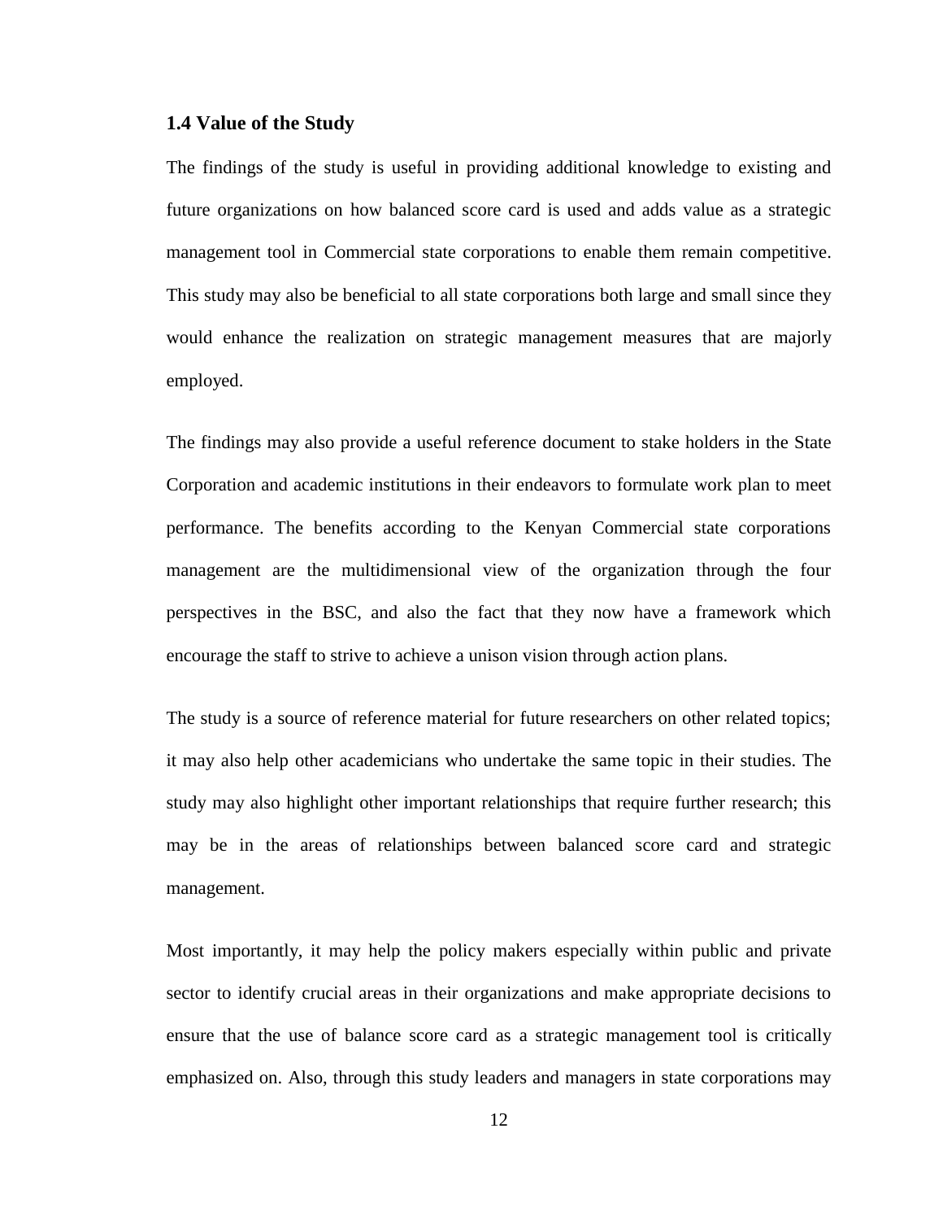### 1.4 Value of the Study

The findings of the study is useful in providing additional knowledge to existing and future organizations on how balanced score card is used and adds value as a strategic management tool in Commercial state corporations to enable them remain competitive. This study may also be beneficial to all state corporations both large and small since they would enhance the realization on strategic management measures that are majorly employed.

The findings may also provide a useful reference document to stake holders in the State Corporation and academic institutions in their endeavors to formulate work plan to meet performance. The benefits according to the Kenyan Commercial state corporations management are the multidimensional view of the organization through the four perspectives in the BSC, and also the fact that they now have a framework which encourage the staff to strive to achieve a unison vision through action plans.

The study is a source of reference material for future researchers on other related topics; it may also help other academicians who undertake the same topic in their studies. The study may also highlight other important relationships that require further research; this may be in the areas of relationships between balanced score card and strategic management.

Most importantly, it may help the policy makers especially within public and private sector to identify crucial areas in their organizations and make appropriate decisions to ensure that the use of balance score card as a strategic management tool is critically emphasized on. Also, through this study leaders and managers in state corporations may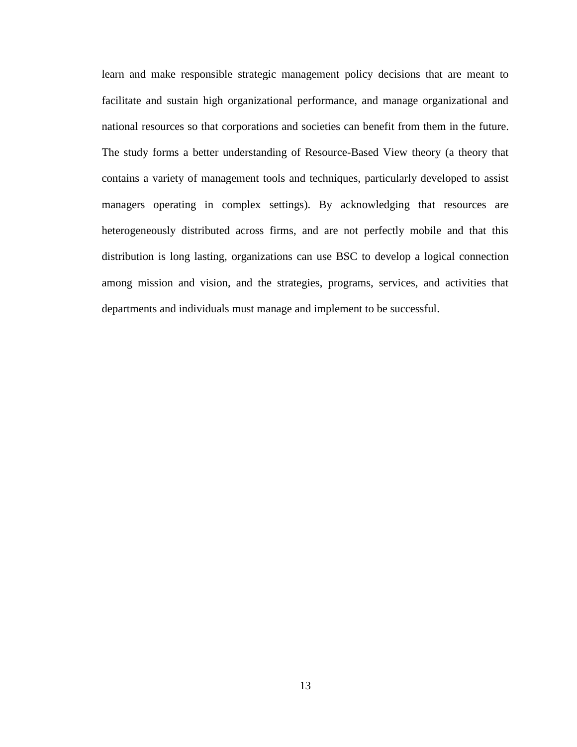learn and make responsible strategic management policy decisions that are meant to facilitate and sustain high organizational performance, and manage organizational and national resources so that corporations and societies can benefit from them in the future. The study forms a better understanding of Resource-Based View theory (a theory that contains a variety of management tools and techniques, particularly developed to assist managers operating in complex settings). By acknowledging that resources are heterogeneously distributed across firms, and are not perfectly mobile and that this distribution is long lasting, organizations can use BSC to develop a logical connection among mission and vision, and the strategies, programs, services, and activities that departments and individuals must manage and implement to be successful.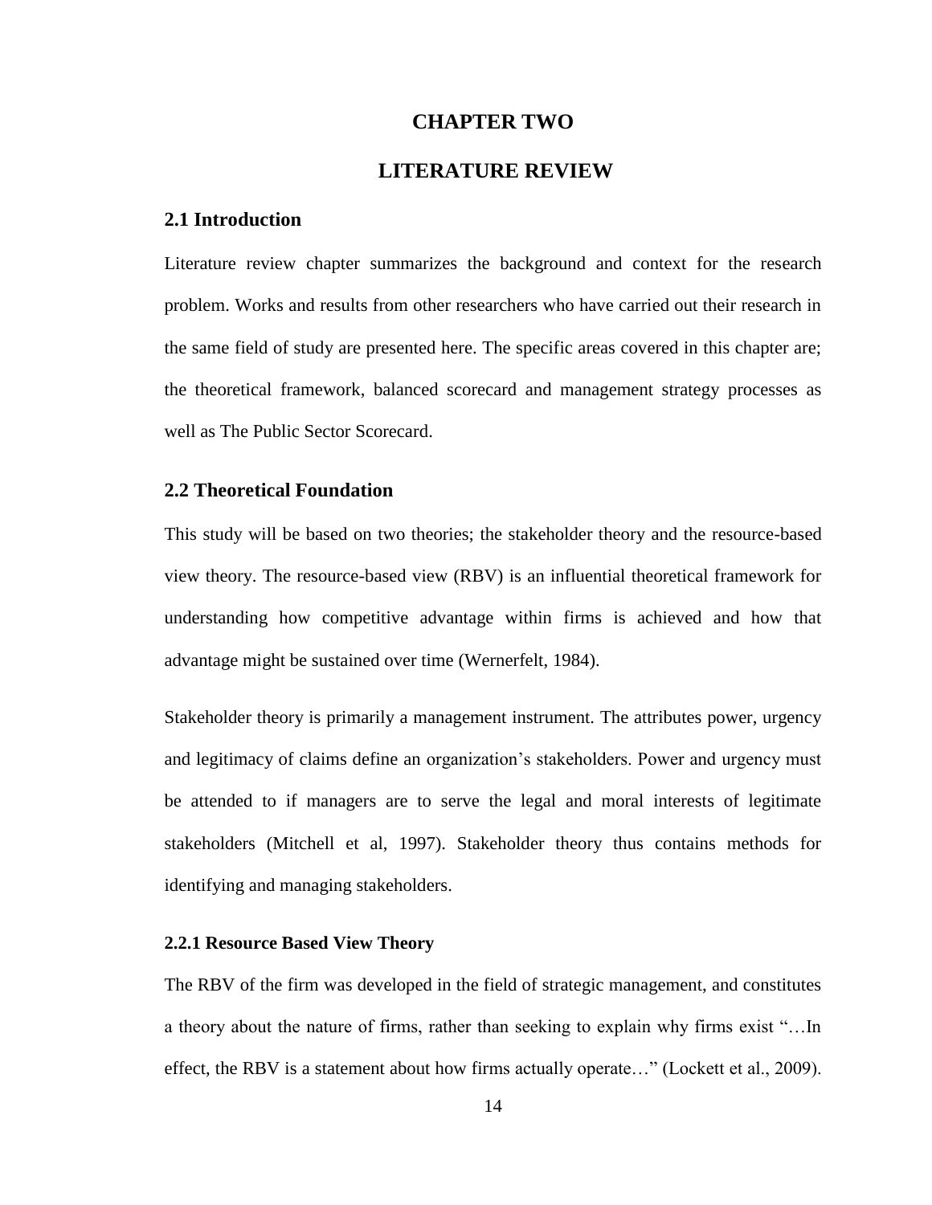# CHAPTER TWO

# LITERATURE REVIEW

## 2.1 Introduction

Literature review chapter summarizes the background and context for the research problem. Works and results from other researchers who have carried out their research in the same field of study are presented here. The specific areas covered in this chapter are; the theoretical framework, balanced scorecard and management strategy processes as well as The Public Sector Scorecard.

## 2.2 Theoretical Foundation

This study will be based on two theories; the stakeholder theory and the resource-based view theory. The resource-based view (RBV) is an influential theoretical framework for understanding how competitive advantage within firms is achieved and how that advantage might be sustained over time (Wernerfelt, 1984).

Stakeholder theory is primarily a management instrument. The attributes power, urgency and legitimacy of claims define an organization's stakeholders. Power and urgency must be attended to if managers are to serve the legal and moral interests of legitimate stakeholders (Mitchell et al, 1997). Stakeholder theory thus contains methods for identifying and managing stakeholders.

### 2.2.1 Resource Based View Theory

The RBV of the firm was developed in the field of strategic management, and constitutes a theory about the nature of firms, rather than seeking to explain why firms exist "…In effect, the RBV is a statement about how firms actually operate…" (Lockett et al., 2009).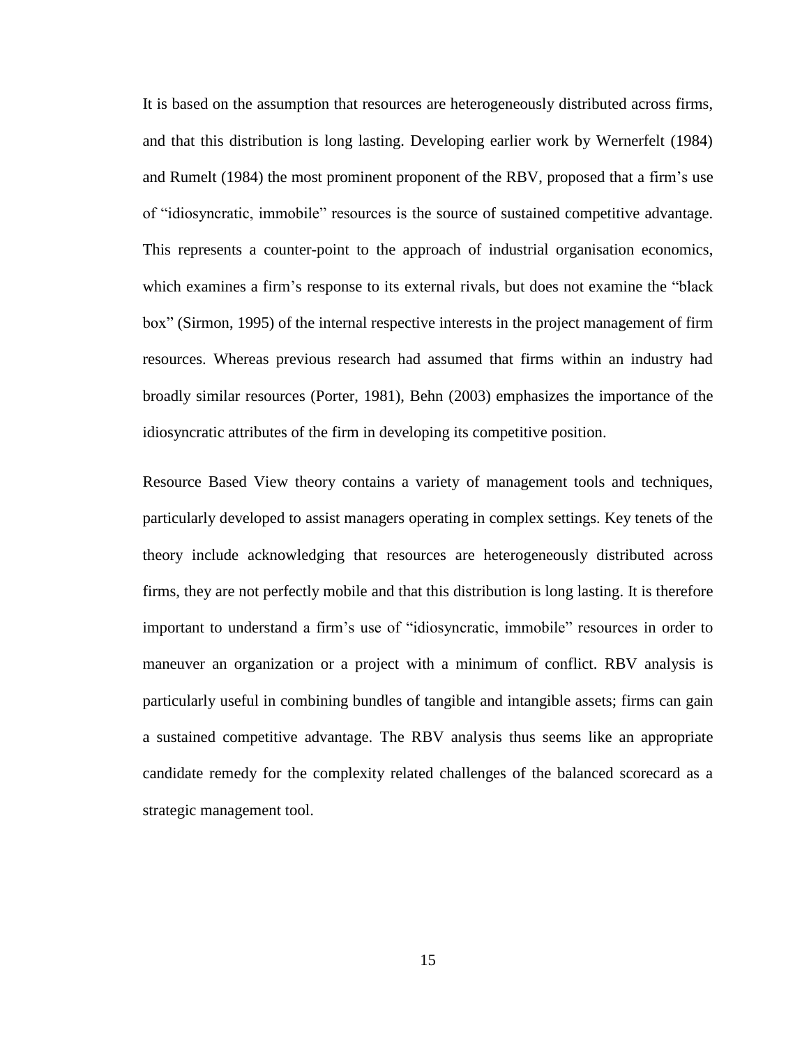It is based on the assumption that resources are heterogeneously distributed across firms, and that this distribution is long lasting. Developing earlier work by Wernerfelt (1984) and Rumelt (1984) the most prominent proponent of the RBV, proposed that a firm's use of "idiosyncratic, immobile" resources is the source of sustained competitive advantage. This represents a counter-point to the approach of industrial organisation economics, which examines a firm's response to its external rivals, but does not examine the "black box" (Sirmon, 1995) of the internal respective interests in the project management of firm resources. Whereas previous research had assumed that firms within an industry had broadly similar resources (Porter, 1981), Behn (2003) emphasizes the importance of the idiosyncratic attributes of the firm in developing its competitive position.

Resource Based View theory contains a variety of management tools and techniques, particularly developed to assist managers operating in complex settings. Key tenets of the theory include acknowledging that resources are heterogeneously distributed across firms, they are not perfectly mobile and that this distribution is long lasting. It is therefore important to understand a firm's use of "idiosyncratic, immobile" resources in order to maneuver an organization or a project with a minimum of conflict. RBV analysis is particularly useful in combining bundles of tangible and intangible assets; firms can gain a sustained competitive advantage. The RBV analysis thus seems like an appropriate candidate remedy for the complexity related challenges of the balanced scorecard as a strategic management tool.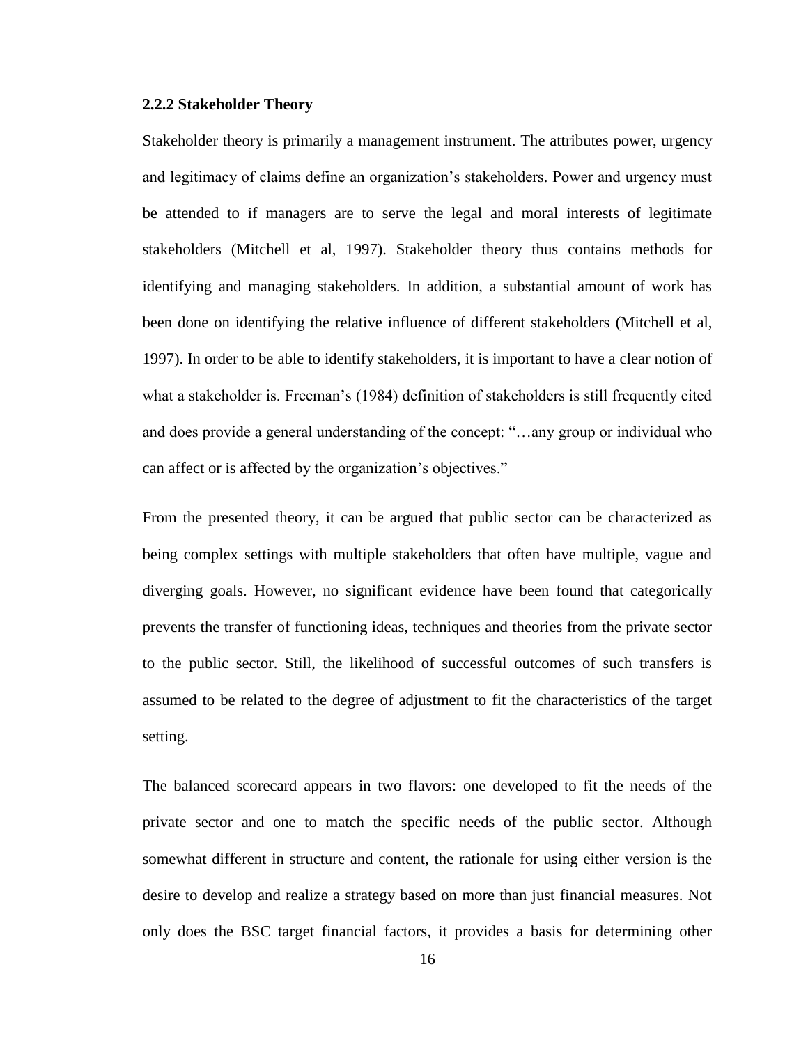### 2.2.2 Stakeholder Theory

Stakeholder theory is primarily a management instrument. The attributes power, urgency and legitimacy of claims define an organization's stakeholders. Power and urgency must be attended to if managers are to serve the legal and moral interests of legitimate stakeholders (Mitchell et al, 1997). Stakeholder theory thus contains methods for identifying and managing stakeholders. In addition, a substantial amount of work has been done on identifying the relative influence of different stakeholders (Mitchell et al, 1997). In order to be able to identify stakeholders, it is important to have a clear notion of what a stakeholder is. Freeman's (1984) definition of stakeholders is still frequently cited and does provide a general understanding of the concept: "…any group or individual who can affect or is affected by the organization's objectives."

From the presented theory, it can be argued that public sector can be characterized as being complex settings with multiple stakeholders that often have multiple, vague and diverging goals. However, no significant evidence have been found that categorically prevents the transfer of functioning ideas, techniques and theories from the private sector to the public sector. Still, the likelihood of successful outcomes of such transfers is assumed to be related to the degree of adjustment to fit the characteristics of the target setting.

The balanced scorecard appears in two flavors: one developed to fit the needs of the private sector and one to match the specific needs of the public sector. Although somewhat different in structure and content, the rationale for using either version is the desire to develop and realize a strategy based on more than just financial measures. Not only does the BSC target financial factors, it provides a basis for determining other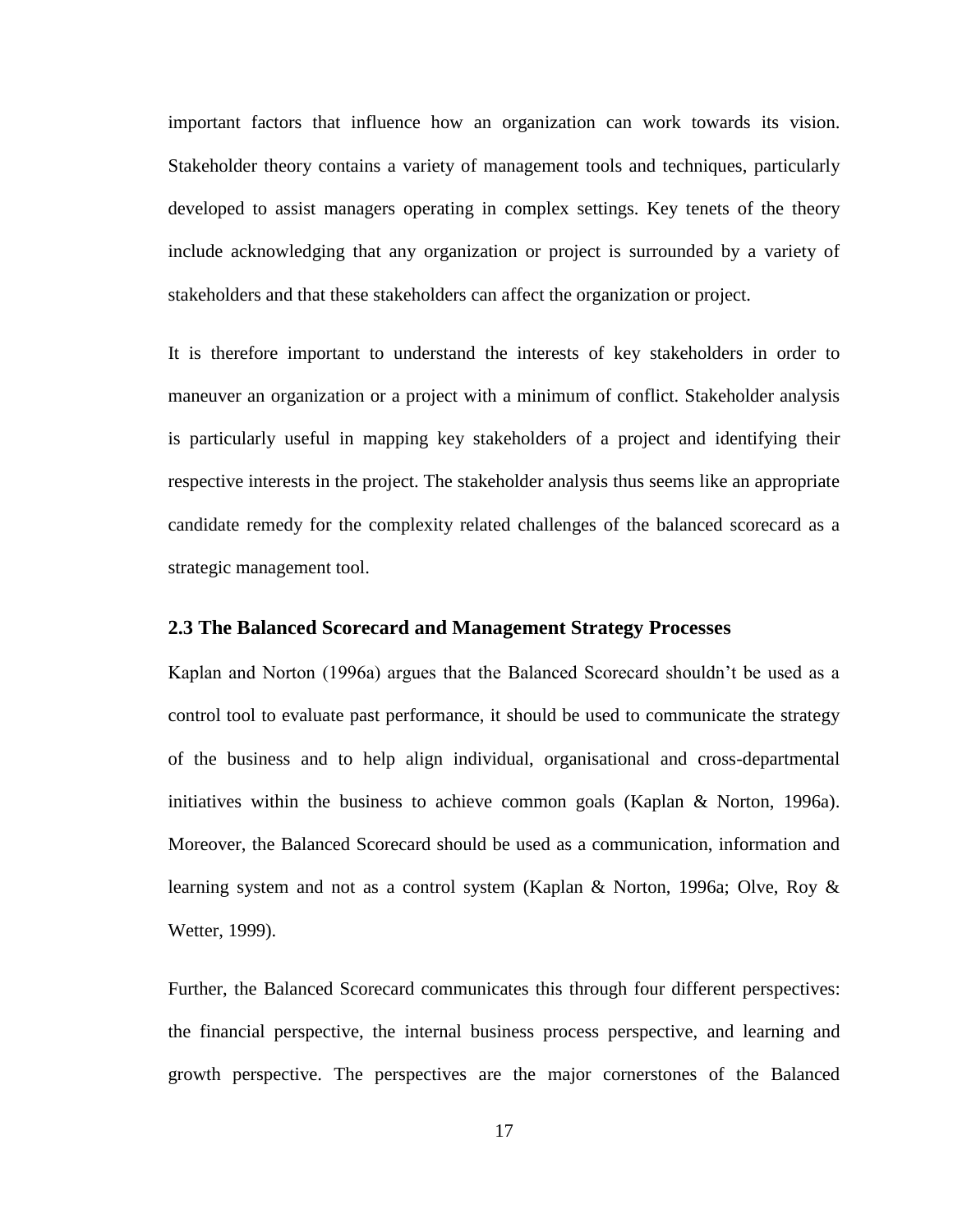important factors that influence how an organization can work towards its vision. Stakeholder theory contains a variety of management tools and techniques, particularly developed to assist managers operating in complex settings. Key tenets of the theory include acknowledging that any organization or project is surrounded by a variety of stakeholders and that these stakeholders can affect the organization or project.

It is therefore important to understand the interests of key stakeholders in order to maneuver an organization or a project with a minimum of conflict. Stakeholder analysis is particularly useful in mapping key stakeholders of a project and identifying their respective interests in the project. The stakeholder analysis thus seems like an appropriate candidate remedy for the complexity related challenges of the balanced scorecard as a strategic management tool.

### 2.3 The Balanced Scorecard and Management Strategy Processes

Kaplan and Norton (1996a) argues that the Balanced Scorecard shouldn't be used as a control tool to evaluate past performance, it should be used to communicate the strategy of the business and to help align individual, organisational and cross-departmental initiatives within the business to achieve common goals (Kaplan & Norton, 1996a). Moreover, the Balanced Scorecard should be used as a communication, information and learning system and not as a control system (Kaplan & Norton, 1996a; Olve, Roy & Wetter, 1999).

Further, the Balanced Scorecard communicates this through four different perspectives: the financial perspective, the internal business process perspective, and learning and growth perspective. The perspectives are the major cornerstones of the Balanced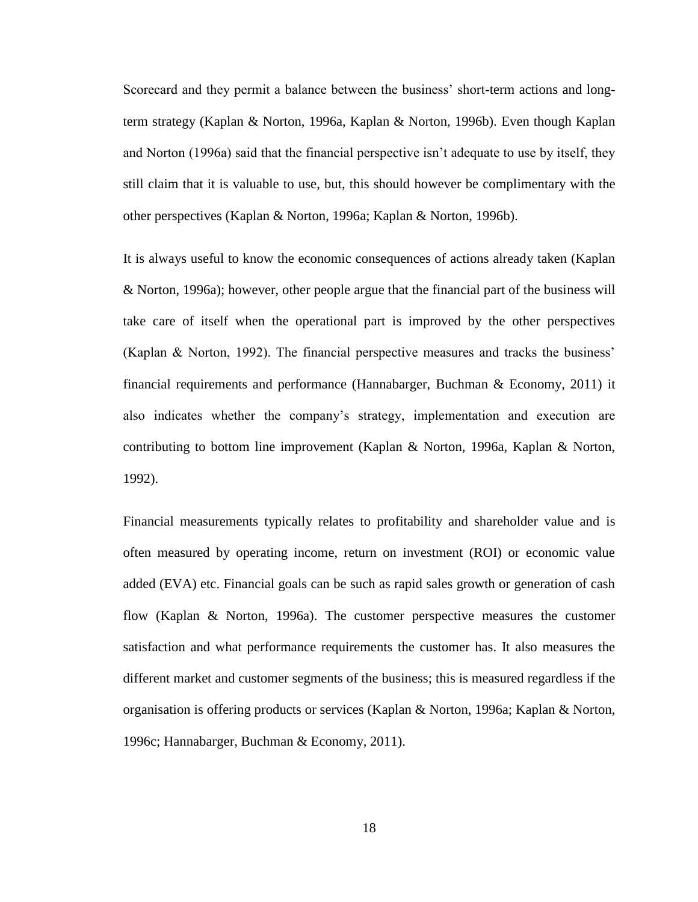Scorecard and they permit a balance between the business' short-term actions and long-term strategy (Kaplan & Norton, 1996a, Kaplan & Norton, 1996b). Even though Kaplan and Norton (1996a) said that the financial perspective isn't adequate to use by itself, they still claim that it is valuable to use, but, this should however be complimentary with the other perspectives (Kaplan & Norton, 1996a; Kaplan & Norton, 1996b).

It is always useful to know the economic consequences of actions already taken (Kaplan & Norton, 1996a); however, other people argue that the financial part of the business will take care of itself when the operational part is improved by the other perspectives (Kaplan & Norton, 1992). The financial perspective measures and tracks the business' financial requirements and performance (Hannabarger, Buchman & Economy, 2011) it also indicates whether the company's strategy, implementation and execution are contributing to bottom line improvement (Kaplan & Norton, 1996a, Kaplan & Norton, 1992).

Financial measurements typically relates to profitability and shareholder value and is often measured by operating income, return on investment (ROI) or economic value added (EVA) etc. Financial goals can be such as rapid sales growth or generation of cash flow (Kaplan & Norton, 1996a). The customer perspective measures the customer satisfaction and what performance requirements the customer has. It also measures the different market and customer segments of the business; this is measured regardless if the organisation is offering products or services (Kaplan & Norton, 1996a; Kaplan & Norton, 1996c; Hannabarger, Buchman & Economy, 2011).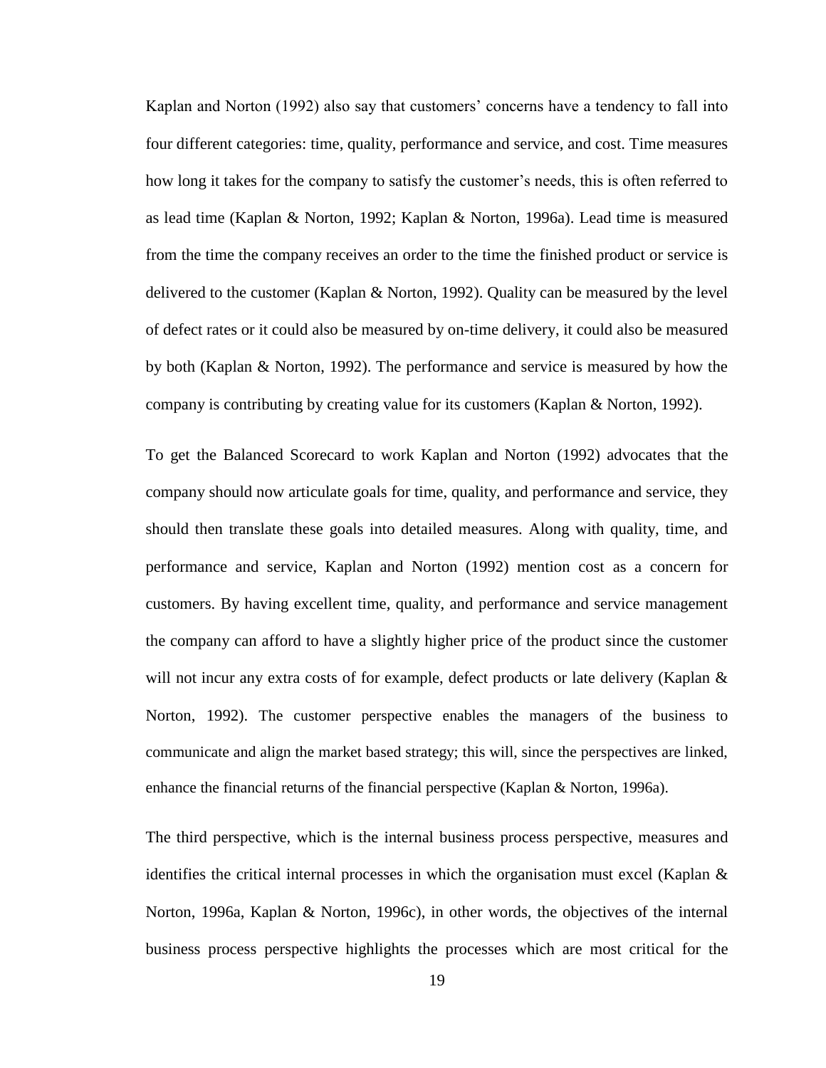Kaplan and Norton (1992) also say that customers' concerns have a tendency to fall into four different categories: time, quality, performance and service, and cost. Time measures how long it takes for the company to satisfy the customer's needs, this is often referred to as lead time (Kaplan & Norton, 1992; Kaplan & Norton, 1996a). Lead time is measured from the time the company receives an order to the time the finished product or service is delivered to the customer (Kaplan & Norton, 1992). Quality can be measured by the level of defect rates or it could also be measured by on-time delivery, it could also be measured by both (Kaplan & Norton, 1992). The performance and service is measured by how the company is contributing by creating value for its customers (Kaplan & Norton, 1992).

To get the Balanced Scorecard to work Kaplan and Norton (1992) advocates that the company should now articulate goals for time, quality, and performance and service, they should then translate these goals into detailed measures. Along with quality, time, and performance and service, Kaplan and Norton (1992) mention cost as a concern for customers. By having excellent time, quality, and performance and service management the company can afford to have a slightly higher price of the product since the customer will not incur any extra costs of for example, defect products or late delivery (Kaplan & Norton, 1992). The customer perspective enables the managers of the business to communicate and align the market based strategy; this will, since the perspectives are linked, enhance the financial returns of the financial perspective (Kaplan & Norton, 1996a).

The third perspective, which is the internal business process perspective, measures and identifies the critical internal processes in which the organisation must excel (Kaplan & Norton, 1996a, Kaplan & Norton, 1996c), in other words, the objectives of the internal business process perspective highlights the processes which are most critical for the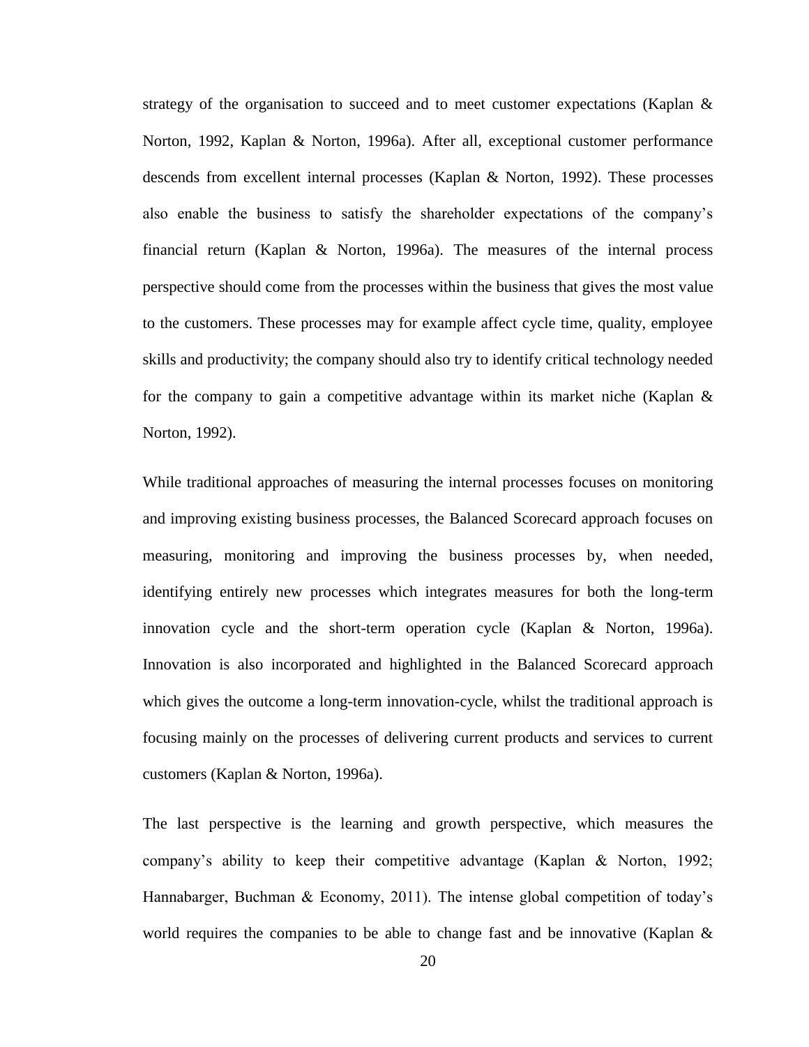strategy of the organisation to succeed and to meet customer expectations (Kaplan & Norton, 1992, Kaplan & Norton, 1996a). After all, exceptional customer performance descends from excellent internal processes (Kaplan & Norton, 1992). These processes also enable the business to satisfy the shareholder expectations of the company's financial return (Kaplan & Norton, 1996a). The measures of the internal process perspective should come from the processes within the business that gives the most value to the customers. These processes may for example affect cycle time, quality, employee skills and productivity; the company should also try to identify critical technology needed for the company to gain a competitive advantage within its market niche (Kaplan & Norton, 1992).

While traditional approaches of measuring the internal processes focuses on monitoring and improving existing business processes, the Balanced Scorecard approach focuses on measuring, monitoring and improving the business processes by, when needed, identifying entirely new processes which integrates measures for both the long-term innovation cycle and the short-term operation cycle (Kaplan & Norton, 1996a). Innovation is also incorporated and highlighted in the Balanced Scorecard approach which gives the outcome a long-term innovation-cycle, whilst the traditional approach is focusing mainly on the processes of delivering current products and services to current customers (Kaplan & Norton, 1996a).

The last perspective is the learning and growth perspective, which measures the company's ability to keep their competitive advantage (Kaplan & Norton, 1992; Hannabarger, Buchman & Economy, 2011). The intense global competition of today's world requires the companies to be able to change fast and be innovative (Kaplan &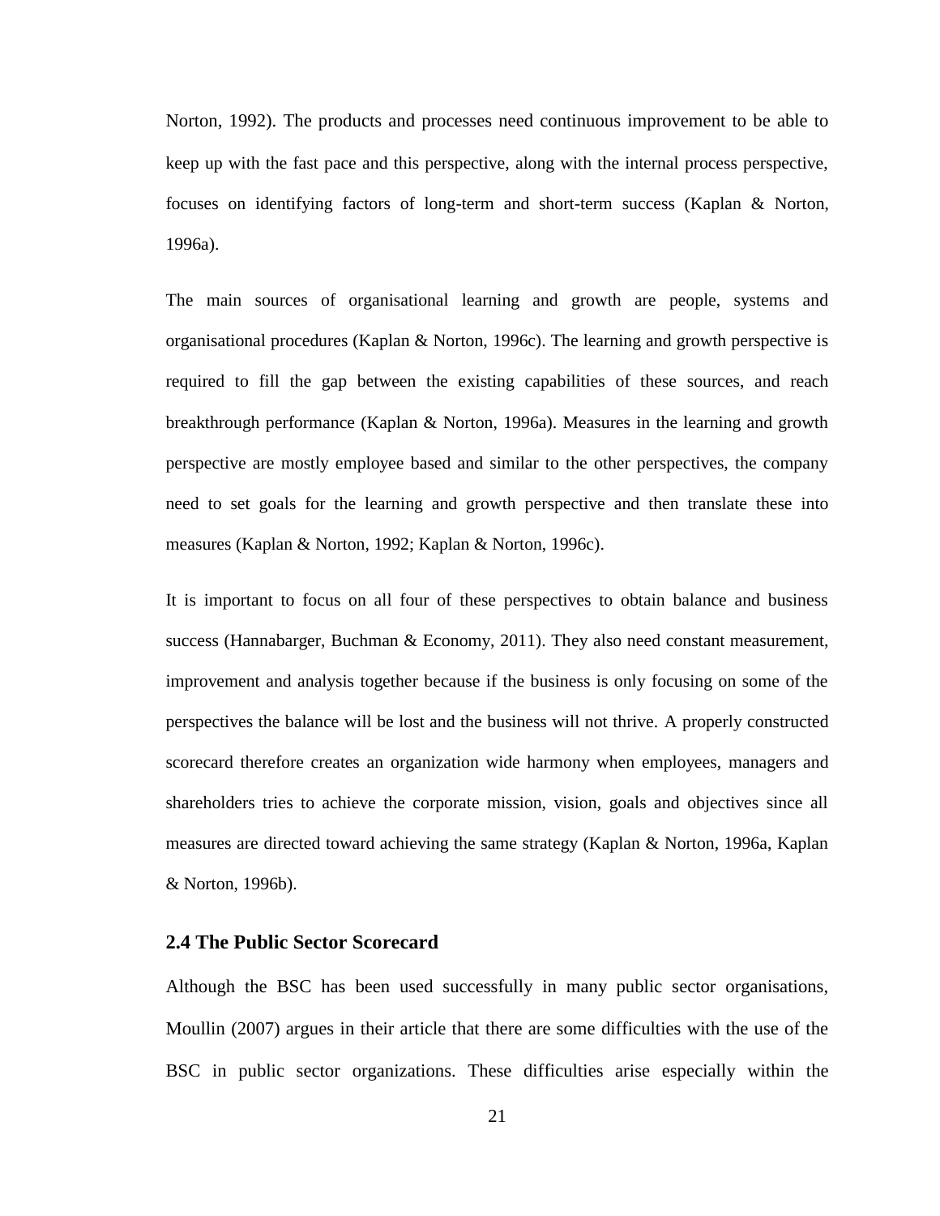Norton, 1992). The products and processes need continuous improvement to be able to keep up with the fast pace and this perspective, along with the internal process perspective, focuses on identifying factors of long-term and short-term success (Kaplan & Norton, 1996a).

The main sources of organisational learning and growth are people, systems and organisational procedures (Kaplan & Norton, 1996c). The learning and growth perspective is required to fill the gap between the existing capabilities of these sources, and reach breakthrough performance (Kaplan & Norton, 1996a). Measures in the learning and growth perspective are mostly employee based and similar to the other perspectives, the company need to set goals for the learning and growth perspective and then translate these into measures (Kaplan & Norton, 1992; Kaplan & Norton, 1996c).

It is important to focus on all four of these perspectives to obtain balance and business success (Hannabarger, Buchman & Economy, 2011). They also need constant measurement, improvement and analysis together because if the business is only focusing on some of the perspectives the balance will be lost and the business will not thrive. A properly constructed scorecard therefore creates an organization wide harmony when employees, managers and shareholders tries to achieve the corporate mission, vision, goals and objectives since all measures are directed toward achieving the same strategy (Kaplan & Norton, 1996a, Kaplan & Norton, 1996b).

## 2.4 The Public Sector Scorecard

Although the BSC has been used successfully in many public sector organisations, Moullin (2007) argues in their article that there are some difficulties with the use of the BSC in public sector organizations. These difficulties arise especially within the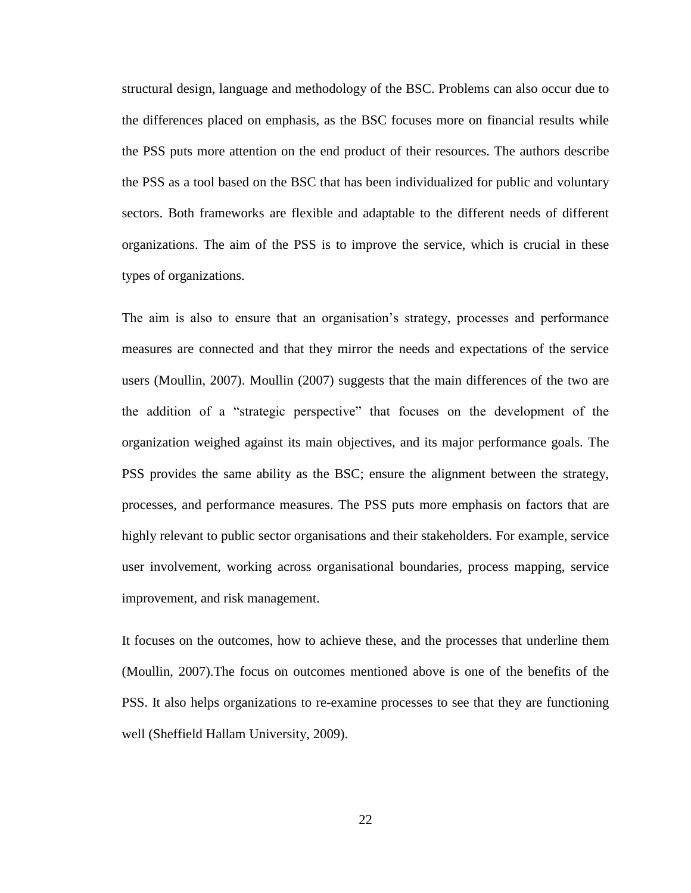structural design, language and methodology of the BSC. Problems can also occur due to the differences placed on emphasis, as the BSC focuses more on financial results while the PSS puts more attention on the end product of their resources. The authors describe the PSS as a tool based on the BSC that has been individualized for public and voluntary sectors. Both frameworks are flexible and adaptable to the different needs of different organizations. The aim of the PSS is to improve the service, which is crucial in these types of organizations.

The aim is also to ensure that an organisation's strategy, processes and performance measures are connected and that they mirror the needs and expectations of the service users (Moullin, 2007). Moullin (2007) suggests that the main differences of the two are the addition of a "strategic perspective" that focuses on the development of the organization weighed against its main objectives, and its major performance goals. The PSS provides the same ability as the BSC; ensure the alignment between the strategy, processes, and performance measures. The PSS puts more emphasis on factors that are highly relevant to public sector organisations and their stakeholders. For example, service user involvement, working across organisational boundaries, process mapping, service improvement, and risk management.

It focuses on the outcomes, how to achieve these, and the processes that underline them (Moullin, 2007).The focus on outcomes mentioned above is one of the benefits of the PSS. It also helps organizations to re-examine processes to see that they are functioning well (Sheffield Hallam University, 2009).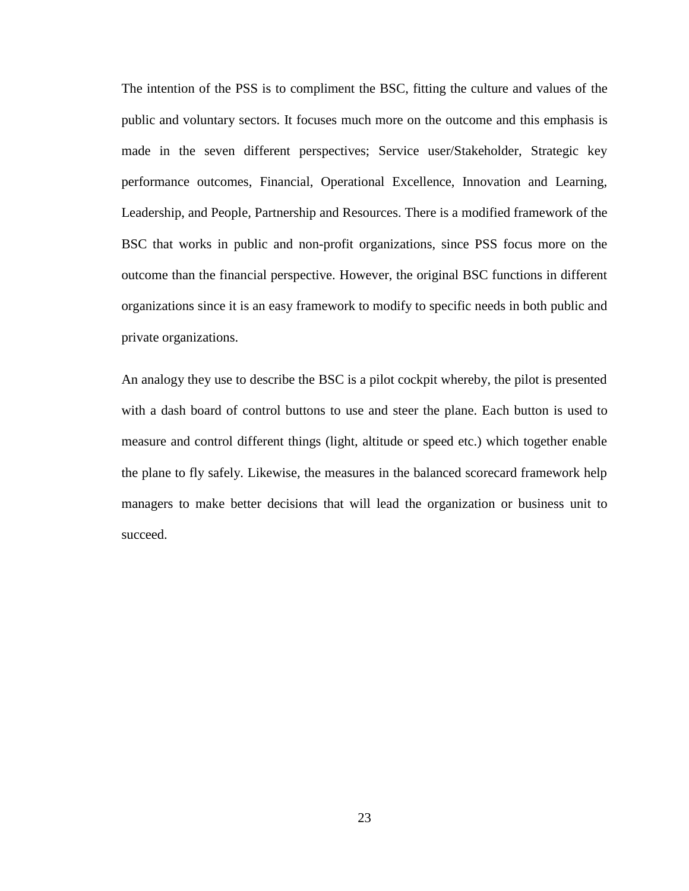The intention of the PSS is to compliment the BSC, fitting the culture and values of the public and voluntary sectors. It focuses much more on the outcome and this emphasis is made in the seven different perspectives; Service user/Stakeholder, Strategic key performance outcomes, Financial, Operational Excellence, Innovation and Learning, Leadership, and People, Partnership and Resources. There is a modified framework of the BSC that works in public and non-profit organizations, since PSS focus more on the outcome than the financial perspective. However, the original BSC functions in different organizations since it is an easy framework to modify to specific needs in both public and private organizations.

An analogy they use to describe the BSC is a pilot cockpit whereby, the pilot is presented with a dash board of control buttons to use and steer the plane. Each button is used to measure and control different things (light, altitude or speed etc.) which together enable the plane to fly safely. Likewise, the measures in the balanced scorecard framework help managers to make better decisions that will lead the organization or business unit to succeed.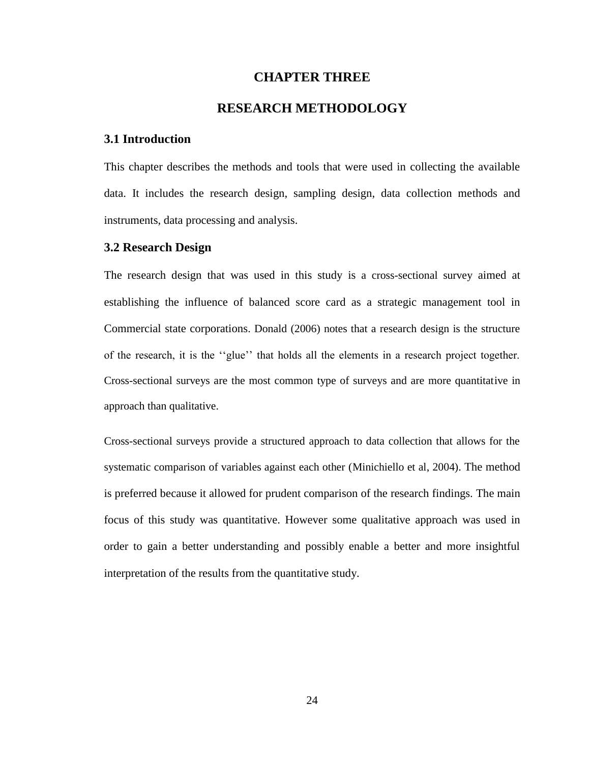# CHAPTER THREE

# RESEARCH METHODOLOGY

## 3.1 Introduction

This chapter describes the methods and tools that were used in collecting the available data. It includes the research design, sampling design, data collection methods and instruments, data processing and analysis.

## 3.2 Research Design

The research design that was used in this study is a cross-sectional survey aimed at establishing the influence of balanced score card as a strategic management tool in Commercial state corporations. Donald (2006) notes that a research design is the structure of the research, it is the ‘‘glue’’ that holds all the elements in a research project together. Cross-sectional surveys are the most common type of surveys and are more quantitative in approach than qualitative.

Cross-sectional surveys provide a structured approach to data collection that allows for the systematic comparison of variables against each other (Minichiello et al, 2004). The method is preferred because it allowed for prudent comparison of the research findings. The main focus of this study was quantitative. However some qualitative approach was used in order to gain a better understanding and possibly enable a better and more insightful interpretation of the results from the quantitative study.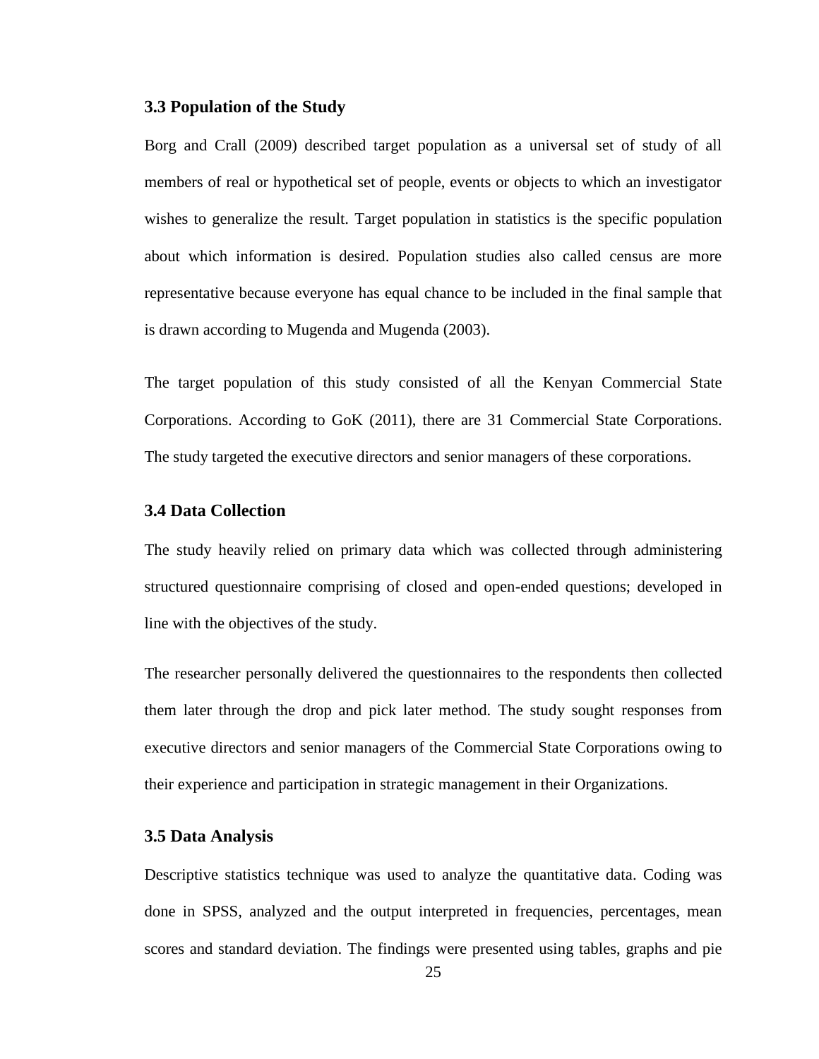### 3.3 Population of the Study

Borg and Crall (2009) described target population as a universal set of study of all members of real or hypothetical set of people, events or objects to which an investigator wishes to generalize the result. Target population in statistics is the specific population about which information is desired. Population studies also called census are more representative because everyone has equal chance to be included in the final sample that is drawn according to Mugenda and Mugenda (2003).

The target population of this study consisted of all the Kenyan Commercial State Corporations. According to GoK (2011), there are 31 Commercial State Corporations. The study targeted the executive directors and senior managers of these corporations.

### 3.4 Data Collection

The study heavily relied on primary data which was collected through administering structured questionnaire comprising of closed and open-ended questions; developed in line with the objectives of the study.

The researcher personally delivered the questionnaires to the respondents then collected them later through the drop and pick later method. The study sought responses from executive directors and senior managers of the Commercial State Corporations owing to their experience and participation in strategic management in their Organizations.

### 3.5 Data Analysis

Descriptive statistics technique was used to analyze the quantitative data. Coding was done in SPSS, analyzed and the output interpreted in frequencies, percentages, mean scores and standard deviation. The findings were presented using tables, graphs and pie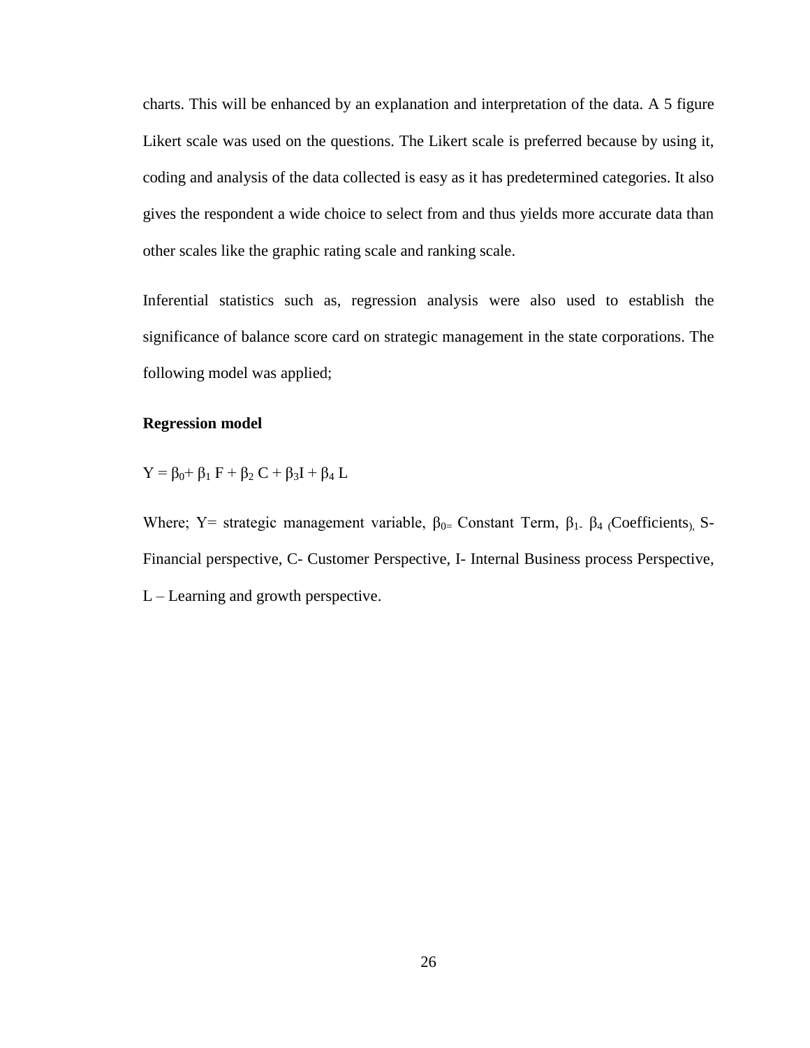charts. This will be enhanced by an explanation and interpretation of the data. A 5 figure Likert scale was used on the questions. The Likert scale is preferred because by using it, coding and analysis of the data collected is easy as it has predetermined categories. It also gives the respondent a wide choice to select from and thus yields more accurate data than other scales like the graphic rating scale and ranking scale.

Inferential statistics such as, regression analysis were also used to establish the significance of balance score card on strategic management in the state corporations. The following model was applied;

**Regression model**

$Y = \beta_0 + \beta_1 F + \beta_2 C + \beta_3 I + \beta_4 L$

Where; Y= strategic management variable, $\beta_{0=}$ Constant Term, $\beta_{1-}$ $\beta_4$ (Coefficients), S- Financial perspective, C- Customer Perspective, I- Internal Business process Perspective, L – Learning and growth perspective.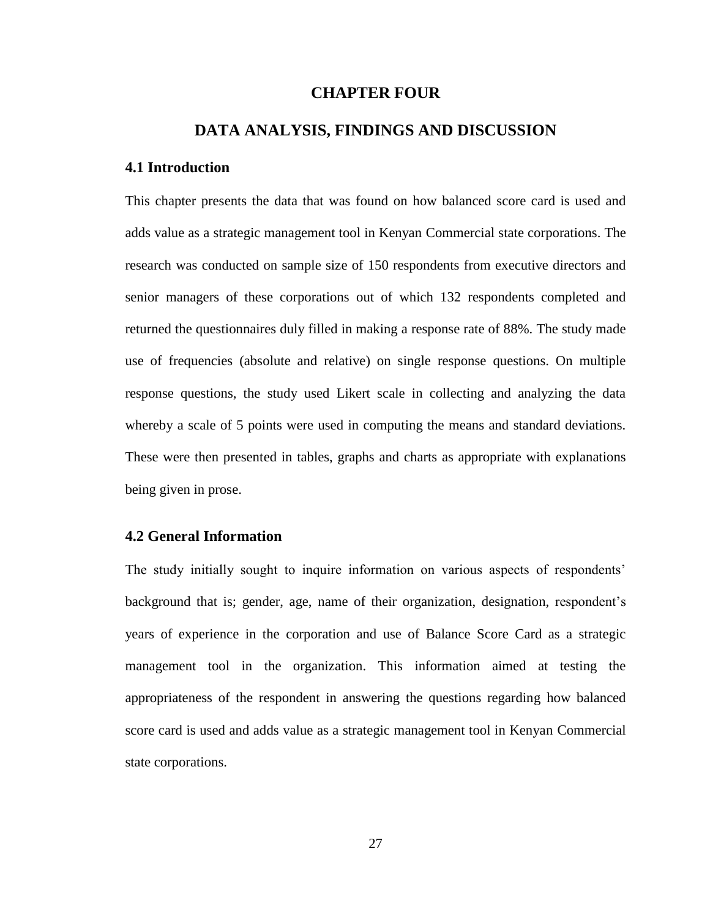# CHAPTER FOUR

# DATA ANALYSIS, FINDINGS AND DISCUSSION

## 4.1 Introduction

This chapter presents the data that was found on how balanced score card is used and adds value as a strategic management tool in Kenyan Commercial state corporations. The research was conducted on sample size of 150 respondents from executive directors and senior managers of these corporations out of which 132 respondents completed and returned the questionnaires duly filled in making a response rate of 88%. The study made use of frequencies (absolute and relative) on single response questions. On multiple response questions, the study used Likert scale in collecting and analyzing the data whereby a scale of 5 points were used in computing the means and standard deviations. These were then presented in tables, graphs and charts as appropriate with explanations being given in prose.

## 4.2 General Information

The study initially sought to inquire information on various aspects of respondents' background that is; gender, age, name of their organization, designation, respondent's years of experience in the corporation and use of Balance Score Card as a strategic management tool in the organization. This information aimed at testing the appropriateness of the respondent in answering the questions regarding how balanced score card is used and adds value as a strategic management tool in Kenyan Commercial state corporations.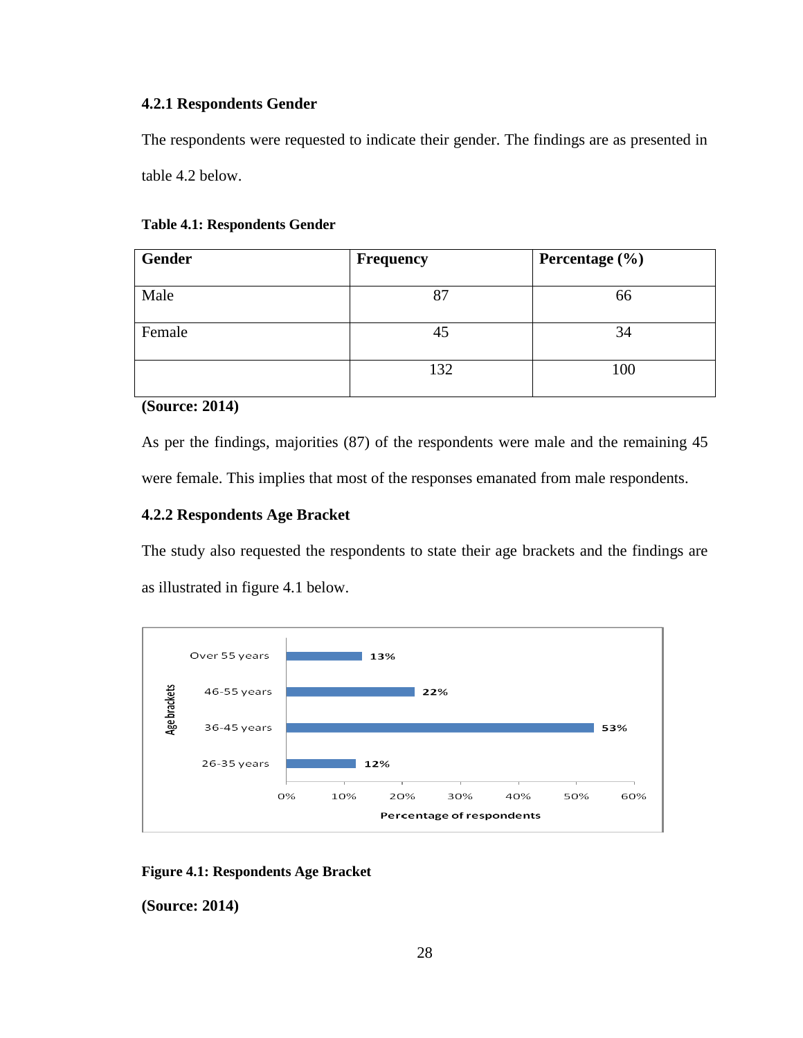### 4.2.1 Respondents Gender

The respondents were requested to indicate their gender. The findings are as presented in table 4.2 below.

**Table 4.1: Respondents Gender**

| Gender | Frequency | Percentage (%) |
|---|---|---|
| Male | 87 | 66 |
| Female | 45 | 34 |
| | 132 | 100 |

**(Source: 2014)**

As per the findings, majorities (87) of the respondents were male and the remaining 45 were female. This implies that most of the responses emanated from male respondents.

### 4.2.2 Respondents Age Bracket

The study also requested the respondents to state their age brackets and the findings are as illustrated in figure 4.1 below.

| Age brackets | Percentage of respondents |
|---|---|
| Over 55 years | 13% |
| 46-55 years | 22% |
| 36-45 years | 53% |
| 26-35 years | 12% |

**Figure 4.1: Respondents Age Bracket**

**(Source: 2014)**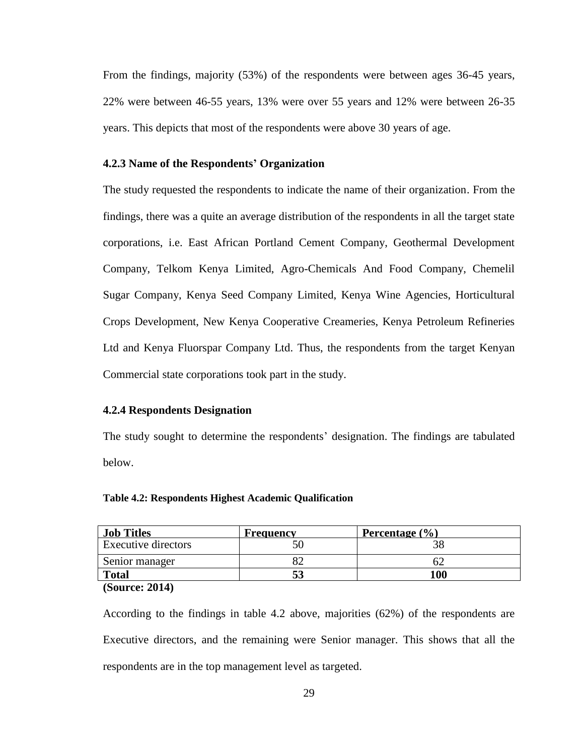From the findings, majority (53%) of the respondents were between ages 36-45 years, 22% were between 46-55 years, 13% were over 55 years and 12% were between 26-35 years. This depicts that most of the respondents were above 30 years of age.

### 4.2.3 Name of the Respondents' Organization

The study requested the respondents to indicate the name of their organization. From the findings, there was a quite an average distribution of the respondents in all the target state corporations, i.e. East African Portland Cement Company, Geothermal Development Company, Telkom Kenya Limited, Agro-Chemicals And Food Company, Chemelil Sugar Company, Kenya Seed Company Limited, Kenya Wine Agencies, Horticultural Crops Development, New Kenya Cooperative Creameries, Kenya Petroleum Refineries Ltd and Kenya Fluorspar Company Ltd. Thus, the respondents from the target Kenyan Commercial state corporations took part in the study.

### 4.2.4 Respondents Designation

The study sought to determine the respondents' designation. The findings are tabulated below.

**Table 4.2: Respondents Highest Academic Qualification**

| Job Titles | Frequency | Percentage (%) |
|---|---|---|
| Executive directors | 50 | 38 |
| Senior manager | 82 | 62 |
| **Total** | **53** | **100** |

**(Source: 2014)**

According to the findings in table 4.2 above, majorities (62%) of the respondents are Executive directors, and the remaining were Senior manager. This shows that all the respondents are in the top management level as targeted.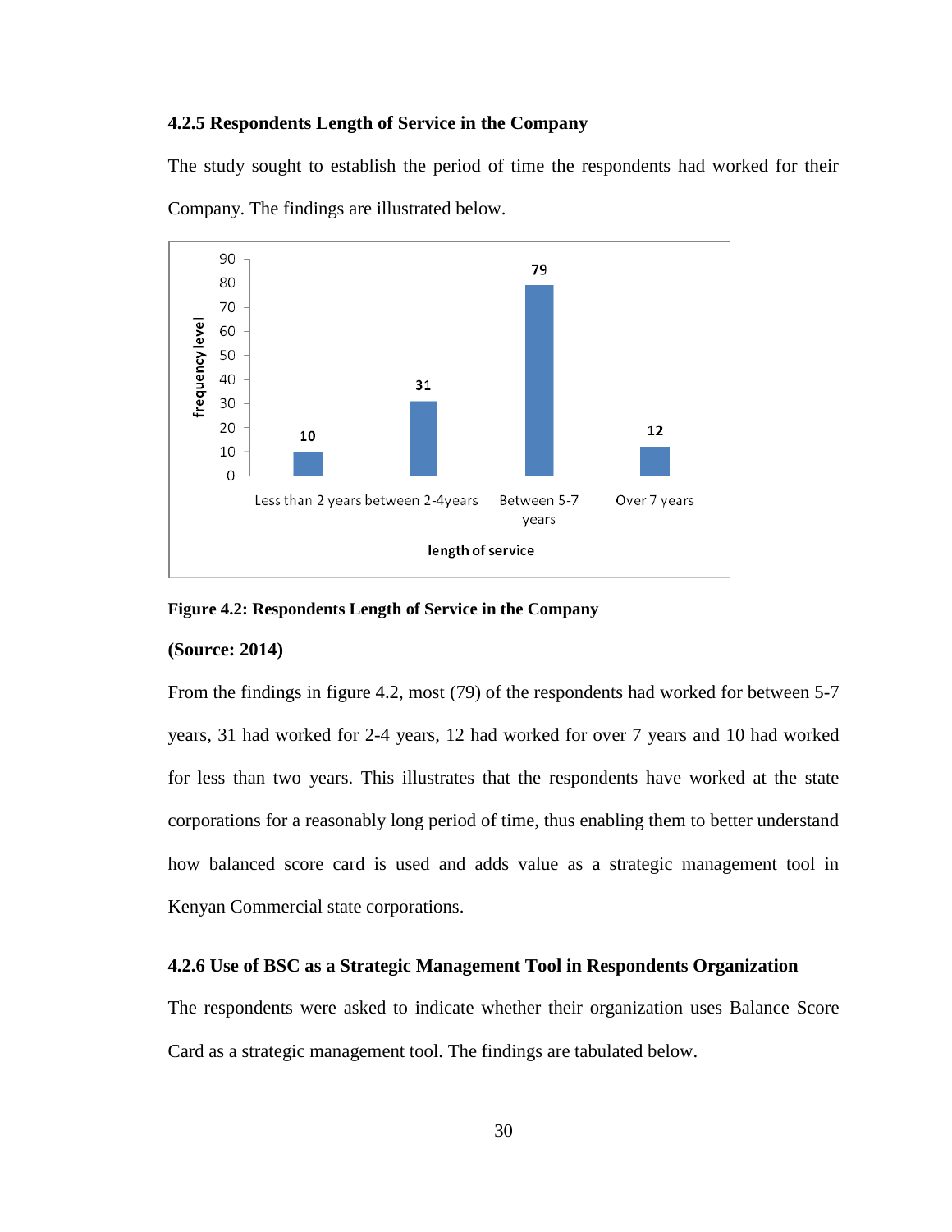### 4.2.5 Respondents Length of Service in the Company

The study sought to establish the period of time the respondents had worked for their Company. The findings are illustrated below.

| length of service | frequency level |
|---|---|
| Less than 2 years | 10 |
| between 2-4years | 31 |
| Between 5-7 years | 79 |
| Over 7 years | 12 |

**Figure 4.2: Respondents Length of Service in the Company**

**(Source: 2014)**

From the findings in figure 4.2, most (79) of the respondents had worked for between 5-7 years, 31 had worked for 2-4 years, 12 had worked for over 7 years and 10 had worked for less than two years. This illustrates that the respondents have worked at the state corporations for a reasonably long period of time, thus enabling them to better understand how balanced score card is used and adds value as a strategic management tool in Kenyan Commercial state corporations.

### 4.2.6 Use of BSC as a Strategic Management Tool in Respondents Organization

The respondents were asked to indicate whether their organization uses Balance Score Card as a strategic management tool. The findings are tabulated below.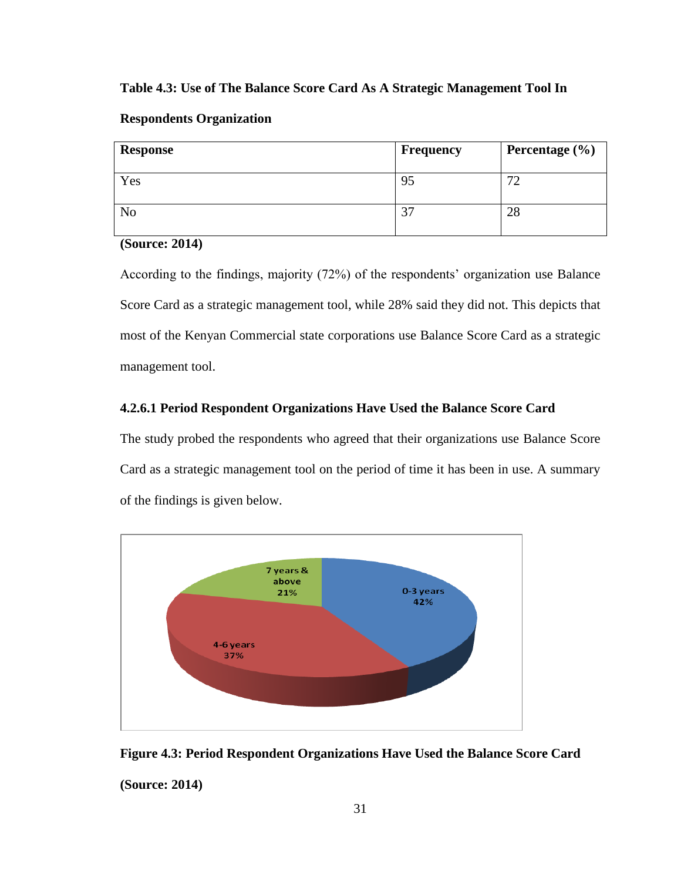**Table 4.3: Use of The Balance Score Card As A Strategic Management Tool In Respondents Organization**

| Response | Frequency | Percentage (%) |
|---|---|---|
| Yes | 95 | 72 |
| No | 37 | 28 |

**(Source: 2014)**

According to the findings, majority (72%) of the respondents' organization use Balance Score Card as a strategic management tool, while 28% said they did not. This depicts that most of the Kenyan Commercial state corporations use Balance Score Card as a strategic management tool.

#### 4.2.6.1 Period Respondent Organizations Have Used the Balance Score Card

The study probed the respondents who agreed that their organizations use Balance Score Card as a strategic management tool on the period of time it has been in use. A summary of the findings is given below.

**Figure 4.3: Period Respondent Organizations Have Used the Balance Score Card**

**(Source: 2014)**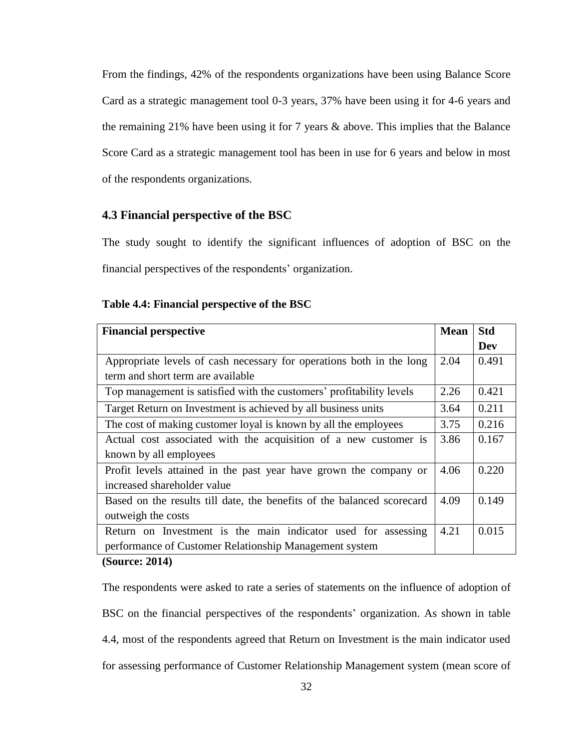From the findings, 42% of the respondents organizations have been using Balance Score Card as a strategic management tool 0-3 years, 37% have been using it for 4-6 years and the remaining 21% have been using it for 7 years & above. This implies that the Balance Score Card as a strategic management tool has been in use for 6 years and below in most of the respondents organizations.

## 4.3 Financial perspective of the BSC

The study sought to identify the significant influences of adoption of BSC on the financial perspectives of the respondents' organization.

**Table 4.4: Financial perspective of the BSC**

| Financial perspective | Mean | Std Dev |
|---|---|---|
| Appropriate levels of cash necessary for operations both in the long term and short term are available | 2.04 | 0.491 |
| Top management is satisfied with the customers' profitability levels | 2.26 | 0.421 |
| Target Return on Investment is achieved by all business units | 3.64 | 0.211 |
| The cost of making customer loyal is known by all the employees | 3.75 | 0.216 |
| Actual cost associated with the acquisition of a new customer is known by all employees | 3.86 | 0.167 |
| Profit levels attained in the past year have grown the company or increased shareholder value | 4.06 | 0.220 |
| Based on the results till date, the benefits of the balanced scorecard outweigh the costs | 4.09 | 0.149 |
| Return on Investment is the main indicator used for assessing performance of Customer Relationship Management system | 4.21 | 0.015 |

**(Source: 2014)**

The respondents were asked to rate a series of statements on the influence of adoption of BSC on the financial perspectives of the respondents' organization. As shown in table 4.4, most of the respondents agreed that Return on Investment is the main indicator used for assessing performance of Customer Relationship Management system (mean score of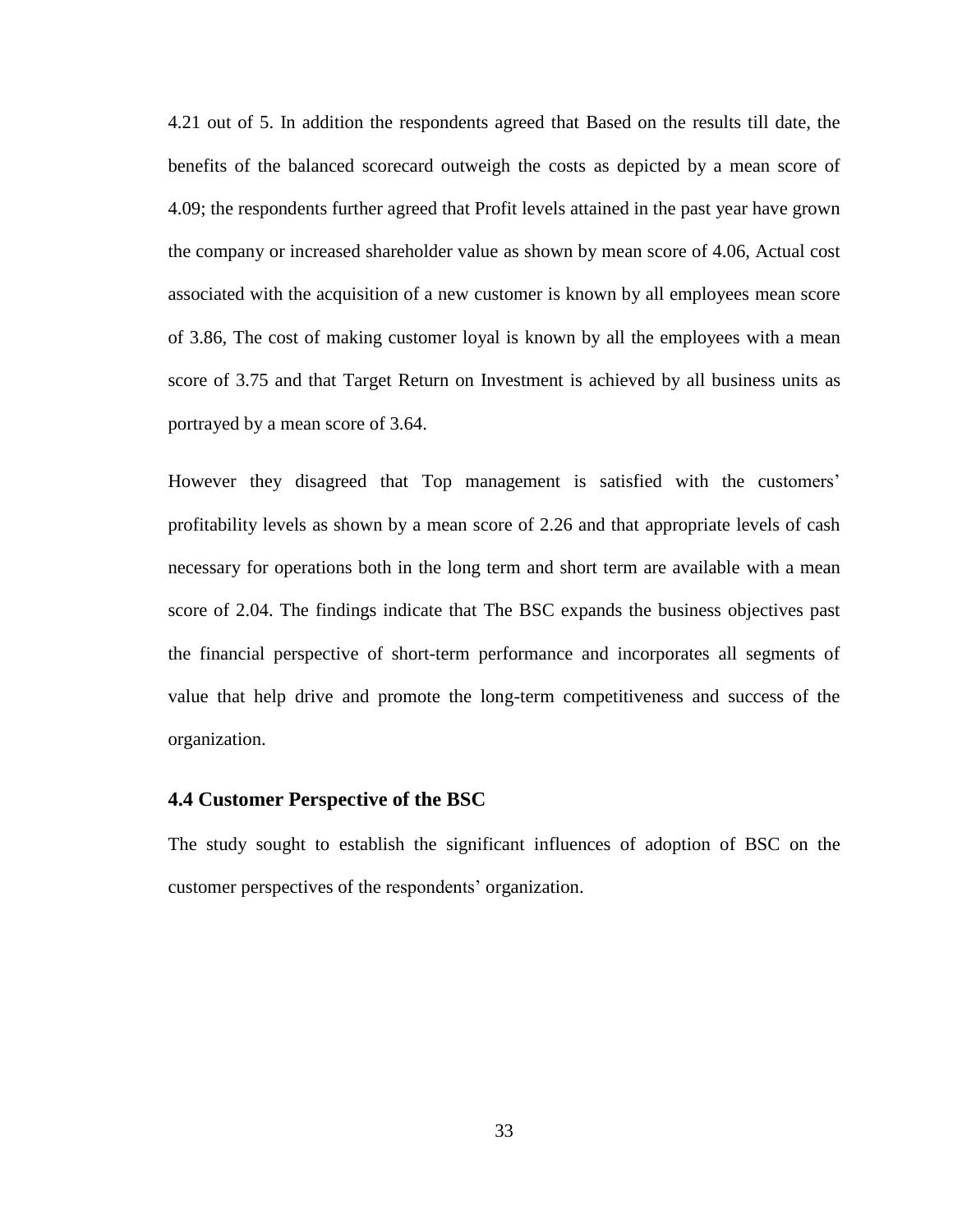4.21 out of 5. In addition the respondents agreed that Based on the results till date, the benefits of the balanced scorecard outweigh the costs as depicted by a mean score of 4.09; the respondents further agreed that Profit levels attained in the past year have grown the company or increased shareholder value as shown by mean score of 4.06, Actual cost associated with the acquisition of a new customer is known by all employees mean score of 3.86, The cost of making customer loyal is known by all the employees with a mean score of 3.75 and that Target Return on Investment is achieved by all business units as portrayed by a mean score of 3.64.

However they disagreed that Top management is satisfied with the customers' profitability levels as shown by a mean score of 2.26 and that appropriate levels of cash necessary for operations both in the long term and short term are available with a mean score of 2.04. The findings indicate that The BSC expands the business objectives past the financial perspective of short-term performance and incorporates all segments of value that help drive and promote the long-term competitiveness and success of the organization.

### 4.4 Customer Perspective of the BSC

The study sought to establish the significant influences of adoption of BSC on the customer perspectives of the respondents' organization.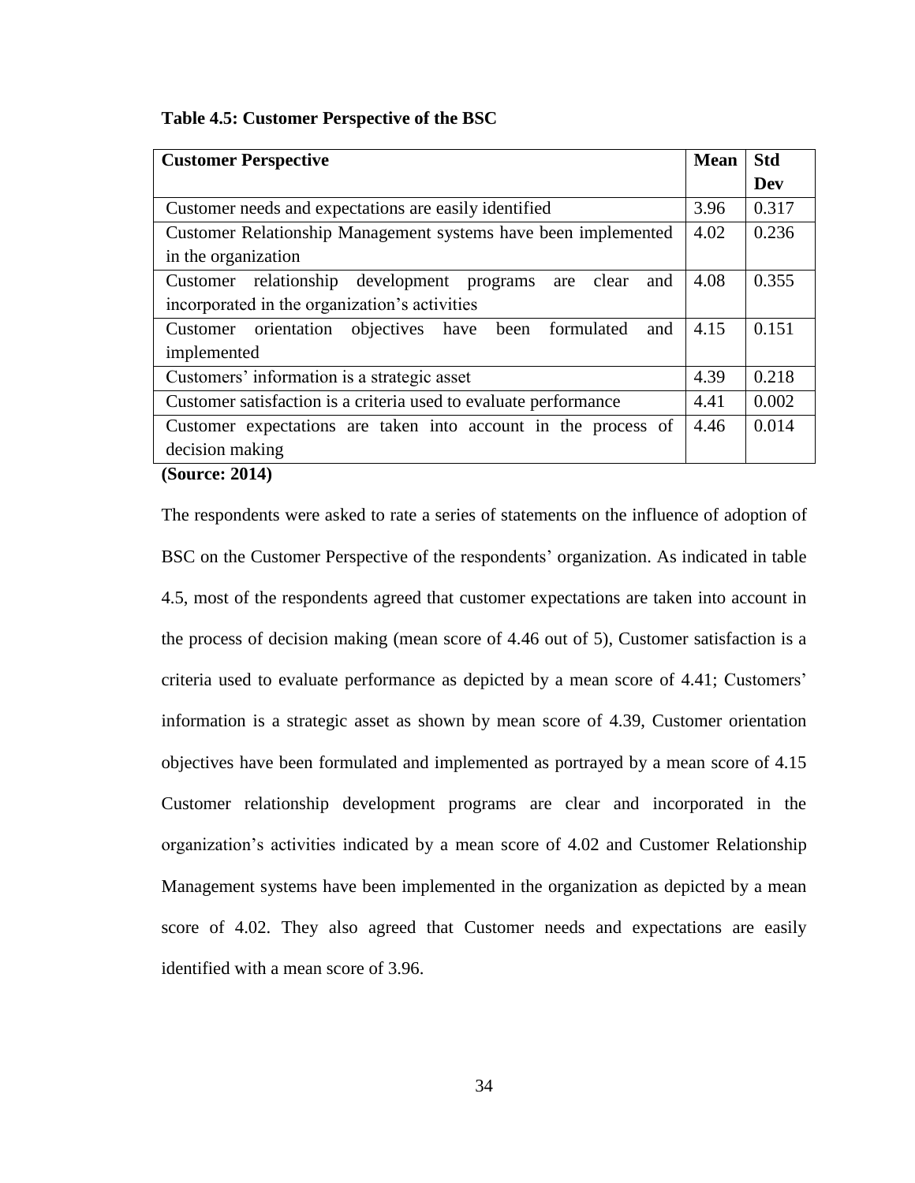**Table 4.5: Customer Perspective of the BSC**

| Customer Perspective | Mean | Std Dev |
|---|---|---|
| Customer needs and expectations are easily identified | 3.96 | 0.317 |
| Customer Relationship Management systems have been implemented in the organization | 4.02 | 0.236 |
| Customer relationship development programs are clear and incorporated in the organization's activities | 4.08 | 0.355 |
| Customer orientation objectives have been formulated and implemented | 4.15 | 0.151 |
| Customers' information is a strategic asset | 4.39 | 0.218 |
| Customer satisfaction is a criteria used to evaluate performance | 4.41 | 0.002 |
| Customer expectations are taken into account in the process of decision making | 4.46 | 0.014 |

**(Source: 2014)**

The respondents were asked to rate a series of statements on the influence of adoption of BSC on the Customer Perspective of the respondents' organization. As indicated in table 4.5, most of the respondents agreed that customer expectations are taken into account in the process of decision making (mean score of 4.46 out of 5), Customer satisfaction is a criteria used to evaluate performance as depicted by a mean score of 4.41; Customers' information is a strategic asset as shown by mean score of 4.39, Customer orientation objectives have been formulated and implemented as portrayed by a mean score of 4.15 Customer relationship development programs are clear and incorporated in the organization's activities indicated by a mean score of 4.02 and Customer Relationship Management systems have been implemented in the organization as depicted by a mean score of 4.02. They also agreed that Customer needs and expectations are easily identified with a mean score of 3.96.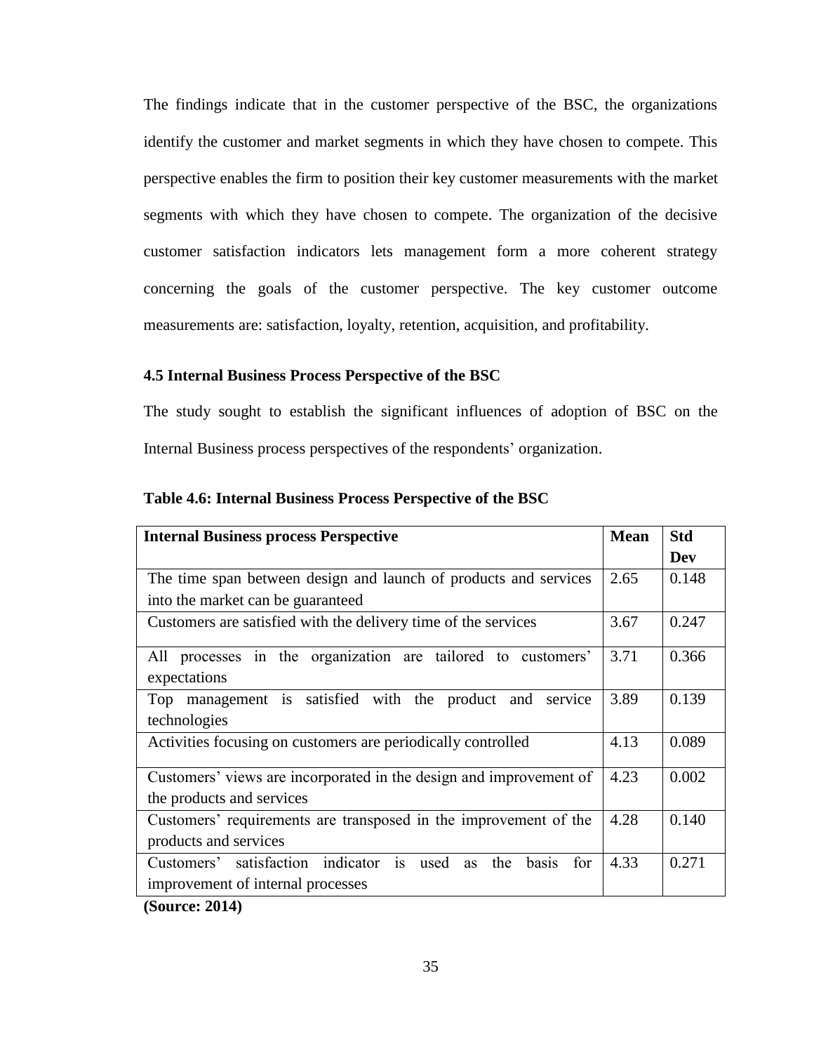The findings indicate that in the customer perspective of the BSC, the organizations identify the customer and market segments in which they have chosen to compete. This perspective enables the firm to position their key customer measurements with the market segments with which they have chosen to compete. The organization of the decisive customer satisfaction indicators lets management form a more coherent strategy concerning the goals of the customer perspective. The key customer outcome measurements are: satisfaction, loyalty, retention, acquisition, and profitability.

### 4.5 Internal Business Process Perspective of the BSC

The study sought to establish the significant influences of adoption of BSC on the Internal Business process perspectives of the respondents' organization.

**Table 4.6: Internal Business Process Perspective of the BSC**

| Internal Business process Perspective | Mean | Std Dev |
|---|---|---|
| The time span between design and launch of products and services into the market can be guaranteed | 2.65 | 0.148 |
| Customers are satisfied with the delivery time of the services | 3.67 | 0.247 |
| All processes in the organization are tailored to customers' expectations | 3.71 | 0.366 |
| Top management is satisfied with the product and service technologies | 3.89 | 0.139 |
| Activities focusing on customers are periodically controlled | 4.13 | 0.089 |
| Customers' views are incorporated in the design and improvement of the products and services | 4.23 | 0.002 |
| Customers' requirements are transposed in the improvement of the products and services | 4.28 | 0.140 |
| Customers' satisfaction indicator is used as the basis for improvement of internal processes | 4.33 | 0.271 |

**(Source: 2014)**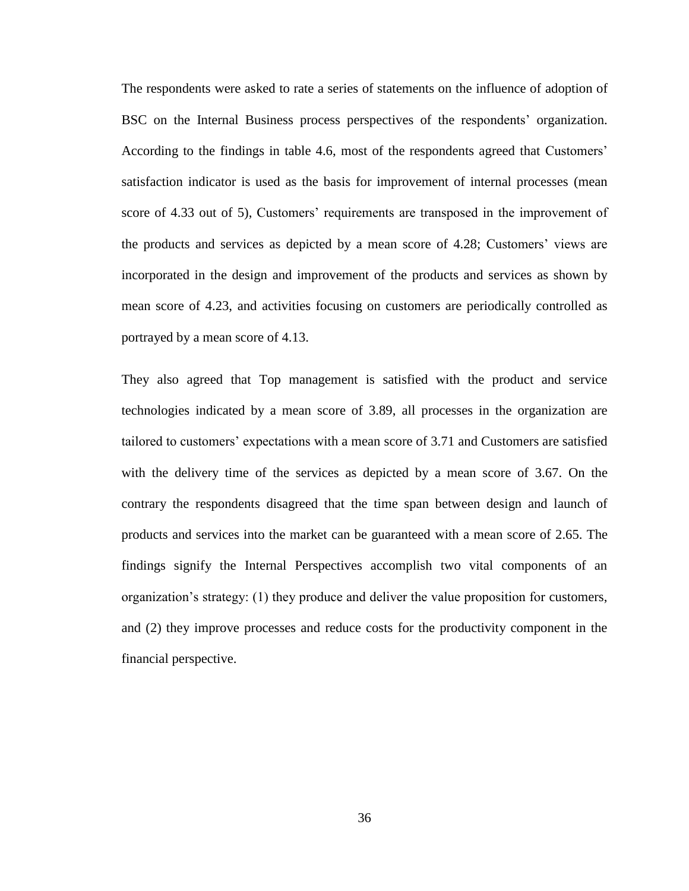The respondents were asked to rate a series of statements on the influence of adoption of BSC on the Internal Business process perspectives of the respondents' organization. According to the findings in table 4.6, most of the respondents agreed that Customers' satisfaction indicator is used as the basis for improvement of internal processes (mean score of 4.33 out of 5), Customers' requirements are transposed in the improvement of the products and services as depicted by a mean score of 4.28; Customers' views are incorporated in the design and improvement of the products and services as shown by mean score of 4.23, and activities focusing on customers are periodically controlled as portrayed by a mean score of 4.13.

They also agreed that Top management is satisfied with the product and service technologies indicated by a mean score of 3.89, all processes in the organization are tailored to customers' expectations with a mean score of 3.71 and Customers are satisfied with the delivery time of the services as depicted by a mean score of 3.67. On the contrary the respondents disagreed that the time span between design and launch of products and services into the market can be guaranteed with a mean score of 2.65. The findings signify the Internal Perspectives accomplish two vital components of an organization's strategy: (1) they produce and deliver the value proposition for customers, and (2) they improve processes and reduce costs for the productivity component in the financial perspective.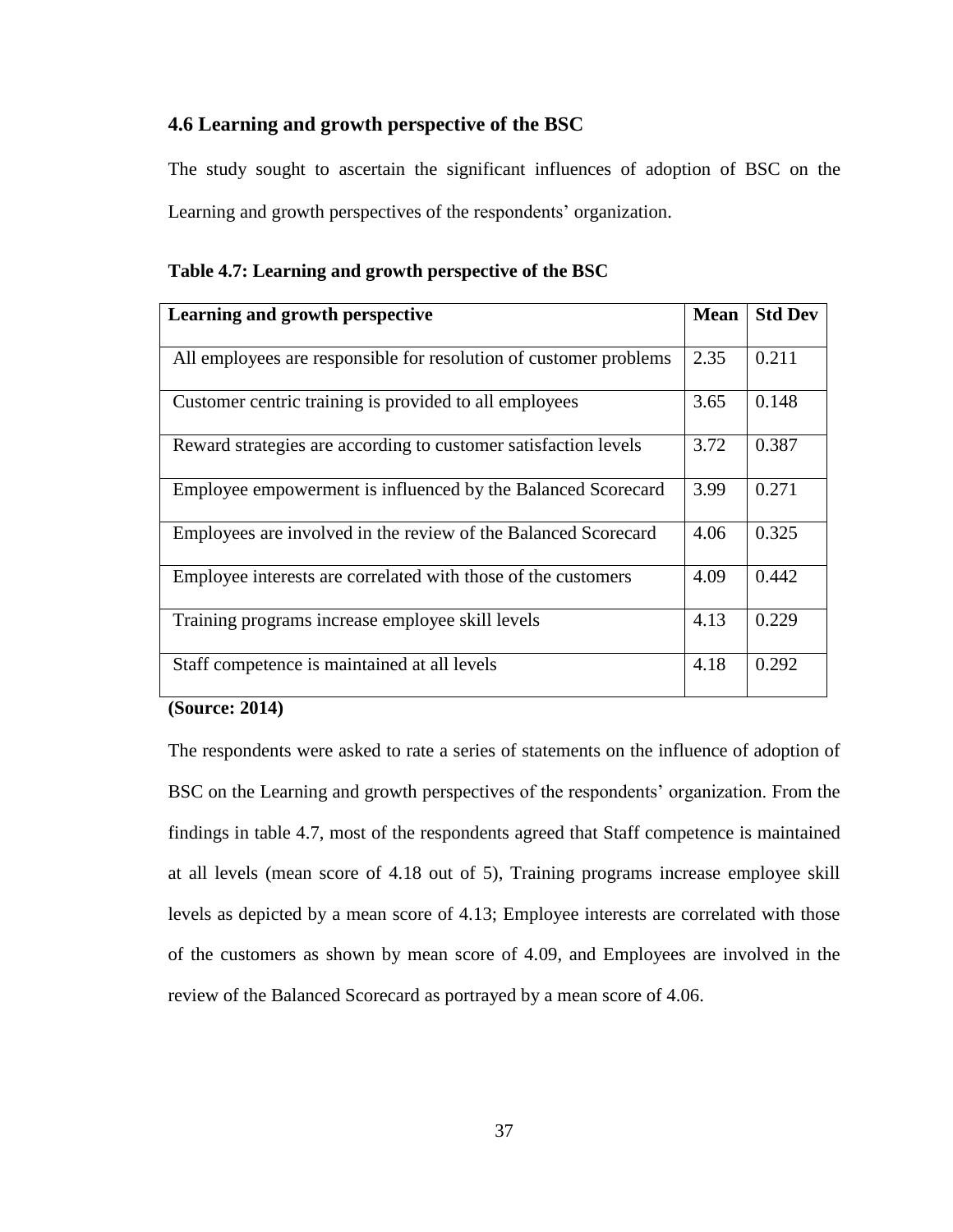## 4.6 Learning and growth perspective of the BSC

The study sought to ascertain the significant influences of adoption of BSC on the Learning and growth perspectives of the respondents' organization.

**Table 4.7: Learning and growth perspective of the BSC**

| Learning and growth perspective | Mean | Std Dev |
|---|---|---|
| All employees are responsible for resolution of customer problems | 2.35 | 0.211 |
| Customer centric training is provided to all employees | 3.65 | 0.148 |
| Reward strategies are according to customer satisfaction levels | 3.72 | 0.387 |
| Employee empowerment is influenced by the Balanced Scorecard | 3.99 | 0.271 |
| Employees are involved in the review of the Balanced Scorecard | 4.06 | 0.325 |
| Employee interests are correlated with those of the customers | 4.09 | 0.442 |
| Training programs increase employee skill levels | 4.13 | 0.229 |
| Staff competence is maintained at all levels | 4.18 | 0.292 |

**(Source: 2014)**

The respondents were asked to rate a series of statements on the influence of adoption of BSC on the Learning and growth perspectives of the respondents' organization. From the findings in table 4.7, most of the respondents agreed that Staff competence is maintained at all levels (mean score of 4.18 out of 5), Training programs increase employee skill levels as depicted by a mean score of 4.13; Employee interests are correlated with those of the customers as shown by mean score of 4.09, and Employees are involved in the review of the Balanced Scorecard as portrayed by a mean score of 4.06.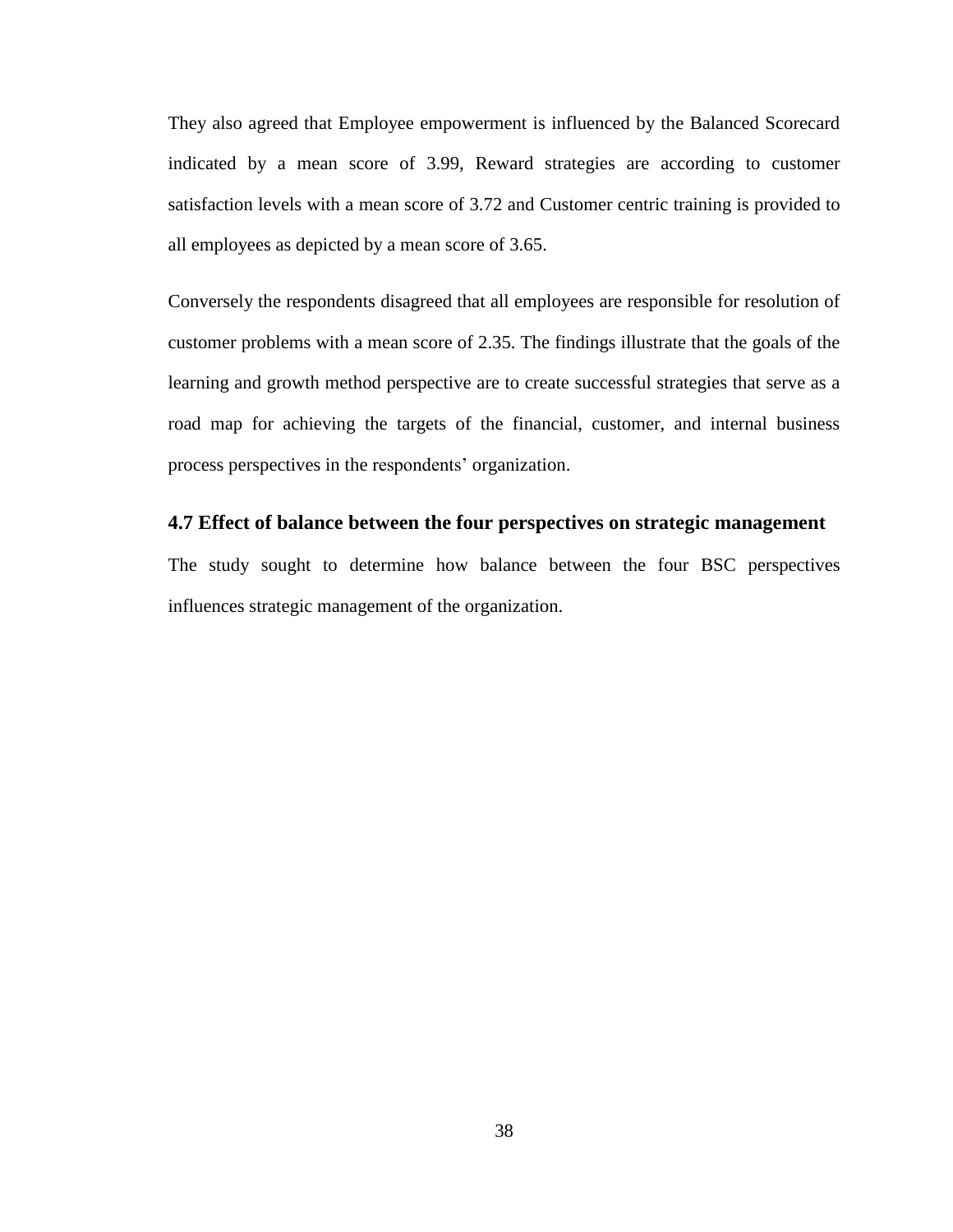They also agreed that Employee empowerment is influenced by the Balanced Scorecard indicated by a mean score of 3.99, Reward strategies are according to customer satisfaction levels with a mean score of 3.72 and Customer centric training is provided to all employees as depicted by a mean score of 3.65.

Conversely the respondents disagreed that all employees are responsible for resolution of customer problems with a mean score of 2.35. The findings illustrate that the goals of the learning and growth method perspective are to create successful strategies that serve as a road map for achieving the targets of the financial, customer, and internal business process perspectives in the respondents' organization.

## 4.7 Effect of balance between the four perspectives on strategic management

The study sought to determine how balance between the four BSC perspectives influences strategic management of the organization.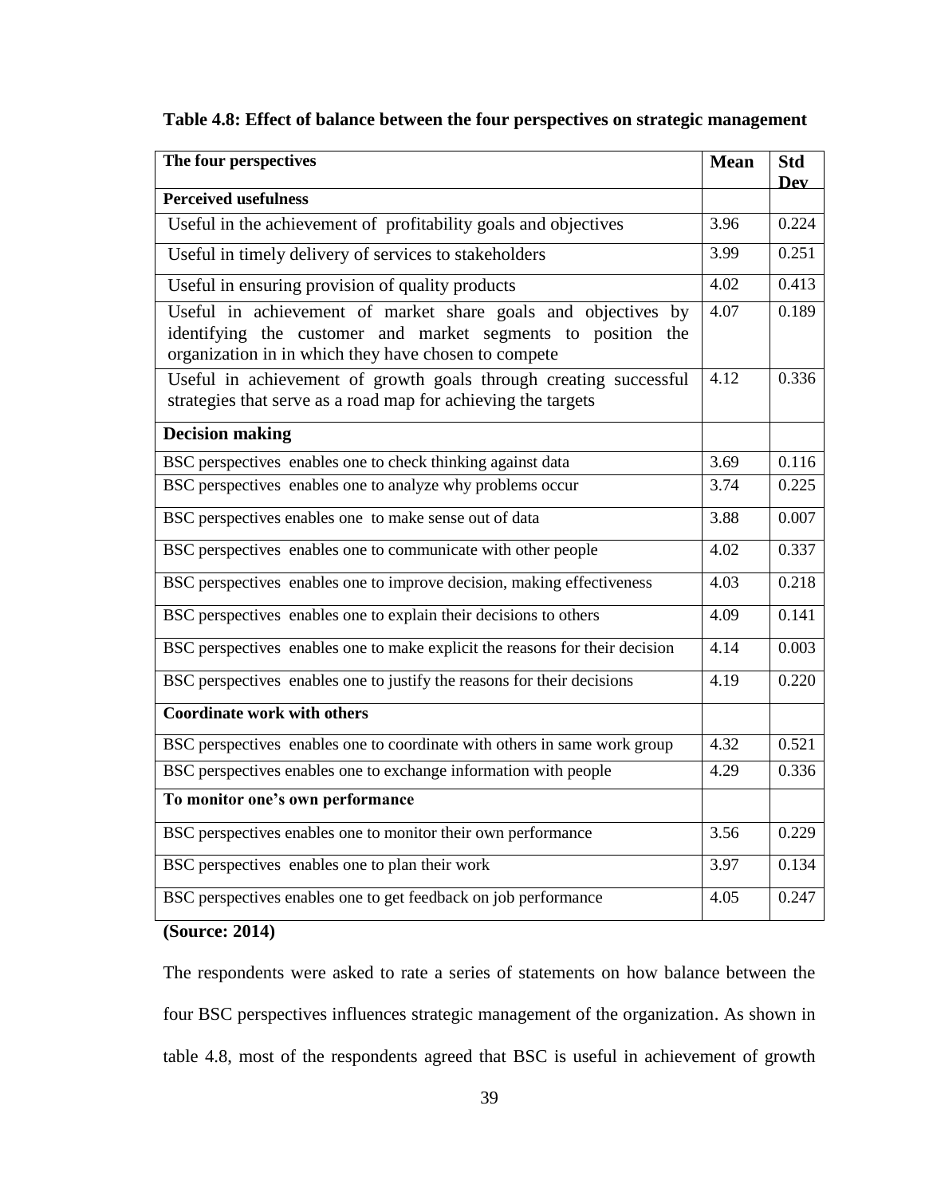**Table 4.8: Effect of balance between the four perspectives on strategic management**

| The four perspectives | Mean | Std Dev |
|---|---|---|
| **Perceived usefulness** | | |
| Useful in the achievement of profitability goals and objectives | 3.96 | 0.224 |
| Useful in timely delivery of services to stakeholders | 3.99 | 0.251 |
| Useful in ensuring provision of quality products | 4.02 | 0.413 |
| Useful in achievement of market share goals and objectives by identifying the customer and market segments to position the organization in in which they have chosen to compete | 4.07 | 0.189 |
| Useful in achievement of growth goals through creating successful strategies that serve as a road map for achieving the targets | 4.12 | 0.336 |
| **Decision making** | | |
| BSC perspectives enables one to check thinking against data | 3.69 | 0.116 |
| BSC perspectives enables one to analyze why problems occur | 3.74 | 0.225 |
| BSC perspectives enables one to make sense out of data | 3.88 | 0.007 |
| BSC perspectives enables one to communicate with other people | 4.02 | 0.337 |
| BSC perspectives enables one to improve decision, making effectiveness | 4.03 | 0.218 |
| BSC perspectives enables one to explain their decisions to others | 4.09 | 0.141 |
| BSC perspectives enables one to make explicit the reasons for their decision | 4.14 | 0.003 |
| BSC perspectives enables one to justify the reasons for their decisions | 4.19 | 0.220 |
| **Coordinate work with others** | | |
| BSC perspectives enables one to coordinate with others in same work group | 4.32 | 0.521 |
| BSC perspectives enables one to exchange information with people | 4.29 | 0.336 |
| **To monitor one's own performance** | | |
| BSC perspectives enables one to monitor their own performance | 3.56 | 0.229 |
| BSC perspectives enables one to plan their work | 3.97 | 0.134 |
| BSC perspectives enables one to get feedback on job performance | 4.05 | 0.247 |

**(Source: 2014)**

The respondents were asked to rate a series of statements on how balance between the four BSC perspectives influences strategic management of the organization. As shown in table 4.8, most of the respondents agreed that BSC is useful in achievement of growth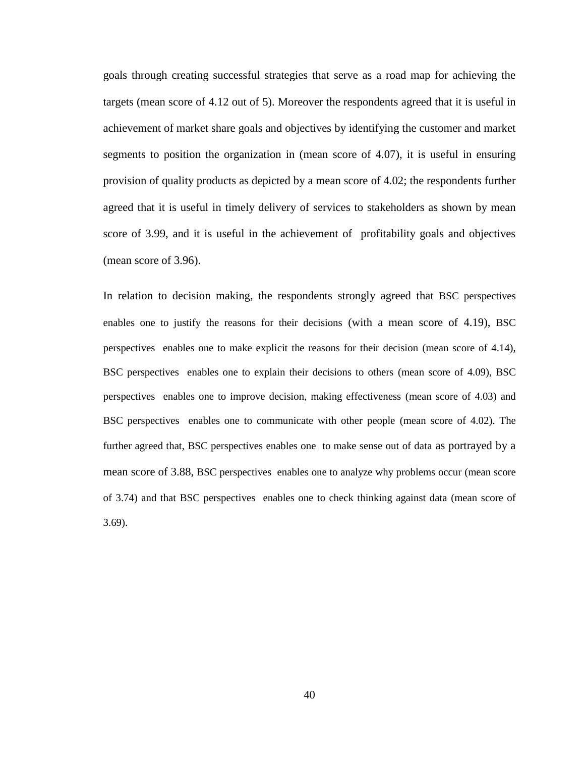goals through creating successful strategies that serve as a road map for achieving the targets (mean score of 4.12 out of 5). Moreover the respondents agreed that it is useful in achievement of market share goals and objectives by identifying the customer and market segments to position the organization in (mean score of 4.07), it is useful in ensuring provision of quality products as depicted by a mean score of 4.02; the respondents further agreed that it is useful in timely delivery of services to stakeholders as shown by mean score of 3.99, and it is useful in the achievement of profitability goals and objectives (mean score of 3.96).

In relation to decision making, the respondents strongly agreed that BSC perspectives enables one to justify the reasons for their decisions (with a mean score of 4.19), BSC perspectives enables one to make explicit the reasons for their decision (mean score of 4.14), BSC perspectives enables one to explain their decisions to others (mean score of 4.09), BSC perspectives enables one to improve decision, making effectiveness (mean score of 4.03) and BSC perspectives enables one to communicate with other people (mean score of 4.02). The further agreed that, BSC perspectives enables one to make sense out of data as portrayed by a mean score of 3.88, BSC perspectives enables one to analyze why problems occur (mean score of 3.74) and that BSC perspectives enables one to check thinking against data (mean score of 3.69).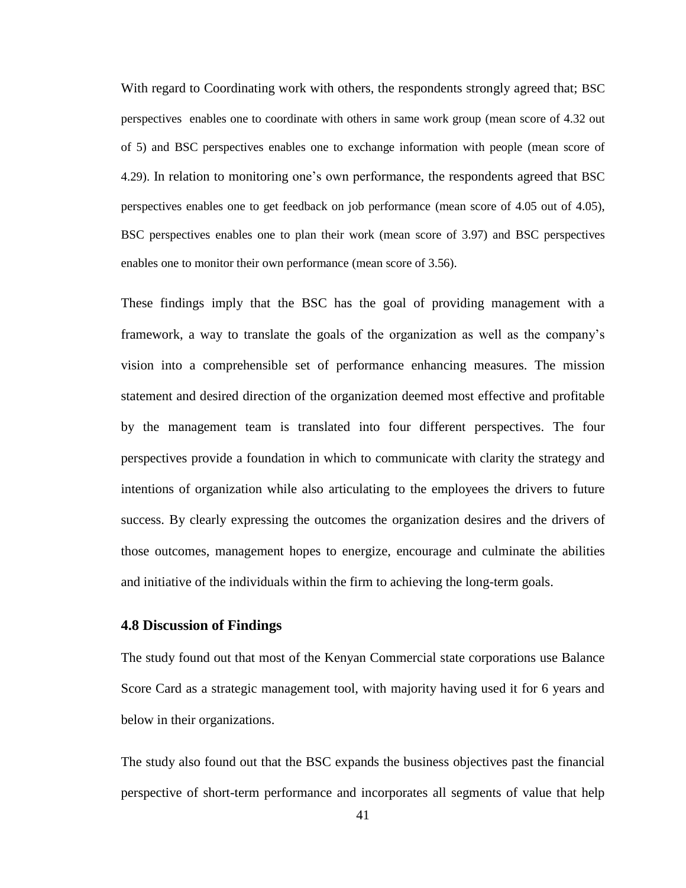With regard to Coordinating work with others, the respondents strongly agreed that; BSC perspectives enables one to coordinate with others in same work group (mean score of 4.32 out of 5) and BSC perspectives enables one to exchange information with people (mean score of 4.29). In relation to monitoring one's own performance, the respondents agreed that BSC perspectives enables one to get feedback on job performance (mean score of 4.05 out of 4.05), BSC perspectives enables one to plan their work (mean score of 3.97) and BSC perspectives enables one to monitor their own performance (mean score of 3.56).

These findings imply that the BSC has the goal of providing management with a framework, a way to translate the goals of the organization as well as the company's vision into a comprehensible set of performance enhancing measures. The mission statement and desired direction of the organization deemed most effective and profitable by the management team is translated into four different perspectives. The four perspectives provide a foundation in which to communicate with clarity the strategy and intentions of organization while also articulating to the employees the drivers to future success. By clearly expressing the outcomes the organization desires and the drivers of those outcomes, management hopes to energize, encourage and culminate the abilities and initiative of the individuals within the firm to achieving the long-term goals.

### 4.8 Discussion of Findings

The study found out that most of the Kenyan Commercial state corporations use Balance Score Card as a strategic management tool, with majority having used it for 6 years and below in their organizations.

The study also found out that the BSC expands the business objectives past the financial perspective of short-term performance and incorporates all segments of value that help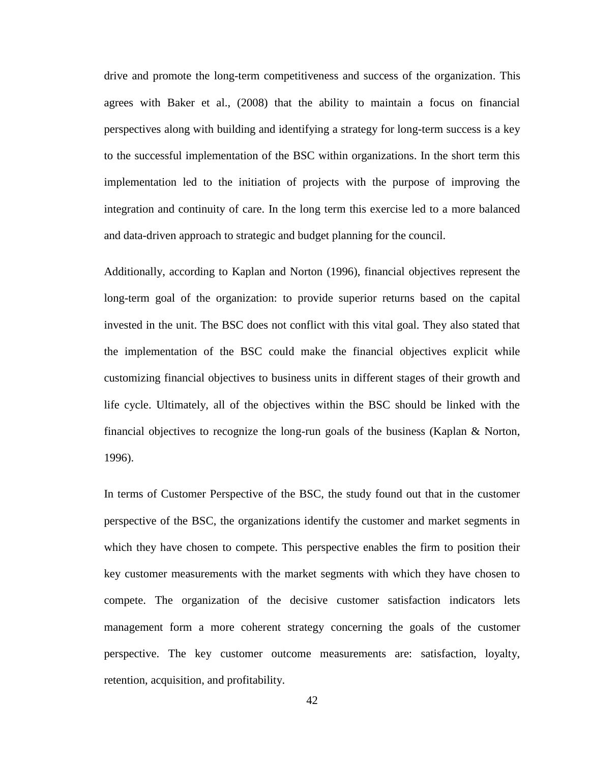drive and promote the long-term competitiveness and success of the organization. This agrees with Baker et al., (2008) that the ability to maintain a focus on financial perspectives along with building and identifying a strategy for long-term success is a key to the successful implementation of the BSC within organizations. In the short term this implementation led to the initiation of projects with the purpose of improving the integration and continuity of care. In the long term this exercise led to a more balanced and data-driven approach to strategic and budget planning for the council.

Additionally, according to Kaplan and Norton (1996), financial objectives represent the long-term goal of the organization: to provide superior returns based on the capital invested in the unit. The BSC does not conflict with this vital goal. They also stated that the implementation of the BSC could make the financial objectives explicit while customizing financial objectives to business units in different stages of their growth and life cycle. Ultimately, all of the objectives within the BSC should be linked with the financial objectives to recognize the long-run goals of the business (Kaplan & Norton, 1996).

In terms of Customer Perspective of the BSC, the study found out that in the customer perspective of the BSC, the organizations identify the customer and market segments in which they have chosen to compete. This perspective enables the firm to position their key customer measurements with the market segments with which they have chosen to compete. The organization of the decisive customer satisfaction indicators lets management form a more coherent strategy concerning the goals of the customer perspective. The key customer outcome measurements are: satisfaction, loyalty, retention, acquisition, and profitability.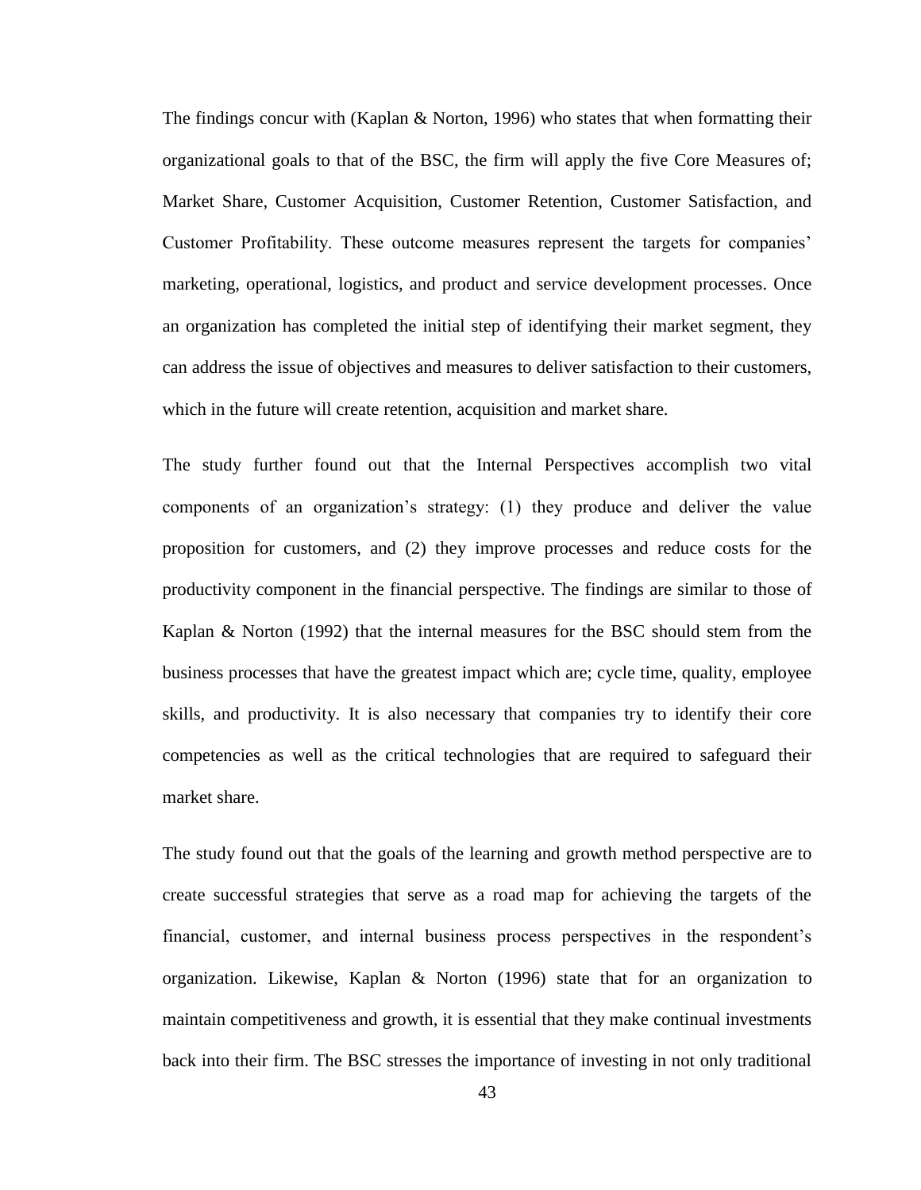The findings concur with (Kaplan & Norton, 1996) who states that when formatting their organizational goals to that of the BSC, the firm will apply the five Core Measures of; Market Share, Customer Acquisition, Customer Retention, Customer Satisfaction, and Customer Profitability. These outcome measures represent the targets for companies' marketing, operational, logistics, and product and service development processes. Once an organization has completed the initial step of identifying their market segment, they can address the issue of objectives and measures to deliver satisfaction to their customers, which in the future will create retention, acquisition and market share.

The study further found out that the Internal Perspectives accomplish two vital components of an organization's strategy: (1) they produce and deliver the value proposition for customers, and (2) they improve processes and reduce costs for the productivity component in the financial perspective. The findings are similar to those of Kaplan & Norton (1992) that the internal measures for the BSC should stem from the business processes that have the greatest impact which are; cycle time, quality, employee skills, and productivity. It is also necessary that companies try to identify their core competencies as well as the critical technologies that are required to safeguard their market share.

The study found out that the goals of the learning and growth method perspective are to create successful strategies that serve as a road map for achieving the targets of the financial, customer, and internal business process perspectives in the respondent's organization. Likewise, Kaplan & Norton (1996) state that for an organization to maintain competitiveness and growth, it is essential that they make continual investments back into their firm. The BSC stresses the importance of investing in not only traditional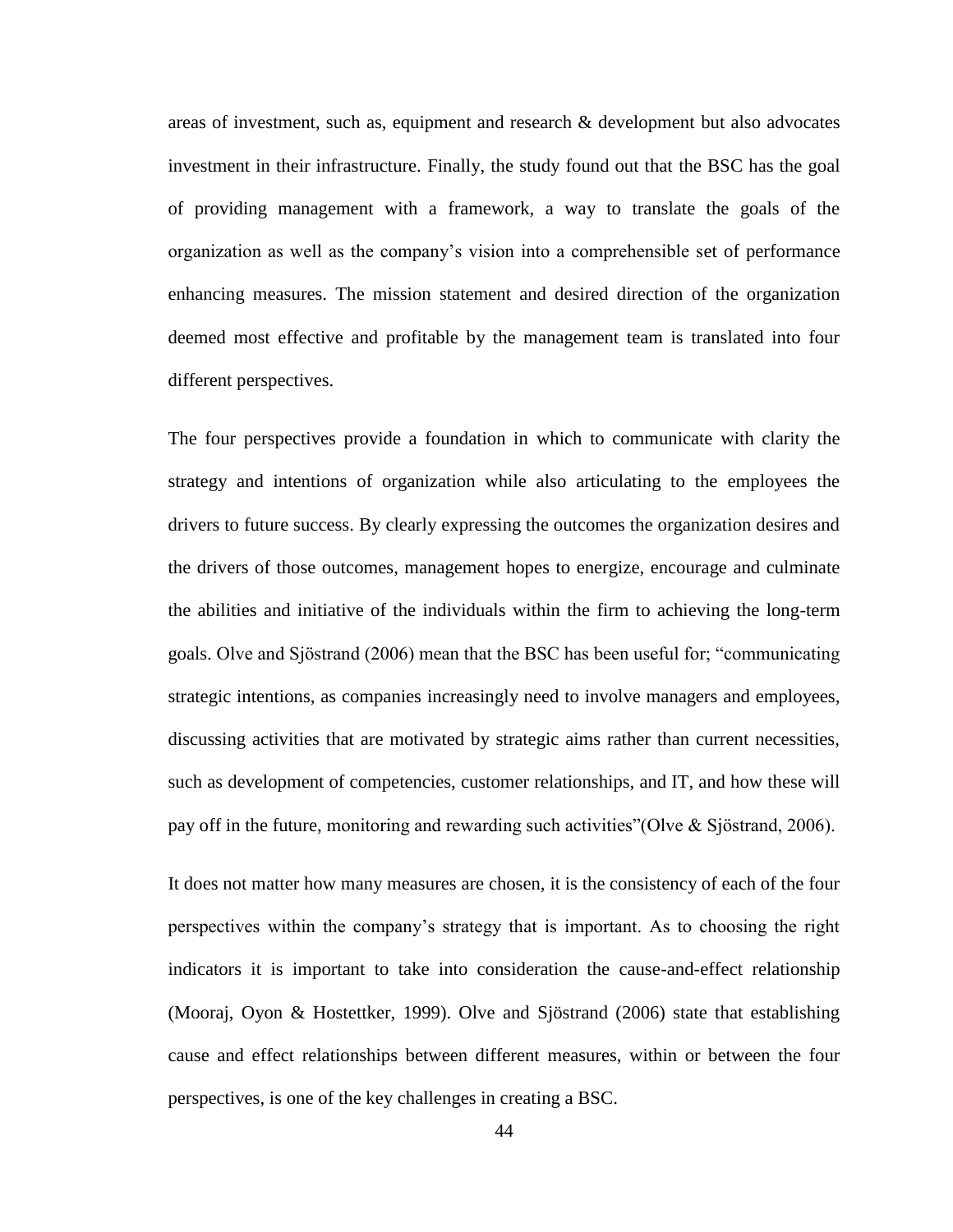areas of investment, such as, equipment and research & development but also advocates investment in their infrastructure. Finally, the study found out that the BSC has the goal of providing management with a framework, a way to translate the goals of the organization as well as the company's vision into a comprehensible set of performance enhancing measures. The mission statement and desired direction of the organization deemed most effective and profitable by the management team is translated into four different perspectives.

The four perspectives provide a foundation in which to communicate with clarity the strategy and intentions of organization while also articulating to the employees the drivers to future success. By clearly expressing the outcomes the organization desires and the drivers of those outcomes, management hopes to energize, encourage and culminate the abilities and initiative of the individuals within the firm to achieving the long-term goals. Olve and Sjöstrand (2006) mean that the BSC has been useful for; "communicating strategic intentions, as companies increasingly need to involve managers and employees, discussing activities that are motivated by strategic aims rather than current necessities, such as development of competencies, customer relationships, and IT, and how these will pay off in the future, monitoring and rewarding such activities"(Olve & Sjöstrand, 2006).

It does not matter how many measures are chosen, it is the consistency of each of the four perspectives within the company's strategy that is important. As to choosing the right indicators it is important to take into consideration the cause-and-effect relationship (Mooraj, Oyon & Hostettker, 1999). Olve and Sjöstrand (2006) state that establishing cause and effect relationships between different measures, within or between the four perspectives, is one of the key challenges in creating a BSC.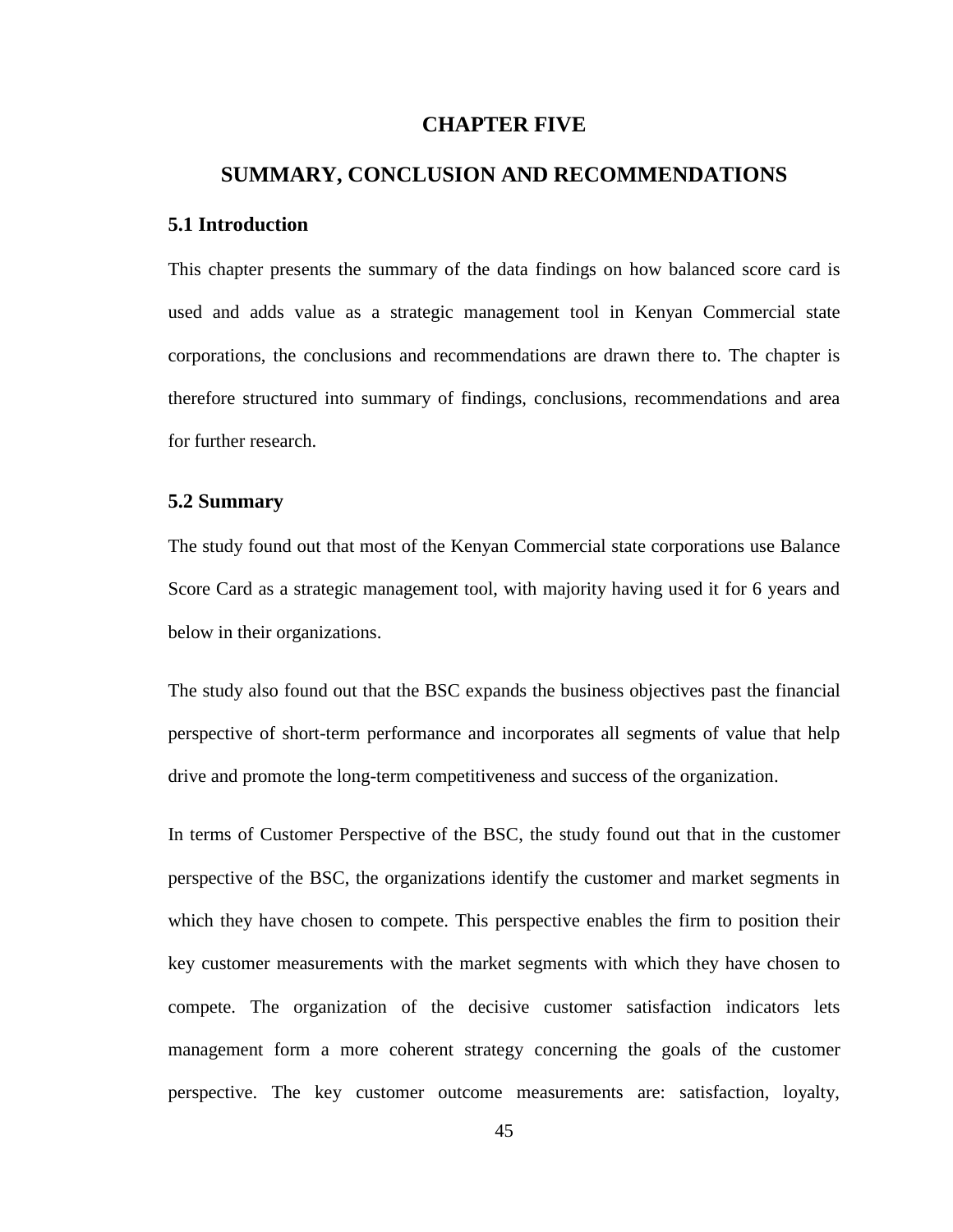# CHAPTER FIVE

# SUMMARY, CONCLUSION AND RECOMMENDATIONS

## 5.1 Introduction

This chapter presents the summary of the data findings on how balanced score card is used and adds value as a strategic management tool in Kenyan Commercial state corporations, the conclusions and recommendations are drawn there to. The chapter is therefore structured into summary of findings, conclusions, recommendations and area for further research.

## 5.2 Summary

The study found out that most of the Kenyan Commercial state corporations use Balance Score Card as a strategic management tool, with majority having used it for 6 years and below in their organizations.

The study also found out that the BSC expands the business objectives past the financial perspective of short-term performance and incorporates all segments of value that help drive and promote the long-term competitiveness and success of the organization.

In terms of Customer Perspective of the BSC, the study found out that in the customer perspective of the BSC, the organizations identify the customer and market segments in which they have chosen to compete. This perspective enables the firm to position their key customer measurements with the market segments with which they have chosen to compete. The organization of the decisive customer satisfaction indicators lets management form a more coherent strategy concerning the goals of the customer perspective. The key customer outcome measurements are: satisfaction, loyalty,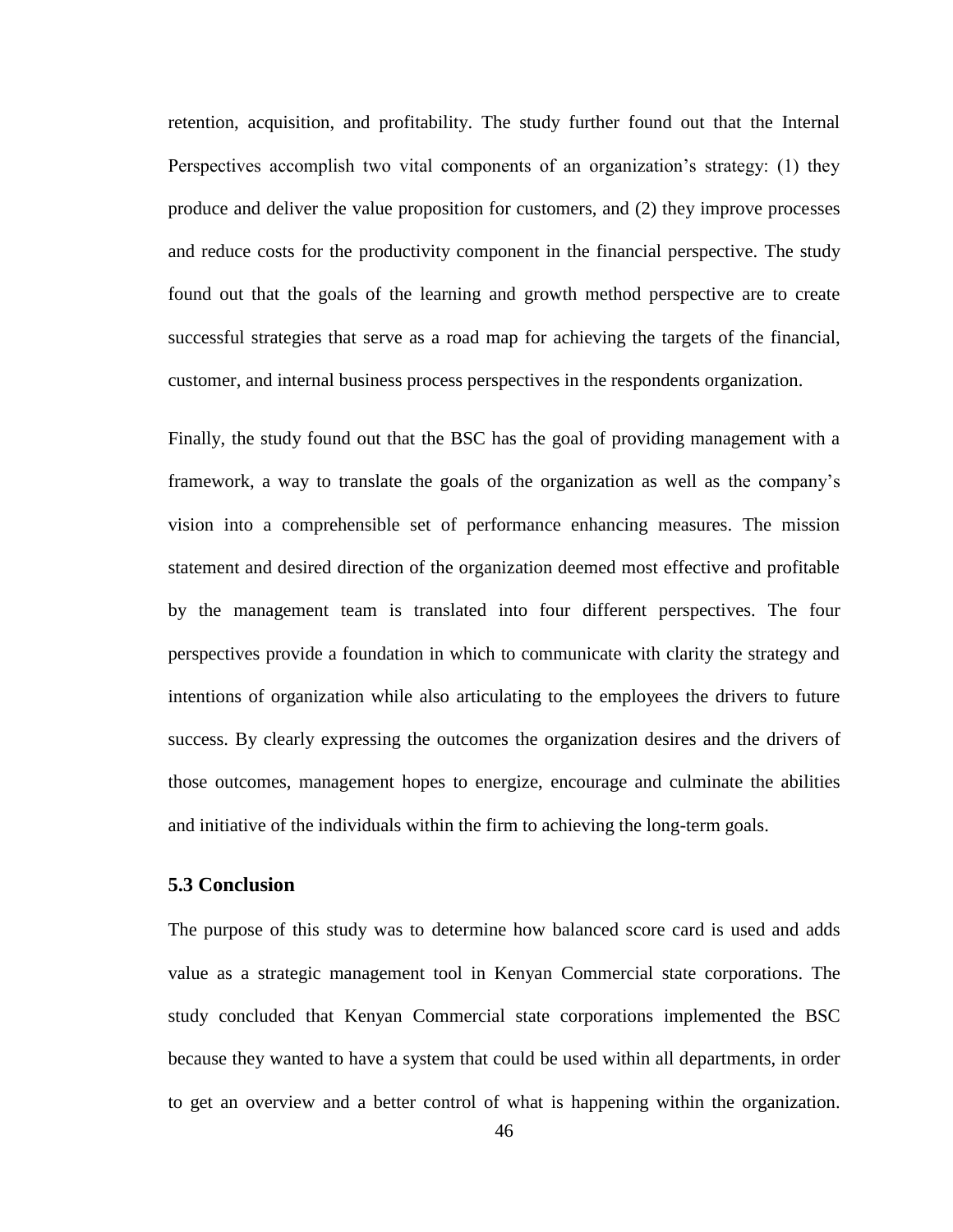retention, acquisition, and profitability. The study further found out that the Internal Perspectives accomplish two vital components of an organization’s strategy: (1) they produce and deliver the value proposition for customers, and (2) they improve processes and reduce costs for the productivity component in the financial perspective. The study found out that the goals of the learning and growth method perspective are to create successful strategies that serve as a road map for achieving the targets of the financial, customer, and internal business process perspectives in the respondents organization.

Finally, the study found out that the BSC has the goal of providing management with a framework, a way to translate the goals of the organization as well as the company’s vision into a comprehensible set of performance enhancing measures. The mission statement and desired direction of the organization deemed most effective and profitable by the management team is translated into four different perspectives. The four perspectives provide a foundation in which to communicate with clarity the strategy and intentions of organization while also articulating to the employees the drivers to future success. By clearly expressing the outcomes the organization desires and the drivers of those outcomes, management hopes to energize, encourage and culminate the abilities and initiative of the individuals within the firm to achieving the long-term goals.

### 5.3 Conclusion

The purpose of this study was to determine how balanced score card is used and adds value as a strategic management tool in Kenyan Commercial state corporations. The study concluded that Kenyan Commercial state corporations implemented the BSC because they wanted to have a system that could be used within all departments, in order to get an overview and a better control of what is happening within the organization.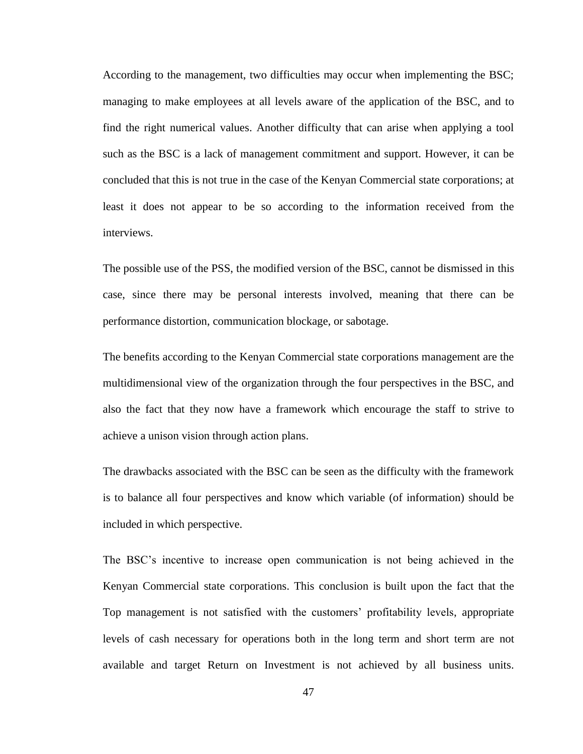According to the management, two difficulties may occur when implementing the BSC; managing to make employees at all levels aware of the application of the BSC, and to find the right numerical values. Another difficulty that can arise when applying a tool such as the BSC is a lack of management commitment and support. However, it can be concluded that this is not true in the case of the Kenyan Commercial state corporations; at least it does not appear to be so according to the information received from the interviews.

The possible use of the PSS, the modified version of the BSC, cannot be dismissed in this case, since there may be personal interests involved, meaning that there can be performance distortion, communication blockage, or sabotage.

The benefits according to the Kenyan Commercial state corporations management are the multidimensional view of the organization through the four perspectives in the BSC, and also the fact that they now have a framework which encourage the staff to strive to achieve a unison vision through action plans.

The drawbacks associated with the BSC can be seen as the difficulty with the framework is to balance all four perspectives and know which variable (of information) should be included in which perspective.

The BSC's incentive to increase open communication is not being achieved in the Kenyan Commercial state corporations. This conclusion is built upon the fact that the Top management is not satisfied with the customers' profitability levels, appropriate levels of cash necessary for operations both in the long term and short term are not available and target Return on Investment is not achieved by all business units.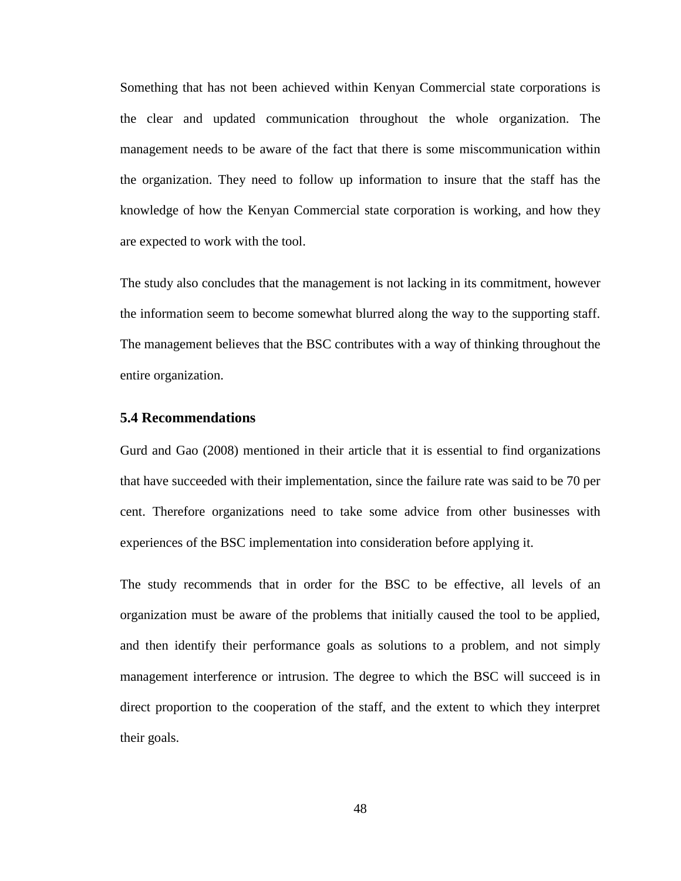Something that has not been achieved within Kenyan Commercial state corporations is the clear and updated communication throughout the whole organization. The management needs to be aware of the fact that there is some miscommunication within the organization. They need to follow up information to insure that the staff has the knowledge of how the Kenyan Commercial state corporation is working, and how they are expected to work with the tool.

The study also concludes that the management is not lacking in its commitment, however the information seem to become somewhat blurred along the way to the supporting staff. The management believes that the BSC contributes with a way of thinking throughout the entire organization.

### 5.4 Recommendations

Gurd and Gao (2008) mentioned in their article that it is essential to find organizations that have succeeded with their implementation, since the failure rate was said to be 70 per cent. Therefore organizations need to take some advice from other businesses with experiences of the BSC implementation into consideration before applying it.

The study recommends that in order for the BSC to be effective, all levels of an organization must be aware of the problems that initially caused the tool to be applied, and then identify their performance goals as solutions to a problem, and not simply management interference or intrusion. The degree to which the BSC will succeed is in direct proportion to the cooperation of the staff, and the extent to which they interpret their goals.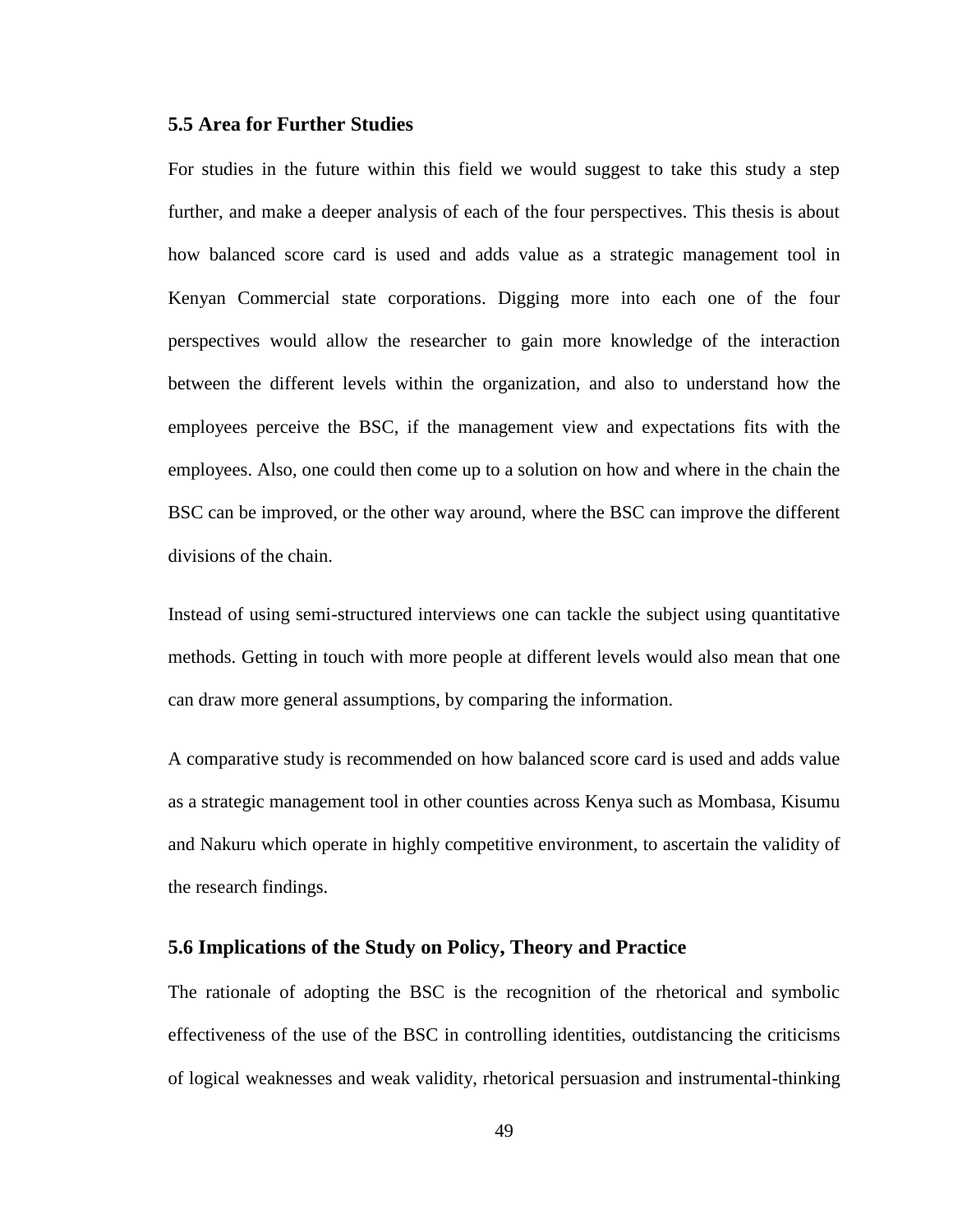### 5.5 Area for Further Studies

For studies in the future within this field we would suggest to take this study a step further, and make a deeper analysis of each of the four perspectives. This thesis is about how balanced score card is used and adds value as a strategic management tool in Kenyan Commercial state corporations. Digging more into each one of the four perspectives would allow the researcher to gain more knowledge of the interaction between the different levels within the organization, and also to understand how the employees perceive the BSC, if the management view and expectations fits with the employees. Also, one could then come up to a solution on how and where in the chain the BSC can be improved, or the other way around, where the BSC can improve the different divisions of the chain.

Instead of using semi-structured interviews one can tackle the subject using quantitative methods. Getting in touch with more people at different levels would also mean that one can draw more general assumptions, by comparing the information.

A comparative study is recommended on how balanced score card is used and adds value as a strategic management tool in other counties across Kenya such as Mombasa, Kisumu and Nakuru which operate in highly competitive environment, to ascertain the validity of the research findings.

### 5.6 Implications of the Study on Policy, Theory and Practice

The rationale of adopting the BSC is the recognition of the rhetorical and symbolic effectiveness of the use of the BSC in controlling identities, outdistancing the criticisms of logical weaknesses and weak validity, rhetorical persuasion and instrumental-thinking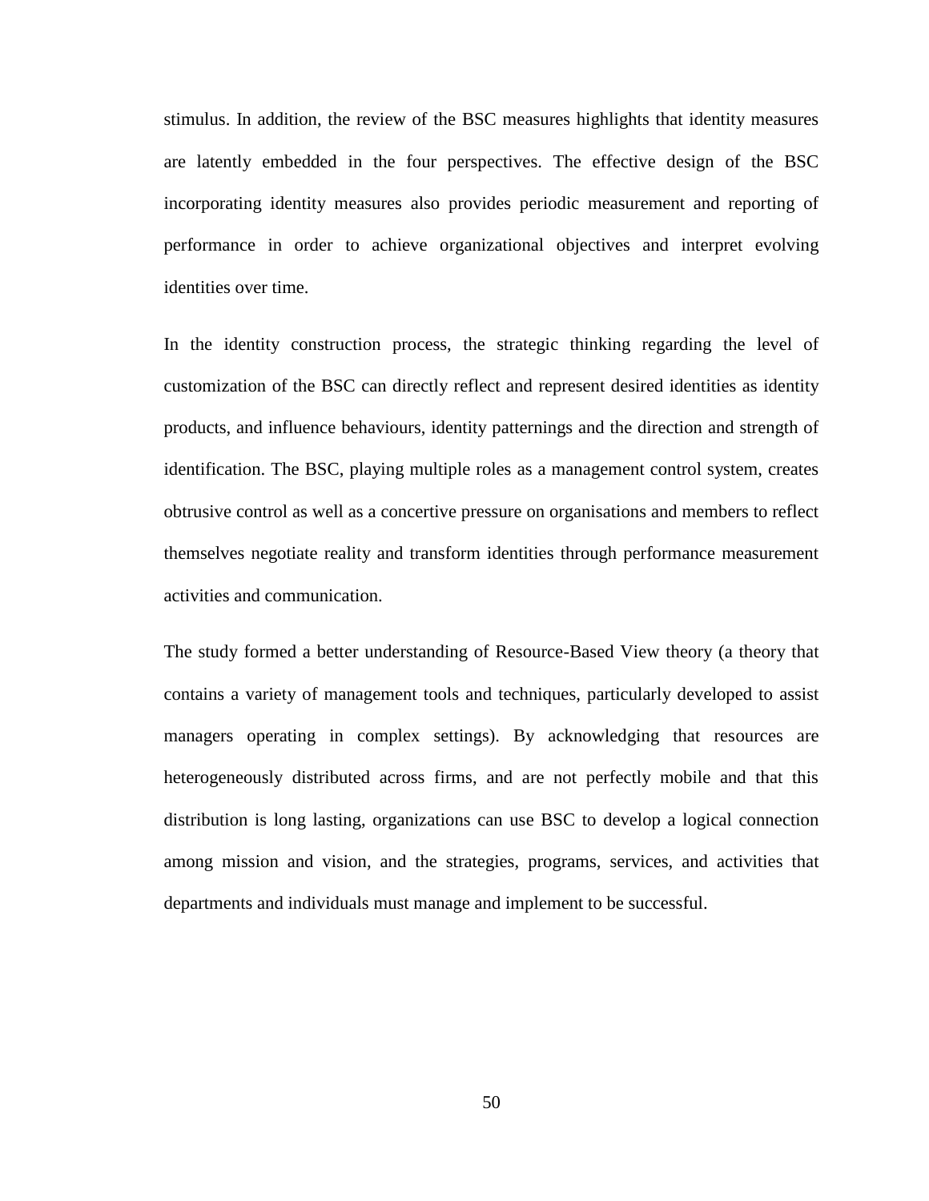stimulus. In addition, the review of the BSC measures highlights that identity measures are latently embedded in the four perspectives. The effective design of the BSC incorporating identity measures also provides periodic measurement and reporting of performance in order to achieve organizational objectives and interpret evolving identities over time.

In the identity construction process, the strategic thinking regarding the level of customization of the BSC can directly reflect and represent desired identities as identity products, and influence behaviours, identity patternings and the direction and strength of identification. The BSC, playing multiple roles as a management control system, creates obtrusive control as well as a concertive pressure on organisations and members to reflect themselves negotiate reality and transform identities through performance measurement activities and communication.

The study formed a better understanding of Resource-Based View theory (a theory that contains a variety of management tools and techniques, particularly developed to assist managers operating in complex settings). By acknowledging that resources are heterogeneously distributed across firms, and are not perfectly mobile and that this distribution is long lasting, organizations can use BSC to develop a logical connection among mission and vision, and the strategies, programs, services, and activities that departments and individuals must manage and implement to be successful.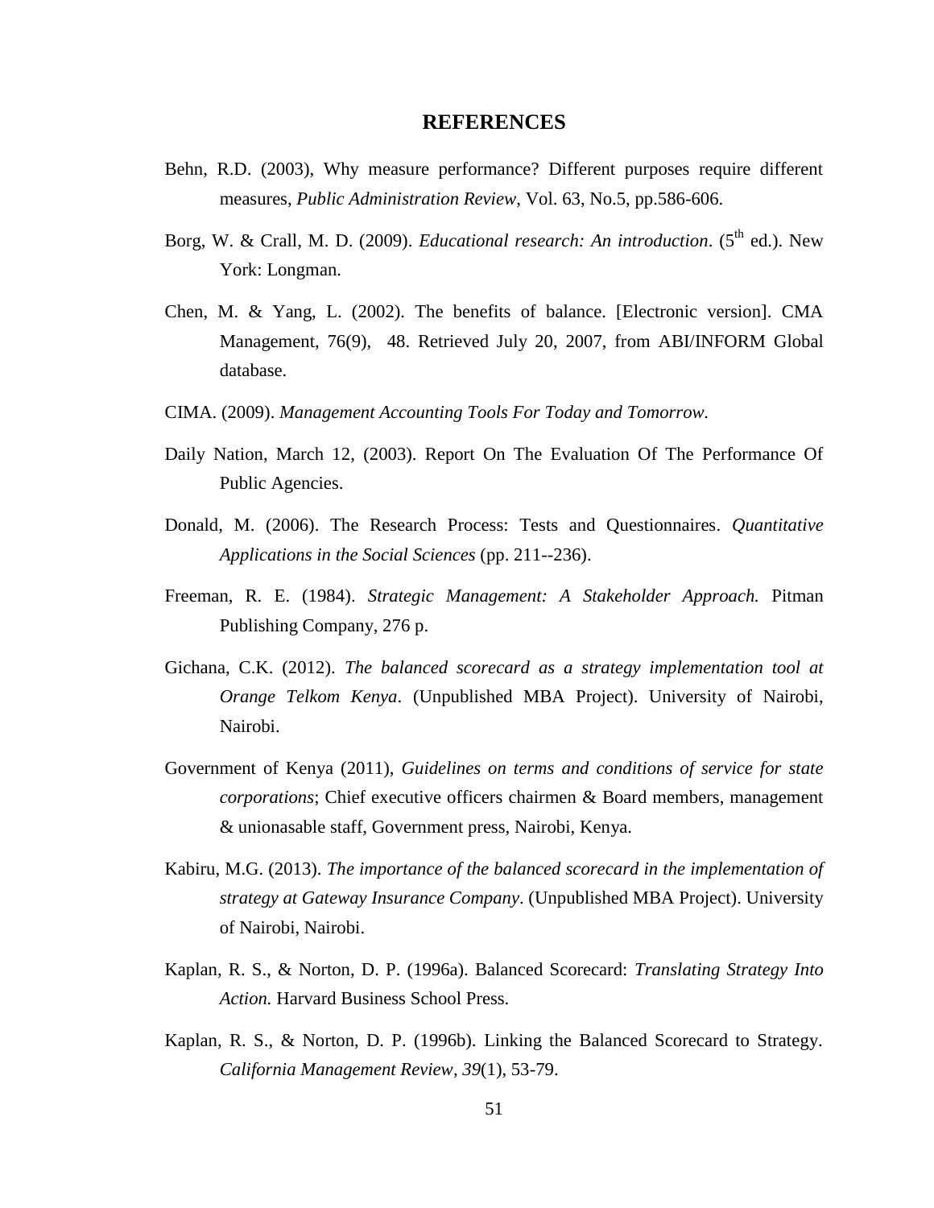# REFERENCES

Behn, R.D. (2003), Why measure performance? Different purposes require different measures, *Public Administration Review*, Vol. 63, No.5, pp.586-606.

Borg, W. & Crall, M. D. (2009). *Educational research: An introduction*. ($5^{th}$ ed.). New York: Longman.

Chen, M. & Yang, L. (2002). The benefits of balance. [Electronic version]. CMA Management, 76(9), 48. Retrieved July 20, 2007, from ABI/INFORM Global database.

CIMA. (2009). *Management Accounting Tools For Today and Tomorrow.*

Daily Nation, March 12, (2003). Report On The Evaluation Of The Performance Of Public Agencies.

Donald, M. (2006). The Research Process: Tests and Questionnaires. *Quantitative Applications in the Social Sciences* (pp. 211--236).

Freeman, R. E. (1984). *Strategic Management: A Stakeholder Approach.* Pitman Publishing Company, 276 p.

Gichana, C.K. (2012). *The balanced scorecard as a strategy implementation tool at Orange Telkom Kenya*. (Unpublished MBA Project). University of Nairobi, Nairobi.

Government of Kenya (2011), *Guidelines on terms and conditions of service for state corporations*; Chief executive officers chairmen & Board members, management & unionasable staff, Government press, Nairobi, Kenya.

Kabiru, M.G. (2013). *The importance of the balanced scorecard in the implementation of strategy at Gateway Insurance Company*. (Unpublished MBA Project). University of Nairobi, Nairobi.

Kaplan, R. S., & Norton, D. P. (1996a). Balanced Scorecard: *Translating Strategy Into Action.* Harvard Business School Press.

Kaplan, R. S., & Norton, D. P. (1996b). Linking the Balanced Scorecard to Strategy. *California Management Review*, *39*(1), 53-79.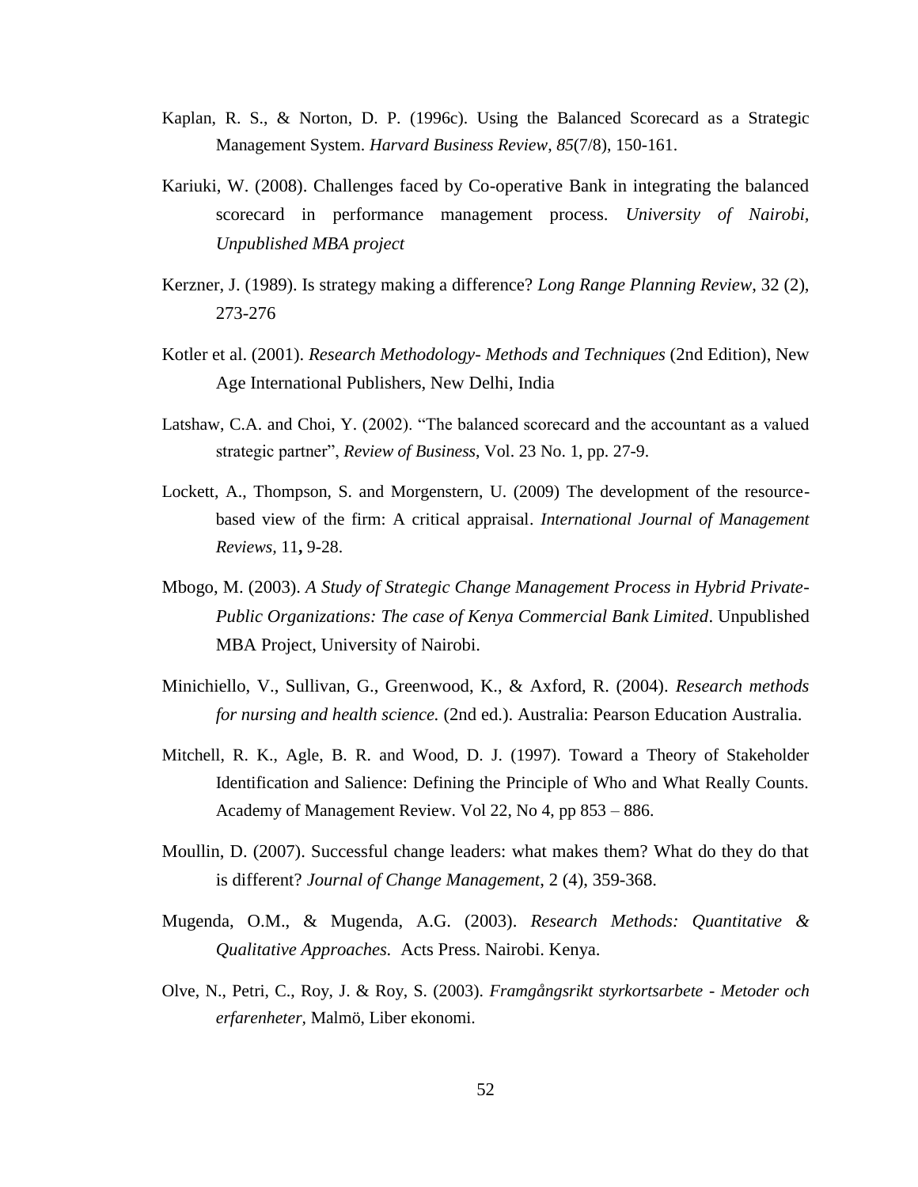Kaplan, R. S., & Norton, D. P. (1996c). Using the Balanced Scorecard as a Strategic Management System. *Harvard Business Review*, *85*(7/8), 150-161.

Kariuki, W. (2008). Challenges faced by Co-operative Bank in integrating the balanced scorecard in performance management process. *University of Nairobi, Unpublished MBA project*

Kerzner, J. (1989). Is strategy making a difference? *Long Range Planning Review*, 32 (2), 273-276

Kotler et al. (2001). *Research Methodology- Methods and Techniques* (2nd Edition), New Age International Publishers, New Delhi, India

Latshaw, C.A. and Choi, Y. (2002). "The balanced scorecard and the accountant as a valued strategic partner", *Review of Business*, Vol. 23 No. 1, pp. 27-9.

Lockett, A., Thompson, S. and Morgenstern, U. (2009) The development of the resource-based view of the firm: A critical appraisal. *International Journal of Management Reviews*, 11**,** 9-28.

Mbogo, M. (2003). *A Study of Strategic Change Management Process in Hybrid Private-Public Organizations: The case of Kenya Commercial Bank Limited*. Unpublished MBA Project, University of Nairobi.

Minichiello, V., Sullivan, G., Greenwood, K., & Axford, R. (2004). *Research methods for nursing and health science.* (2nd ed.). Australia: Pearson Education Australia.

Mitchell, R. K., Agle, B. R. and Wood, D. J. (1997). Toward a Theory of Stakeholder Identification and Salience: Defining the Principle of Who and What Really Counts. Academy of Management Review. Vol 22, No 4, pp 853 – 886.

Moullin, D. (2007). Successful change leaders: what makes them? What do they do that is different? *Journal of Change Management*, 2 (4), 359-368.

Mugenda, O.M., & Mugenda, A.G. (2003). *Research Methods: Quantitative & Qualitative Approaches.* Acts Press. Nairobi. Kenya.

Olve, N., Petri, C., Roy, J. & Roy, S. (2003). *Framgångsrikt styrkortsarbete - Metoder och erfarenheter,* Malmö, Liber ekonomi.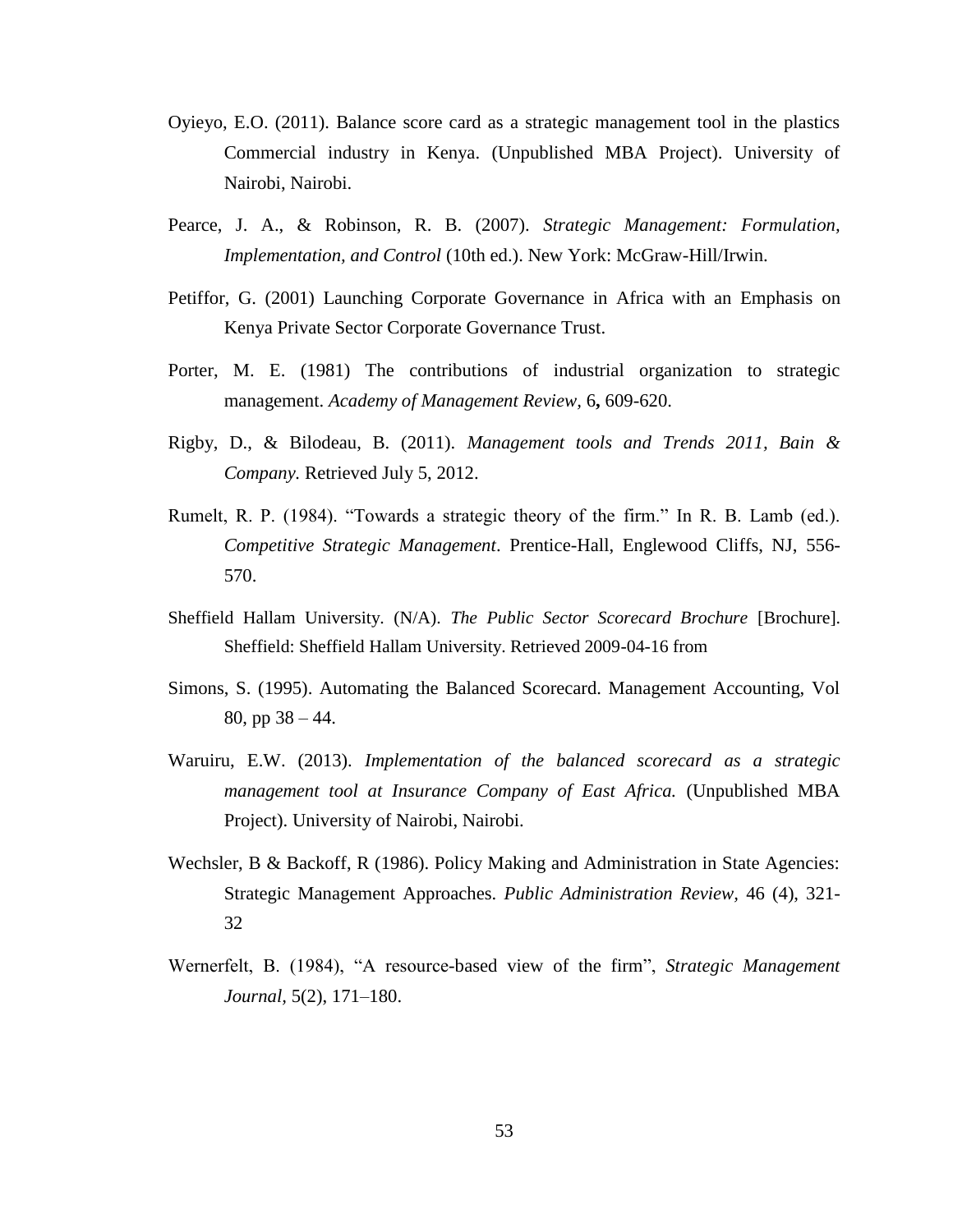Oyieyo, E.O. (2011). Balance score card as a strategic management tool in the plastics Commercial industry in Kenya. (Unpublished MBA Project). University of Nairobi, Nairobi.

Pearce, J. A., & Robinson, R. B. (2007). *Strategic Management: Formulation, Implementation, and Control* (10th ed.). New York: McGraw-Hill/Irwin.

Petiffor, G. (2001) Launching Corporate Governance in Africa with an Emphasis on Kenya Private Sector Corporate Governance Trust.

Porter, M. E. (1981) The contributions of industrial organization to strategic management. *Academy of Management Review,* 6**,** 609-620.

Rigby, D., & Bilodeau, B. (2011). *Management tools and Trends 2011, Bain & Company.* Retrieved July 5, 2012.

Rumelt, R. P. (1984). "Towards a strategic theory of the firm." In R. B. Lamb (ed.). *Competitive Strategic Management*. Prentice-Hall, Englewood Cliffs, NJ, 556-570.

Sheffield Hallam University. (N/A). *The Public Sector Scorecard Brochure* [Brochure]. Sheffield: Sheffield Hallam University. Retrieved 2009-04-16 from

Simons, S. (1995). Automating the Balanced Scorecard. Management Accounting, Vol 80, pp 38 – 44.

Waruiru, E.W. (2013). *Implementation of the balanced scorecard as a strategic management tool at Insurance Company of East Africa.* (Unpublished MBA Project). University of Nairobi, Nairobi.

Wechsler, B & Backoff, R (1986). Policy Making and Administration in State Agencies: Strategic Management Approaches. *Public Administration Review,* 46 (4), 321-32

Wernerfelt, B. (1984), "A resource-based view of the firm", *Strategic Management Journal*, 5(2), 171–180.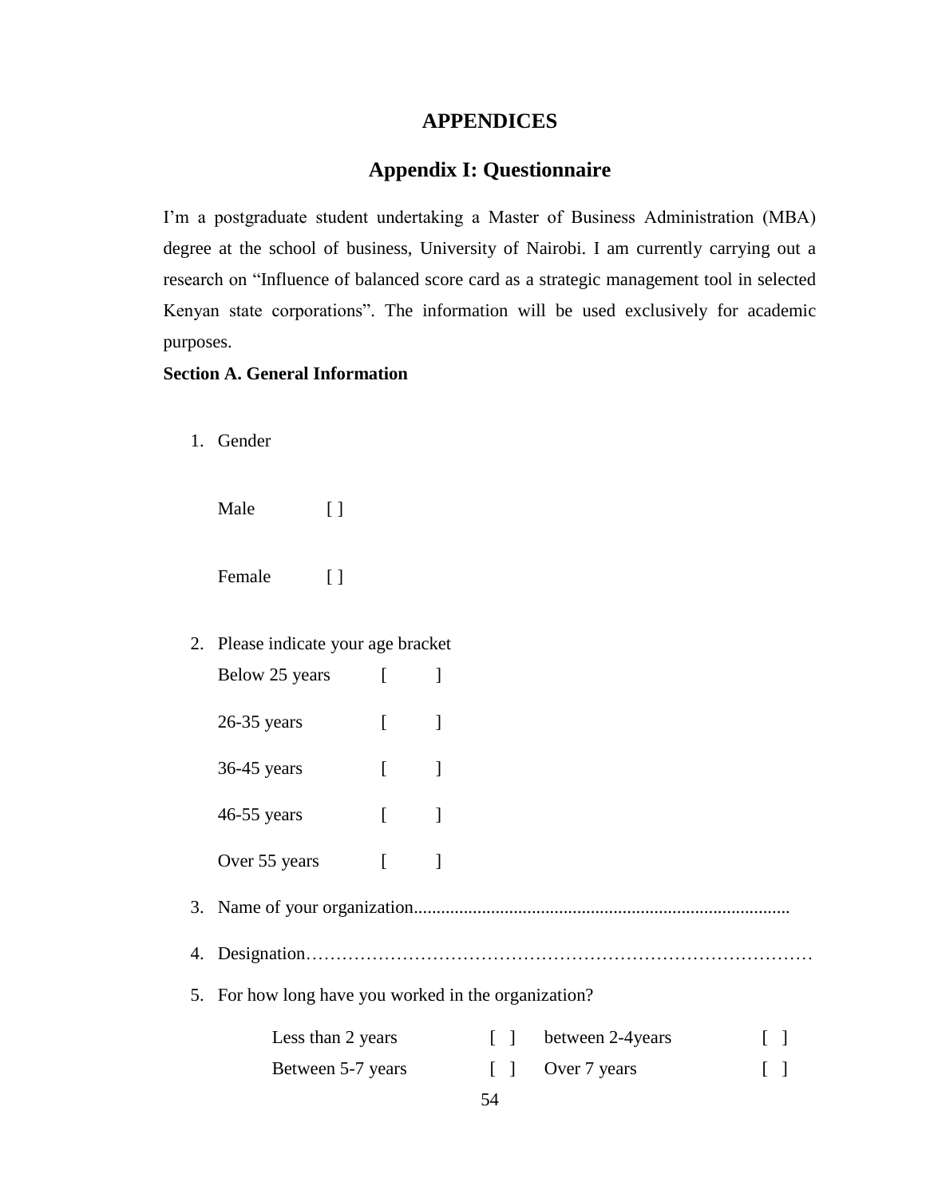# APPENDICES

## Appendix I: Questionnaire

I'm a postgraduate student undertaking a Master of Business Administration (MBA) degree at the school of business, University of Nairobi. I am currently carrying out a research on "Influence of balanced score card as a strategic management tool in selected Kenyan state corporations". The information will be used exclusively for academic purposes.

**Section A. General Information**

1. Gender

   Male [ ]

   Female [ ]

2. Please indicate your age bracket

   Below 25 years [ ]

   26-35 years [ ]

   36-45 years [ ]

   46-55 years [ ]

   Over 55 years [ ]

3. Name of your organization..................................................................................

4. Designation…………………………………………………………………………

5. For how long have you worked in the organization?

   Less than 2 years [ ] between 2-4years [ ]

   Between 5-7 years [ ] Over 7 years [ ]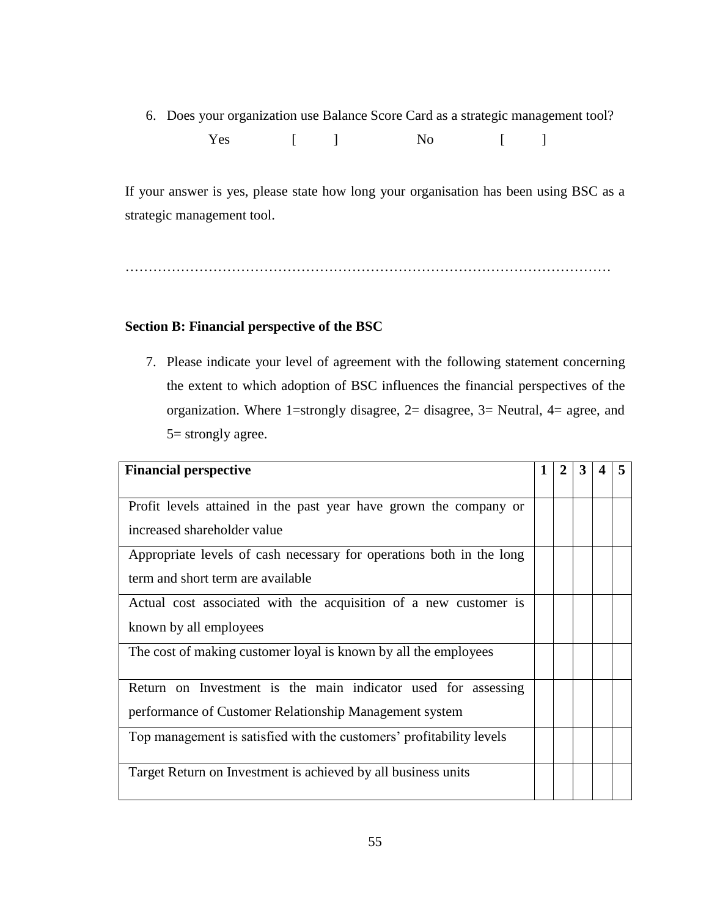6. Does your organization use Balance Score Card as a strategic management tool?

   Yes [ ] No [ ]

If your answer is yes, please state how long your organisation has been using BSC as a strategic management tool.

…………………………………………………………………………………………

**Section B: Financial perspective of the BSC**

7. Please indicate your level of agreement with the following statement concerning the extent to which adoption of BSC influences the financial perspectives of the organization. Where 1=strongly disagree, 2= disagree, 3= Neutral, 4= agree, and 5= strongly agree.

| **Financial perspective** | **1** | **2** | **3** | **4** | **5** |
|---|---|---|---|---|---|
| Profit levels attained in the past year have grown the company or increased shareholder value | | | | | |
| Appropriate levels of cash necessary for operations both in the long term and short term are available | | | | | |
| Actual cost associated with the acquisition of a new customer is known by all employees | | | | | |
| The cost of making customer loyal is known by all the employees | | | | | |
| Return on Investment is the main indicator used for assessing performance of Customer Relationship Management system | | | | | |
| Top management is satisfied with the customers' profitability levels | | | | | |
| Target Return on Investment is achieved by all business units | | | | | |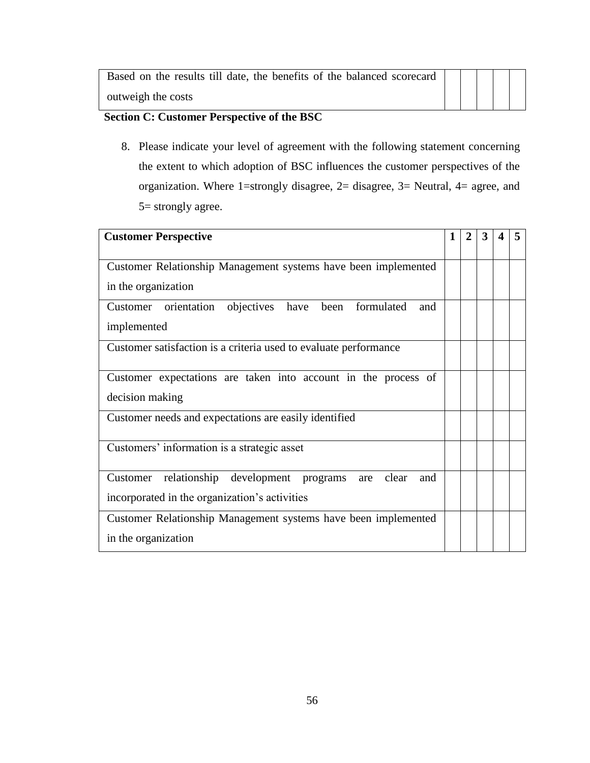| | | | | | |
|---|---|---|---|---|---|
| Based on the results till date, the benefits of the balanced scorecard outweigh the costs | | | | | |

**Section C: Customer Perspective of the BSC**

8. Please indicate your level of agreement with the following statement concerning the extent to which adoption of BSC influences the customer perspectives of the organization. Where 1=strongly disagree, 2= disagree, 3= Neutral, 4= agree, and 5= strongly agree.

| **Customer Perspective** | **1** | **2** | **3** | **4** | **5** |
|---|---|---|---|---|---|
| Customer Relationship Management systems have been implemented in the organization | | | | | |
| Customer orientation objectives have been formulated and implemented | | | | | |
| Customer satisfaction is a criteria used to evaluate performance | | | | | |
| Customer expectations are taken into account in the process of decision making | | | | | |
| Customer needs and expectations are easily identified | | | | | |
| Customers' information is a strategic asset | | | | | |
| Customer relationship development programs are clear and incorporated in the organization's activities | | | | | |
| Customer Relationship Management systems have been implemented in the organization | | | | | |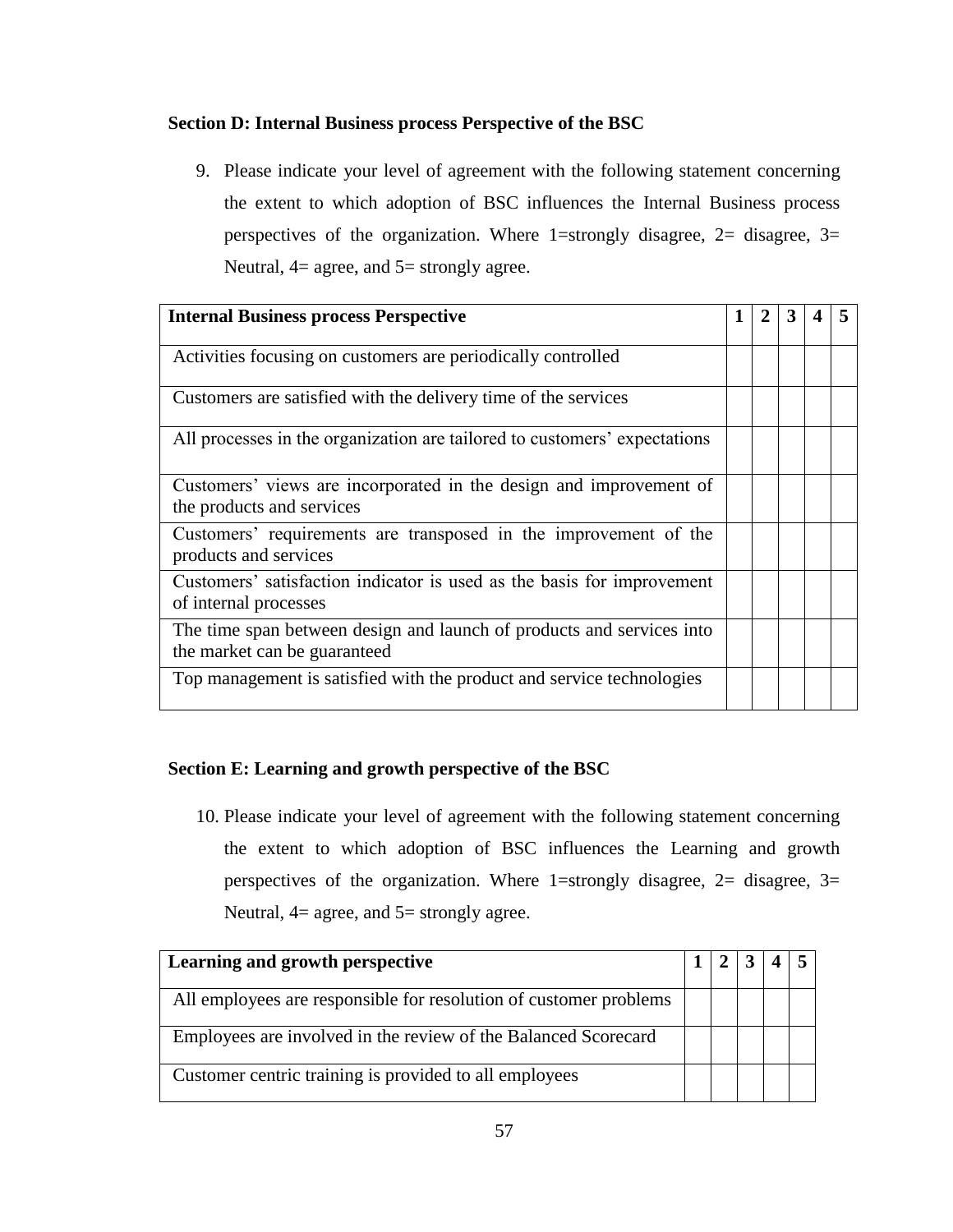**Section D: Internal Business process Perspective of the BSC**

9. Please indicate your level of agreement with the following statement concerning the extent to which adoption of BSC influences the Internal Business process perspectives of the organization. Where 1=strongly disagree, 2= disagree, 3= Neutral, 4= agree, and 5= strongly agree.

| **Internal Business process Perspective** | **1** | **2** | **3** | **4** | **5** |
|---|---|---|---|---|---|
| Activities focusing on customers are periodically controlled | | | | | |
| Customers are satisfied with the delivery time of the services | | | | | |
| All processes in the organization are tailored to customers' expectations | | | | | |
| Customers' views are incorporated in the design and improvement of the products and services | | | | | |
| Customers' requirements are transposed in the improvement of the products and services | | | | | |
| Customers' satisfaction indicator is used as the basis for improvement of internal processes | | | | | |
| The time span between design and launch of products and services into the market can be guaranteed | | | | | |
| Top management is satisfied with the product and service technologies | | | | | |

**Section E: Learning and growth perspective of the BSC**

10. Please indicate your level of agreement with the following statement concerning the extent to which adoption of BSC influences the Learning and growth perspectives of the organization. Where 1=strongly disagree, 2= disagree, 3= Neutral, 4= agree, and 5= strongly agree.

| **Learning and growth perspective** | **1** | **2** | **3** | **4** | **5** |
|---|---|---|---|---|---|
| All employees are responsible for resolution of customer problems | | | | | |
| Employees are involved in the review of the Balanced Scorecard | | | | | |
| Customer centric training is provided to all employees | | | | | |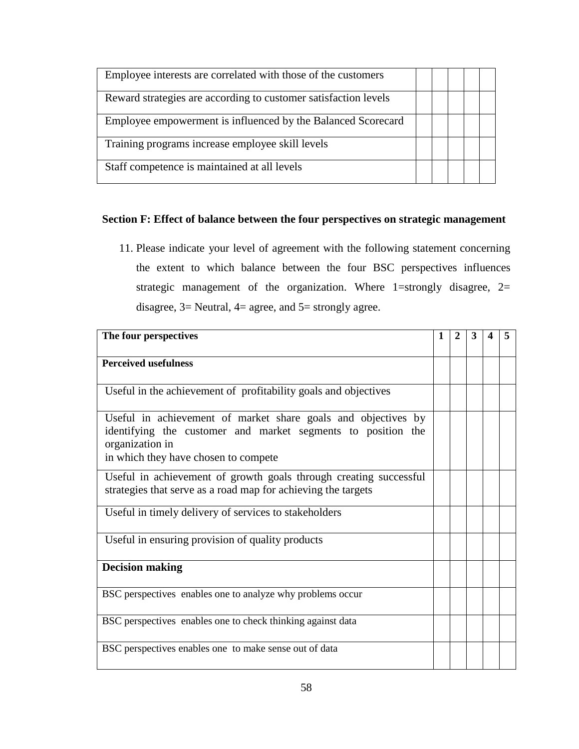| | | | | | |
|---|---|---|---|---|---|
| Employee interests are correlated with those of the customers | | | | | |
| Reward strategies are according to customer satisfaction levels | | | | | |
| Employee empowerment is influenced by the Balanced Scorecard | | | | | |
| Training programs increase employee skill levels | | | | | |
| Staff competence is maintained at all levels | | | | | |

**Section F: Effect of balance between the four perspectives on strategic management**

11. Please indicate your level of agreement with the following statement concerning the extent to which balance between the four BSC perspectives influences strategic management of the organization. Where 1=strongly disagree, 2= disagree, 3= Neutral, 4= agree, and 5= strongly agree.

| **The four perspectives** | **1** | **2** | **3** | **4** | **5** |
|---|---|---|---|---|---|
| **Perceived usefulness** | | | | | |
| Useful in the achievement of profitability goals and objectives | | | | | |
| Useful in achievement of market share goals and objectives by identifying the customer and market segments to position the organization in in which they have chosen to compete | | | | | |
| Useful in achievement of growth goals through creating successful strategies that serve as a road map for achieving the targets | | | | | |
| Useful in timely delivery of services to stakeholders | | | | | |
| Useful in ensuring provision of quality products | | | | | |
| **Decision making** | | | | | |
| BSC perspectives enables one to analyze why problems occur | | | | | |
| BSC perspectives enables one to check thinking against data | | | | | |
| BSC perspectives enables one to make sense out of data | | | | | |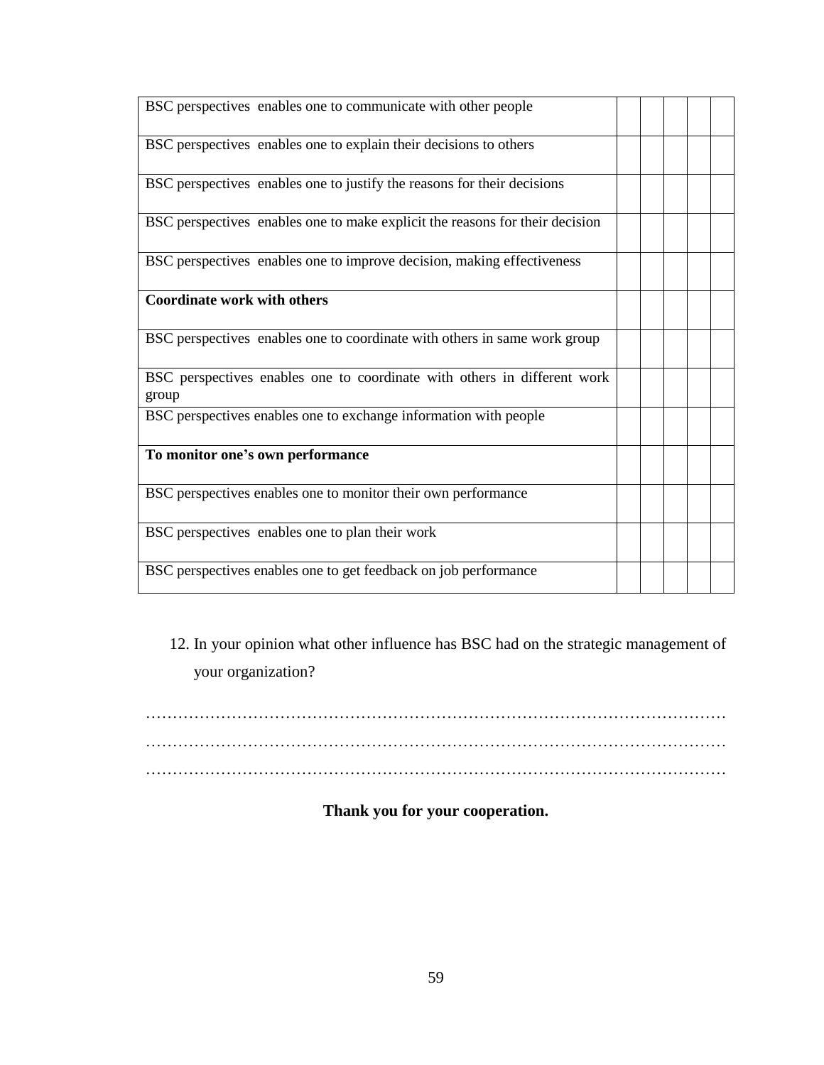| | | | | | |
|---|---|---|---|---|---|
| BSC perspectives enables one to communicate with other people | | | | | |
| BSC perspectives enables one to explain their decisions to others | | | | | |
| BSC perspectives enables one to justify the reasons for their decisions | | | | | |
| BSC perspectives enables one to make explicit the reasons for their decision | | | | | |
| BSC perspectives enables one to improve decision, making effectiveness | | | | | |
| **Coordinate work with others** | | | | | |
| BSC perspectives enables one to coordinate with others in same work group | | | | | |
| BSC perspectives enables one to coordinate with others in different work group | | | | | |
| BSC perspectives enables one to exchange information with people | | | | | |
| **To monitor one's own performance** | | | | | |
| BSC perspectives enables one to monitor their own performance | | | | | |
| BSC perspectives enables one to plan their work | | | | | |
| BSC perspectives enables one to get feedback on job performance | | | | | |

12. In your opinion what other influence has BSC had on the strategic management of your organization?

…………………………………………………………………………………………………
…………………………………………………………………………………………………
…………………………………………………………………………………………………

**Thank you for your cooperation.**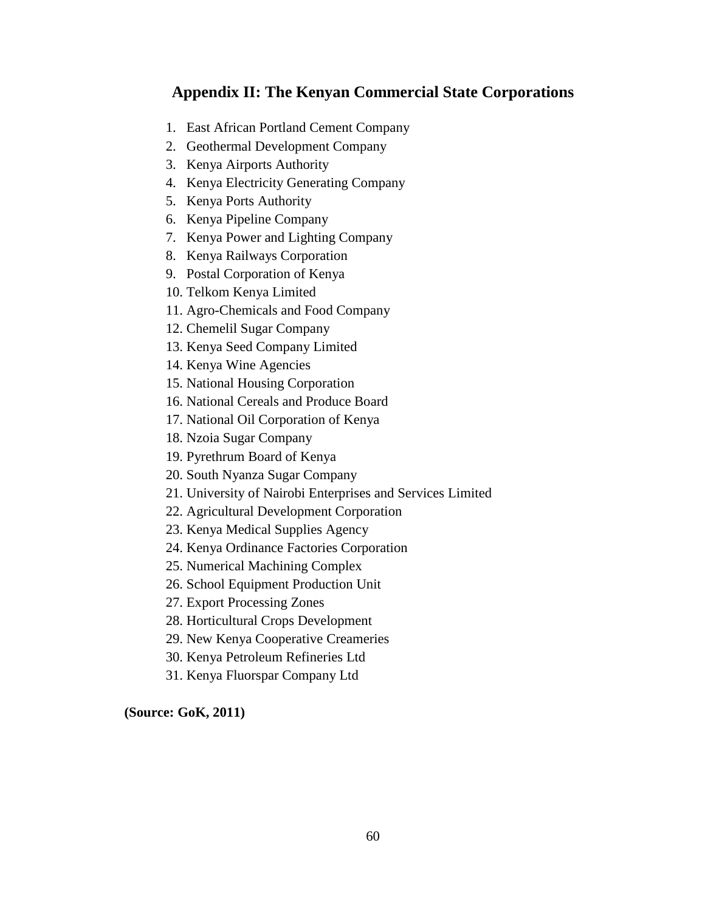## Appendix II: The Kenyan Commercial State Corporations

1. East African Portland Cement Company
2. Geothermal Development Company
3. Kenya Airports Authority
4. Kenya Electricity Generating Company
5. Kenya Ports Authority
6. Kenya Pipeline Company
7. Kenya Power and Lighting Company
8. Kenya Railways Corporation
9. Postal Corporation of Kenya
10. Telkom Kenya Limited
11. Agro-Chemicals and Food Company
12. Chemelil Sugar Company
13. Kenya Seed Company Limited
14. Kenya Wine Agencies
15. National Housing Corporation
16. National Cereals and Produce Board
17. National Oil Corporation of Kenya
18. Nzoia Sugar Company
19. Pyrethrum Board of Kenya
20. South Nyanza Sugar Company
21. University of Nairobi Enterprises and Services Limited
22. Agricultural Development Corporation
23. Kenya Medical Supplies Agency
24. Kenya Ordinance Factories Corporation
25. Numerical Machining Complex
26. School Equipment Production Unit
27. Export Processing Zones
28. Horticultural Crops Development
29. New Kenya Cooperative Creameries
30. Kenya Petroleum Refineries Ltd
31. Kenya Fluorspar Company Ltd

**(Source: GoK, 2011)**